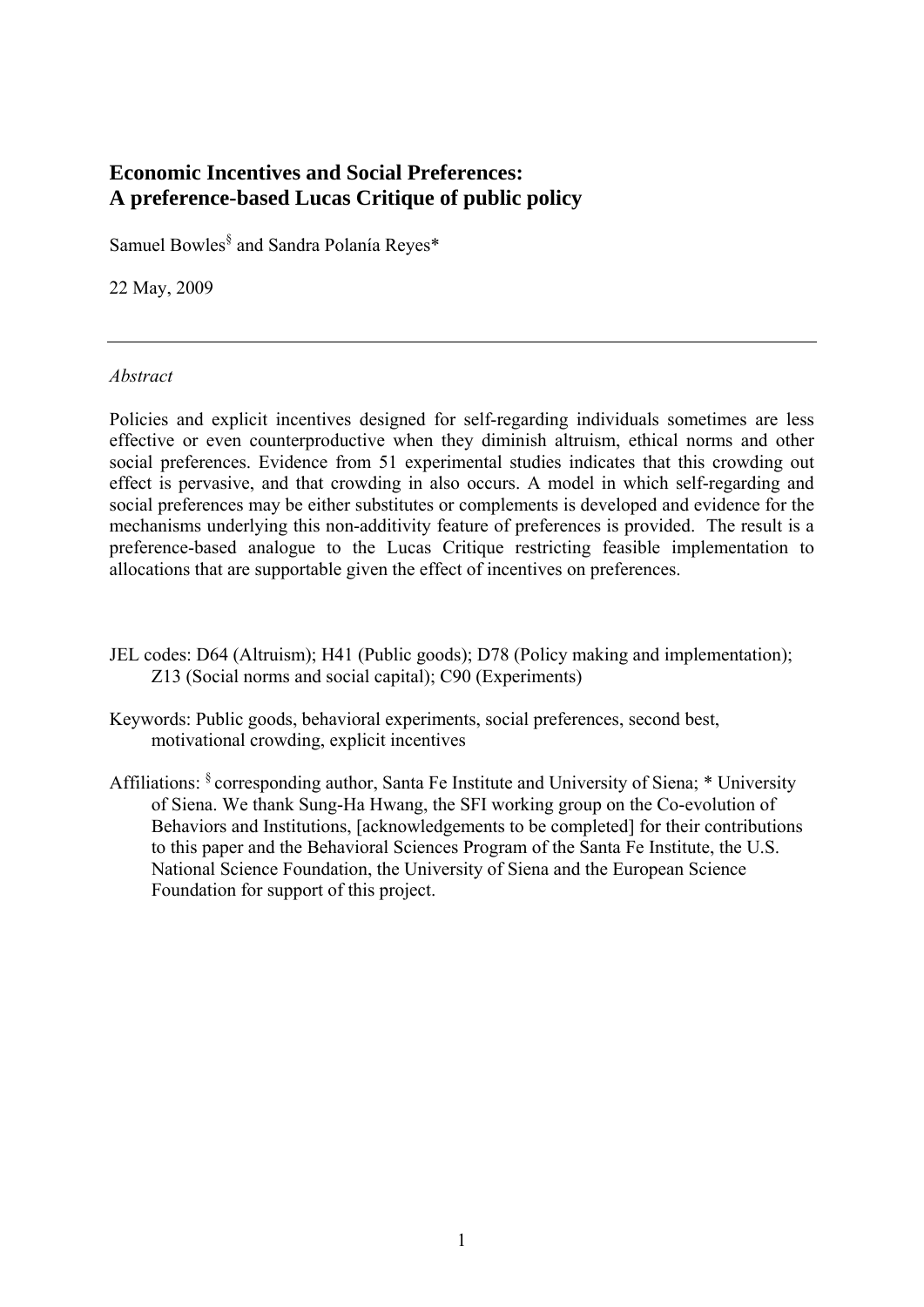# Economic Incentives and Social Preferences: A preference-based Lucas Critique of public policy

Samuel Bowles[§] and Sandra Polanía Reyes*

22 May, 2009

---

*Abstract*

Policies and explicit incentives designed for self-regarding individuals sometimes are less effective or even counterproductive when they diminish altruism, ethical norms and other social preferences. Evidence from 51 experimental studies indicates that this crowding out effect is pervasive, and that crowding in also occurs. A model in which self-regarding and social preferences may be either substitutes or complements is developed and evidence for the mechanisms underlying this non-additivity feature of preferences is provided. The result is a preference-based analogue to the Lucas Critique restricting feasible implementation to allocations that are supportable given the effect of incentives on preferences.

JEL codes: D64 (Altruism); H41 (Public goods); D78 (Policy making and implementation); Z13 (Social norms and social capital); C90 (Experiments)

Keywords: Public goods, behavioral experiments, social preferences, second best, motivational crowding, explicit incentives

Affiliations: [§] corresponding author, Santa Fe Institute and University of Siena; * University of Siena. We thank Sung-Ha Hwang, the SFI working group on the Co-evolution of Behaviors and Institutions, [acknowledgements to be completed] for their contributions to this paper and the Behavioral Sciences Program of the Santa Fe Institute, the U.S. National Science Foundation, the University of Siena and the European Science Foundation for support of this project.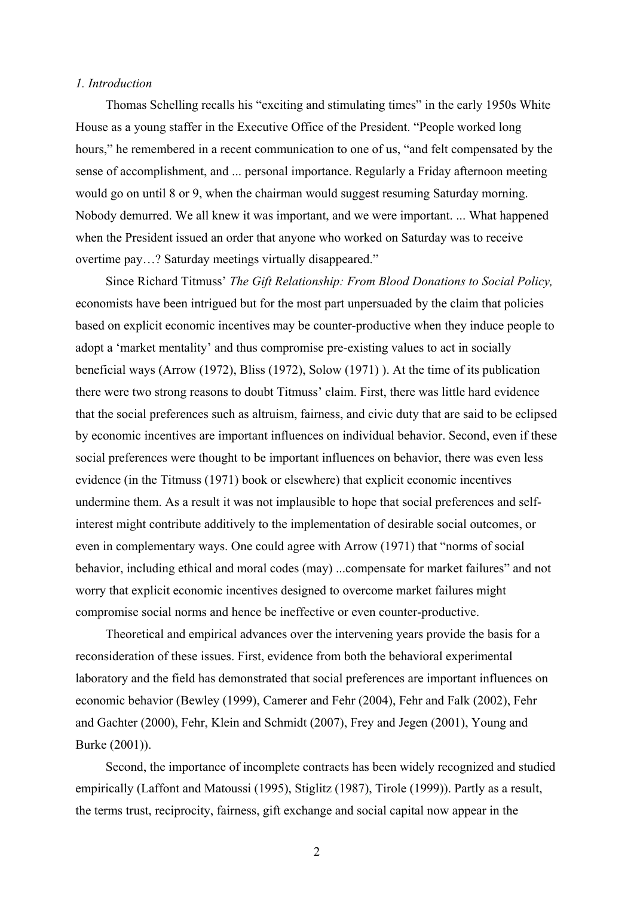*1. Introduction*

Thomas Schelling recalls his "exciting and stimulating times" in the early 1950s White House as a young staffer in the Executive Office of the President. "People worked long hours," he remembered in a recent communication to one of us, "and felt compensated by the sense of accomplishment, and ... personal importance. Regularly a Friday afternoon meeting would go on until 8 or 9, when the chairman would suggest resuming Saturday morning. Nobody demurred. We all knew it was important, and we were important. ... What happened when the President issued an order that anyone who worked on Saturday was to receive overtime pay…? Saturday meetings virtually disappeared."

Since Richard Titmuss' *The Gift Relationship: From Blood Donations to Social Policy,* economists have been intrigued but for the most part unpersuaded by the claim that policies based on explicit economic incentives may be counter-productive when they induce people to adopt a 'market mentality' and thus compromise pre-existing values to act in socially beneficial ways (Arrow (1972), Bliss (1972), Solow (1971) ). At the time of its publication there were two strong reasons to doubt Titmuss' claim. First, there was little hard evidence that the social preferences such as altruism, fairness, and civic duty that are said to be eclipsed by economic incentives are important influences on individual behavior. Second, even if these social preferences were thought to be important influences on behavior, there was even less evidence (in the Titmuss (1971) book or elsewhere) that explicit economic incentives undermine them. As a result it was not implausible to hope that social preferences and self-interest might contribute additively to the implementation of desirable social outcomes, or even in complementary ways. One could agree with Arrow (1971) that "norms of social behavior, including ethical and moral codes (may) ...compensate for market failures" and not worry that explicit economic incentives designed to overcome market failures might compromise social norms and hence be ineffective or even counter-productive.

Theoretical and empirical advances over the intervening years provide the basis for a reconsideration of these issues. First, evidence from both the behavioral experimental laboratory and the field has demonstrated that social preferences are important influences on economic behavior (Bewley (1999), Camerer and Fehr (2004), Fehr and Falk (2002), Fehr and Gachter (2000), Fehr, Klein and Schmidt (2007), Frey and Jegen (2001), Young and Burke (2001)).

Second, the importance of incomplete contracts has been widely recognized and studied empirically (Laffont and Matoussi (1995), Stiglitz (1987), Tirole (1999)). Partly as a result, the terms trust, reciprocity, fairness, gift exchange and social capital now appear in the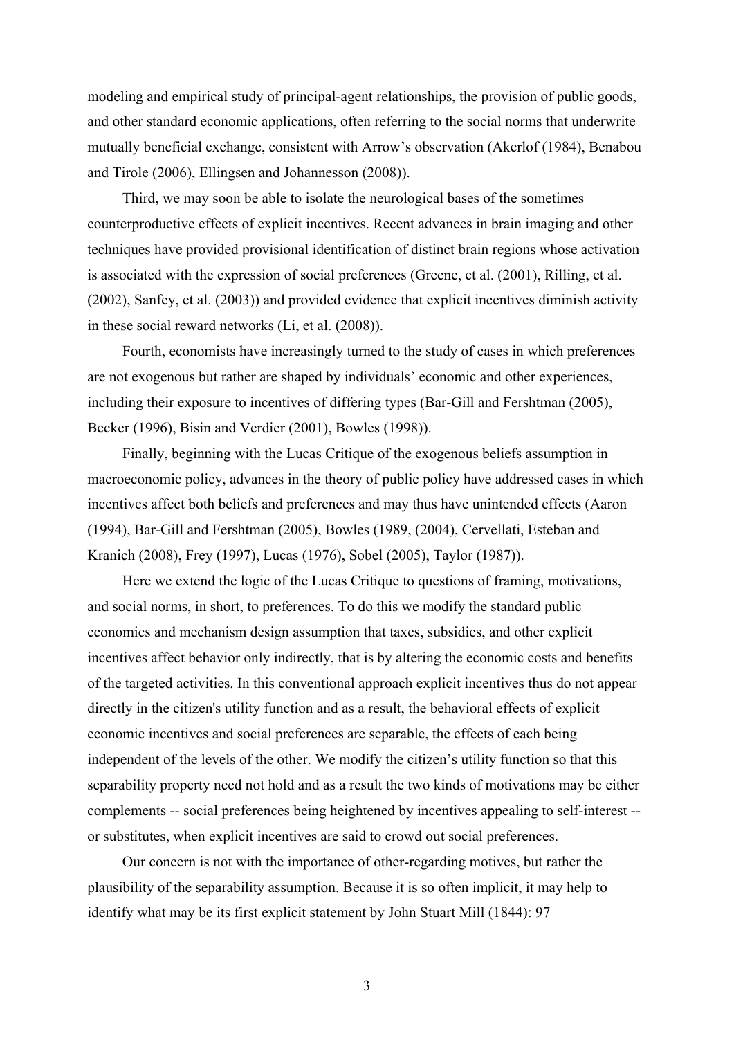modeling and empirical study of principal-agent relationships, the provision of public goods, and other standard economic applications, often referring to the social norms that underwrite mutually beneficial exchange, consistent with Arrow's observation (Akerlof (1984), Benabou and Tirole (2006), Ellingsen and Johannesson (2008)).

Third, we may soon be able to isolate the neurological bases of the sometimes counterproductive effects of explicit incentives. Recent advances in brain imaging and other techniques have provided provisional identification of distinct brain regions whose activation is associated with the expression of social preferences (Greene, et al. (2001), Rilling, et al. (2002), Sanfey, et al. (2003)) and provided evidence that explicit incentives diminish activity in these social reward networks (Li, et al. (2008)).

Fourth, economists have increasingly turned to the study of cases in which preferences are not exogenous but rather are shaped by individuals' economic and other experiences, including their exposure to incentives of differing types (Bar-Gill and Fershtman (2005), Becker (1996), Bisin and Verdier (2001), Bowles (1998)).

Finally, beginning with the Lucas Critique of the exogenous beliefs assumption in macroeconomic policy, advances in the theory of public policy have addressed cases in which incentives affect both beliefs and preferences and may thus have unintended effects (Aaron (1994), Bar-Gill and Fershtman (2005), Bowles (1989, (2004), Cervellati, Esteban and Kranich (2008), Frey (1997), Lucas (1976), Sobel (2005), Taylor (1987)).

Here we extend the logic of the Lucas Critique to questions of framing, motivations, and social norms, in short, to preferences. To do this we modify the standard public economics and mechanism design assumption that taxes, subsidies, and other explicit incentives affect behavior only indirectly, that is by altering the economic costs and benefits of the targeted activities. In this conventional approach explicit incentives thus do not appear directly in the citizen's utility function and as a result, the behavioral effects of explicit economic incentives and social preferences are separable, the effects of each being independent of the levels of the other. We modify the citizen's utility function so that this separability property need not hold and as a result the two kinds of motivations may be either complements -- social preferences being heightened by incentives appealing to self-interest -- or substitutes, when explicit incentives are said to crowd out social preferences.

Our concern is not with the importance of other-regarding motives, but rather the plausibility of the separability assumption. Because it is so often implicit, it may help to identify what may be its first explicit statement by John Stuart Mill (1844): 97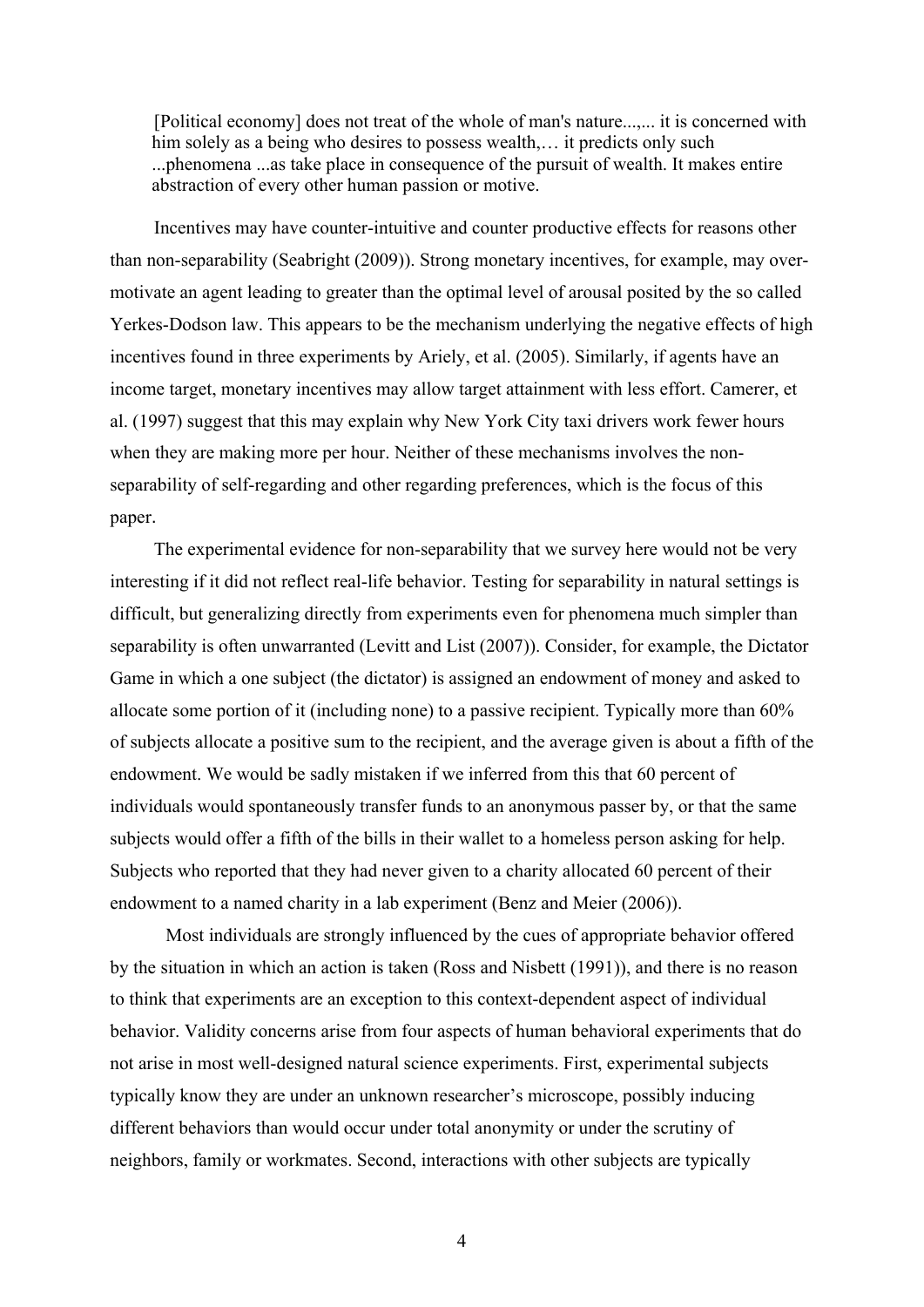> [Political economy] does not treat of the whole of man's nature...,... it is concerned with him solely as a being who desires to possess wealth,… it predicts only such ...phenomena ...as take place in consequence of the pursuit of wealth. It makes entire abstraction of every other human passion or motive.

Incentives may have counter-intuitive and counter productive effects for reasons other than non-separability (Seabright (2009)). Strong monetary incentives, for example, may over-motivate an agent leading to greater than the optimal level of arousal posited by the so called Yerkes-Dodson law. This appears to be the mechanism underlying the negative effects of high incentives found in three experiments by Ariely, et al. (2005). Similarly, if agents have an income target, monetary incentives may allow target attainment with less effort. Camerer, et al. (1997) suggest that this may explain why New York City taxi drivers work fewer hours when they are making more per hour. Neither of these mechanisms involves the non-separability of self-regarding and other regarding preferences, which is the focus of this paper.

The experimental evidence for non-separability that we survey here would not be very interesting if it did not reflect real-life behavior. Testing for separability in natural settings is difficult, but generalizing directly from experiments even for phenomena much simpler than separability is often unwarranted (Levitt and List (2007)). Consider, for example, the Dictator Game in which a one subject (the dictator) is assigned an endowment of money and asked to allocate some portion of it (including none) to a passive recipient. Typically more than 60% of subjects allocate a positive sum to the recipient, and the average given is about a fifth of the endowment. We would be sadly mistaken if we inferred from this that 60 percent of individuals would spontaneously transfer funds to an anonymous passer by, or that the same subjects would offer a fifth of the bills in their wallet to a homeless person asking for help. Subjects who reported that they had never given to a charity allocated 60 percent of their endowment to a named charity in a lab experiment (Benz and Meier (2006)).

Most individuals are strongly influenced by the cues of appropriate behavior offered by the situation in which an action is taken (Ross and Nisbett (1991)), and there is no reason to think that experiments are an exception to this context-dependent aspect of individual behavior. Validity concerns arise from four aspects of human behavioral experiments that do not arise in most well-designed natural science experiments. First, experimental subjects typically know they are under an unknown researcher's microscope, possibly inducing different behaviors than would occur under total anonymity or under the scrutiny of neighbors, family or workmates. Second, interactions with other subjects are typically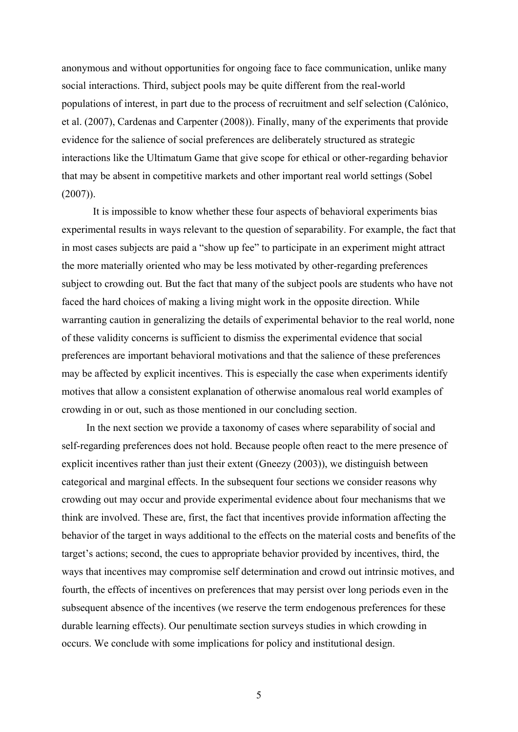anonymous and without opportunities for ongoing face to face communication, unlike many social interactions. Third, subject pools may be quite different from the real-world populations of interest, in part due to the process of recruitment and self selection (Calónico, et al. (2007), Cardenas and Carpenter (2008)). Finally, many of the experiments that provide evidence for the salience of social preferences are deliberately structured as strategic interactions like the Ultimatum Game that give scope for ethical or other-regarding behavior that may be absent in competitive markets and other important real world settings (Sobel (2007)).

It is impossible to know whether these four aspects of behavioral experiments bias experimental results in ways relevant to the question of separability. For example, the fact that in most cases subjects are paid a "show up fee" to participate in an experiment might attract the more materially oriented who may be less motivated by other-regarding preferences subject to crowding out. But the fact that many of the subject pools are students who have not faced the hard choices of making a living might work in the opposite direction. While warranting caution in generalizing the details of experimental behavior to the real world, none of these validity concerns is sufficient to dismiss the experimental evidence that social preferences are important behavioral motivations and that the salience of these preferences may be affected by explicit incentives. This is especially the case when experiments identify motives that allow a consistent explanation of otherwise anomalous real world examples of crowding in or out, such as those mentioned in our concluding section.

In the next section we provide a taxonomy of cases where separability of social and self-regarding preferences does not hold. Because people often react to the mere presence of explicit incentives rather than just their extent (Gneezy (2003)), we distinguish between categorical and marginal effects. In the subsequent four sections we consider reasons why crowding out may occur and provide experimental evidence about four mechanisms that we think are involved. These are, first, the fact that incentives provide information affecting the behavior of the target in ways additional to the effects on the material costs and benefits of the target's actions; second, the cues to appropriate behavior provided by incentives, third, the ways that incentives may compromise self determination and crowd out intrinsic motives, and fourth, the effects of incentives on preferences that may persist over long periods even in the subsequent absence of the incentives (we reserve the term endogenous preferences for these durable learning effects). Our penultimate section surveys studies in which crowding in occurs. We conclude with some implications for policy and institutional design.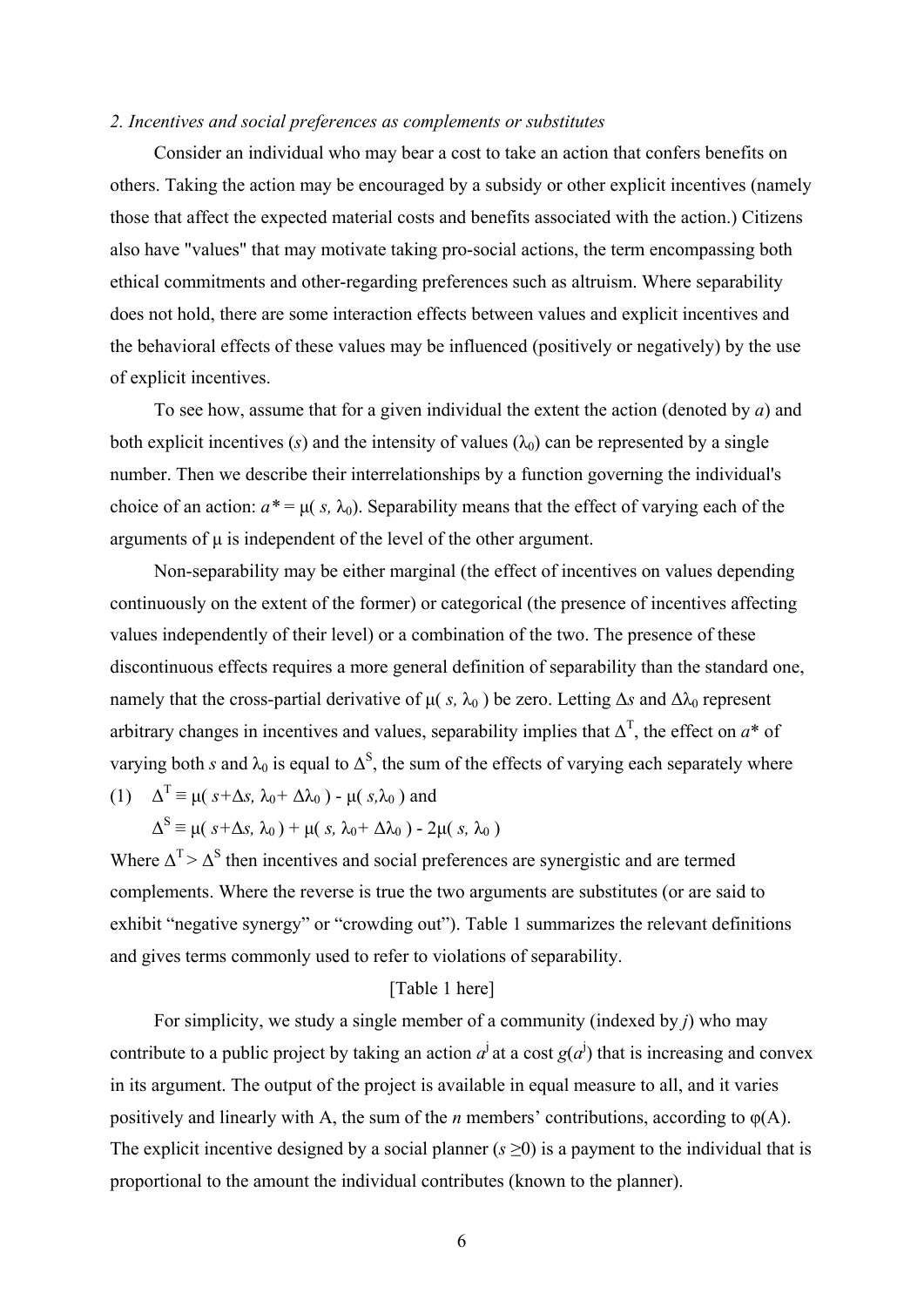*2. Incentives and social preferences as complements or substitutes*

Consider an individual who may bear a cost to take an action that confers benefits on others. Taking the action may be encouraged by a subsidy or other explicit incentives (namely those that affect the expected material costs and benefits associated with the action.) Citizens also have "values" that may motivate taking pro-social actions, the term encompassing both ethical commitments and other-regarding preferences such as altruism. Where separability does not hold, there are some interaction effects between values and explicit incentives and the behavioral effects of these values may be influenced (positively or negatively) by the use of explicit incentives.

To see how, assume that for a given individual the extent the action (denoted by $a$) and both explicit incentives ($s$) and the intensity of values ($\lambda_0$) can be represented by a single number. Then we describe their interrelationships by a function governing the individual's choice of an action: $a^* = \mu(s, \lambda_0)$. Separability means that the effect of varying each of the arguments of $\mu$ is independent of the level of the other argument.

Non-separability may be either marginal (the effect of incentives on values depending continuously on the extent of the former) or categorical (the presence of incentives affecting values independently of their level) or a combination of the two. The presence of these discontinuous effects requires a more general definition of separability than the standard one, namely that the cross-partial derivative of $\mu(s, \lambda_0)$ be zero. Letting $\Delta s$ and $\Delta\lambda_0$ represent arbitrary changes in incentives and values, separability implies that $\Delta^T$, the effect on $a^*$ of varying both $s$ and $\lambda_0$ is equal to $\Delta^S$, the sum of the effects of varying each separately where

(1) $\Delta^T \equiv \mu(s+\Delta s, \lambda_0+\Delta\lambda_0) - \mu(s,\lambda_0)$ and

$\Delta^S \equiv \mu(s+\Delta s, \lambda_0) + \mu(s, \lambda_0+\Delta\lambda_0) - 2\mu(s, \lambda_0)$

Where $\Delta^T > \Delta^S$ then incentives and social preferences are synergistic and are termed complements. Where the reverse is true the two arguments are substitutes (or are said to exhibit "negative synergy" or "crowding out"). Table 1 summarizes the relevant definitions and gives terms commonly used to refer to violations of separability.

[Table 1 here]

For simplicity, we study a single member of a community (indexed by $j$) who may contribute to a public project by taking an action $a^j$ at a cost $g(a^j)$ that is increasing and convex in its argument. The output of the project is available in equal measure to all, and it varies positively and linearly with A, the sum of the $n$ members' contributions, according to $\varphi(A)$. The explicit incentive designed by a social planner ($s \geq 0$) is a payment to the individual that is proportional to the amount the individual contributes (known to the planner).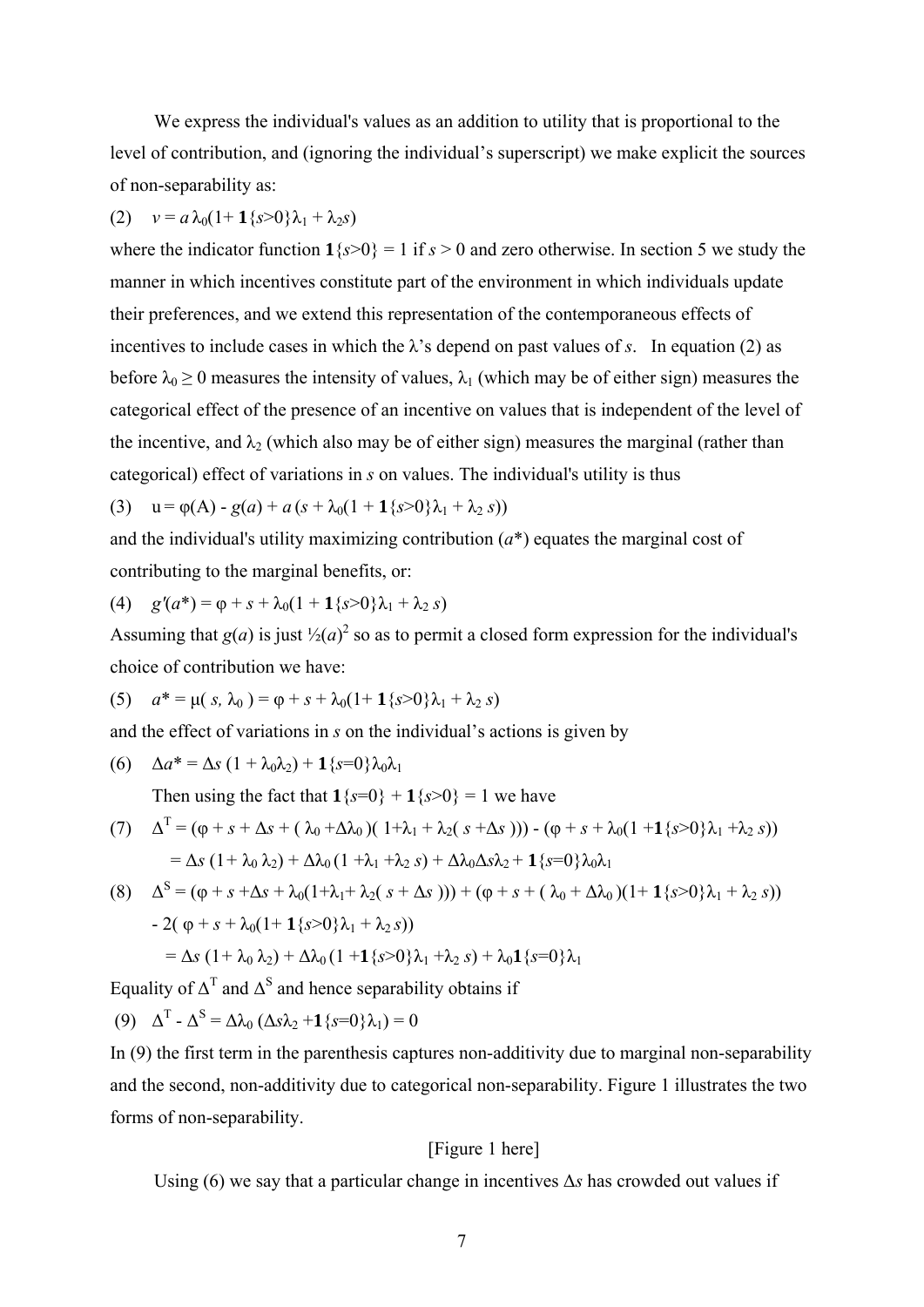We express the individual's values as an addition to utility that is proportional to the level of contribution, and (ignoring the individual's superscript) we make explicit the sources of non-separability as:

$$(2) \quad v = a\,\lambda_0(1 + \mathbf{1}\{s>0\}\lambda_1 + \lambda_2 s)$$

where the indicator function $\mathbf{1}\{s>0\} = 1$ if $s > 0$ and zero otherwise. In section 5 we study the manner in which incentives constitute part of the environment in which individuals update their preferences, and we extend this representation of the contemporaneous effects of incentives to include cases in which the λ's depend on past values of $s$. In equation (2) as before $\lambda_0 \geq 0$ measures the intensity of values, $\lambda_1$ (which may be of either sign) measures the categorical effect of the presence of an incentive on values that is independent of the level of the incentive, and $\lambda_2$ (which also may be of either sign) measures the marginal (rather than categorical) effect of variations in $s$ on values. The individual's utility is thus

$$(3) \quad u = \varphi(A) - g(a) + a\,(s + \lambda_0(1 + \mathbf{1}\{s>0\}\lambda_1 + \lambda_2 s))$$

and the individual's utility maximizing contribution ($a^*$) equates the marginal cost of contributing to the marginal benefits, or:

$$(4) \quad g'(a^*) = \varphi + s + \lambda_0(1 + \mathbf{1}\{s>0\}\lambda_1 + \lambda_2 s)$$

Assuming that $g(a)$ is just $\frac{1}{2}(a)^2$ so as to permit a closed form expression for the individual's choice of contribution we have:

$$(5) \quad a^* = \mu(s, \lambda_0) = \varphi + s + \lambda_0(1 + \mathbf{1}\{s>0\}\lambda_1 + \lambda_2 s)$$

and the effect of variations in $s$ on the individual's actions is given by

$$(6) \quad \Delta a^* = \Delta s\,(1 + \lambda_0\lambda_2) + \mathbf{1}\{s=0\}\lambda_0\lambda_1$$

Then using the fact that $\mathbf{1}\{s=0\} + \mathbf{1}\{s>0\} = 1$ we have

$$(7) \quad \Delta^T = (\varphi + s + \Delta s + (\lambda_0 + \Delta\lambda_0)(1 + \lambda_1 + \lambda_2(s + \Delta s))) - (\varphi + s + \lambda_0(1 + \mathbf{1}\{s>0\}\lambda_1 + \lambda_2 s))$$
$$= \Delta s\,(1 + \lambda_0\lambda_2) + \Delta\lambda_0\,(1 + \lambda_1 + \lambda_2 s) + \Delta\lambda_0\Delta s\lambda_2 + \mathbf{1}\{s=0\}\lambda_0\lambda_1$$

$$(8) \quad \Delta^S = (\varphi + s + \Delta s + \lambda_0(1 + \lambda_1 + \lambda_2(s + \Delta s))) + (\varphi + s + (\lambda_0 + \Delta\lambda_0)(1 + \mathbf{1}\{s>0\}\lambda_1 + \lambda_2 s))$$
$$- 2(\varphi + s + \lambda_0(1 + \mathbf{1}\{s>0\}\lambda_1 + \lambda_2 s))$$
$$= \Delta s\,(1 + \lambda_0\lambda_2) + \Delta\lambda_0\,(1 + \mathbf{1}\{s>0\}\lambda_1 + \lambda_2 s) + \lambda_0\mathbf{1}\{s=0\}\lambda_1$$

Equality of $\Delta^T$ and $\Delta^S$ and hence separability obtains if

$$(9) \quad \Delta^T - \Delta^S = \Delta\lambda_0\,(\Delta s\lambda_2 + \mathbf{1}\{s=0\}\lambda_1) = 0$$

In (9) the first term in the parenthesis captures non-additivity due to marginal non-separability and the second, non-additivity due to categorical non-separability. Figure 1 illustrates the two forms of non-separability.

[Figure 1 here]

Using (6) we say that a particular change in incentives $\Delta s$ has crowded out values if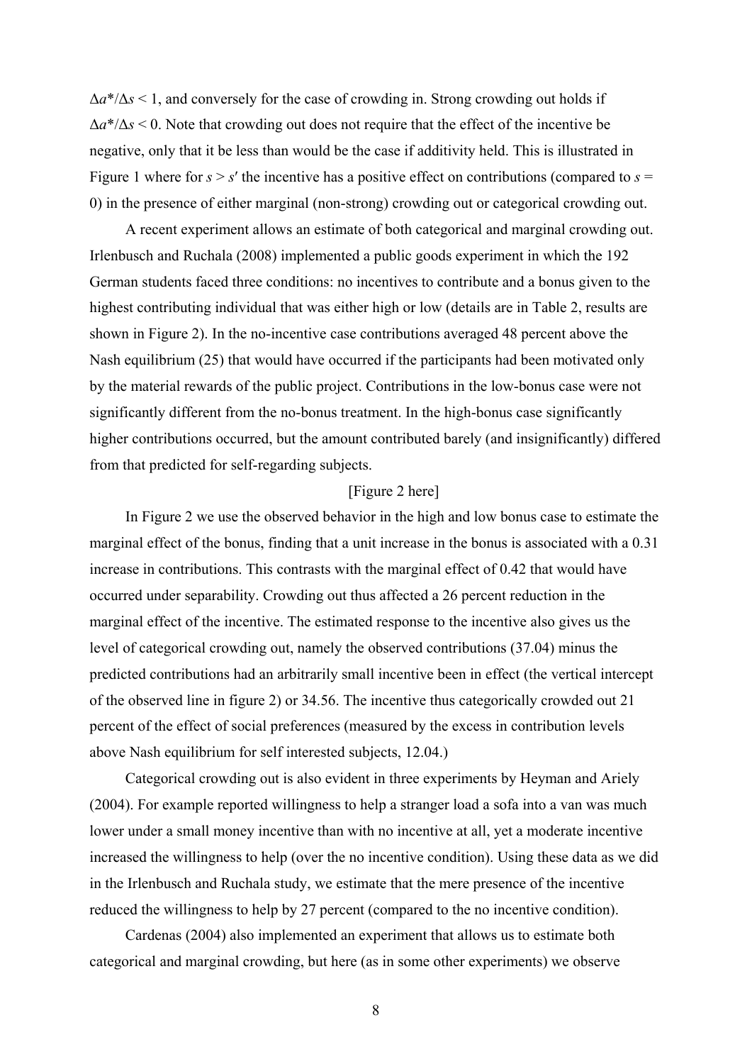$\Delta a^*/\Delta s < 1$, and conversely for the case of crowding in. Strong crowding out holds if $\Delta a^*/\Delta s < 0$. Note that crowding out does not require that the effect of the incentive be negative, only that it be less than would be the case if additivity held. This is illustrated in Figure 1 where for $s > s'$ the incentive has a positive effect on contributions (compared to $s = 0$) in the presence of either marginal (non-strong) crowding out or categorical crowding out.

A recent experiment allows an estimate of both categorical and marginal crowding out. Irlenbusch and Ruchala (2008) implemented a public goods experiment in which the 192 German students faced three conditions: no incentives to contribute and a bonus given to the highest contributing individual that was either high or low (details are in Table 2, results are shown in Figure 2). In the no-incentive case contributions averaged 48 percent above the Nash equilibrium (25) that would have occurred if the participants had been motivated only by the material rewards of the public project. Contributions in the low-bonus case were not significantly different from the no-bonus treatment. In the high-bonus case significantly higher contributions occurred, but the amount contributed barely (and insignificantly) differed from that predicted for self-regarding subjects.

[Figure 2 here]

In Figure 2 we use the observed behavior in the high and low bonus case to estimate the marginal effect of the bonus, finding that a unit increase in the bonus is associated with a 0.31 increase in contributions. This contrasts with the marginal effect of 0.42 that would have occurred under separability. Crowding out thus affected a 26 percent reduction in the marginal effect of the incentive. The estimated response to the incentive also gives us the level of categorical crowding out, namely the observed contributions (37.04) minus the predicted contributions had an arbitrarily small incentive been in effect (the vertical intercept of the observed line in figure 2) or 34.56. The incentive thus categorically crowded out 21 percent of the effect of social preferences (measured by the excess in contribution levels above Nash equilibrium for self interested subjects, 12.04.)

Categorical crowding out is also evident in three experiments by Heyman and Ariely (2004). For example reported willingness to help a stranger load a sofa into a van was much lower under a small money incentive than with no incentive at all, yet a moderate incentive increased the willingness to help (over the no incentive condition). Using these data as we did in the Irlenbusch and Ruchala study, we estimate that the mere presence of the incentive reduced the willingness to help by 27 percent (compared to the no incentive condition).

Cardenas (2004) also implemented an experiment that allows us to estimate both categorical and marginal crowding, but here (as in some other experiments) we observe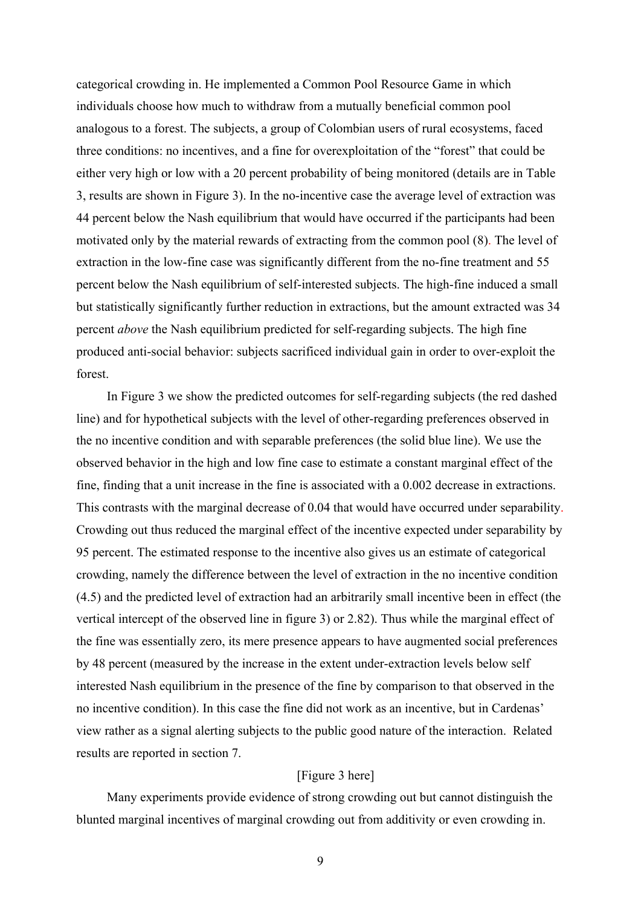categorical crowding in. He implemented a Common Pool Resource Game in which individuals choose how much to withdraw from a mutually beneficial common pool analogous to a forest. The subjects, a group of Colombian users of rural ecosystems, faced three conditions: no incentives, and a fine for overexploitation of the "forest" that could be either very high or low with a 20 percent probability of being monitored (details are in Table 3, results are shown in Figure 3). In the no-incentive case the average level of extraction was 44 percent below the Nash equilibrium that would have occurred if the participants had been motivated only by the material rewards of extracting from the common pool (8). The level of extraction in the low-fine case was significantly different from the no-fine treatment and 55 percent below the Nash equilibrium of self-interested subjects. The high-fine induced a small but statistically significantly further reduction in extractions, but the amount extracted was 34 percent *above* the Nash equilibrium predicted for self-regarding subjects. The high fine produced anti-social behavior: subjects sacrificed individual gain in order to over-exploit the forest.

In Figure 3 we show the predicted outcomes for self-regarding subjects (the red dashed line) and for hypothetical subjects with the level of other-regarding preferences observed in the no incentive condition and with separable preferences (the solid blue line). We use the observed behavior in the high and low fine case to estimate a constant marginal effect of the fine, finding that a unit increase in the fine is associated with a 0.002 decrease in extractions. This contrasts with the marginal decrease of 0.04 that would have occurred under separability. Crowding out thus reduced the marginal effect of the incentive expected under separability by 95 percent. The estimated response to the incentive also gives us an estimate of categorical crowding, namely the difference between the level of extraction in the no incentive condition (4.5) and the predicted level of extraction had an arbitrarily small incentive been in effect (the vertical intercept of the observed line in figure 3) or 2.82). Thus while the marginal effect of the fine was essentially zero, its mere presence appears to have augmented social preferences by 48 percent (measured by the increase in the extent under-extraction levels below self interested Nash equilibrium in the presence of the fine by comparison to that observed in the no incentive condition). In this case the fine did not work as an incentive, but in Cardenas' view rather as a signal alerting subjects to the public good nature of the interaction. Related results are reported in section 7.

[Figure 3 here]

Many experiments provide evidence of strong crowding out but cannot distinguish the blunted marginal incentives of marginal crowding out from additivity or even crowding in.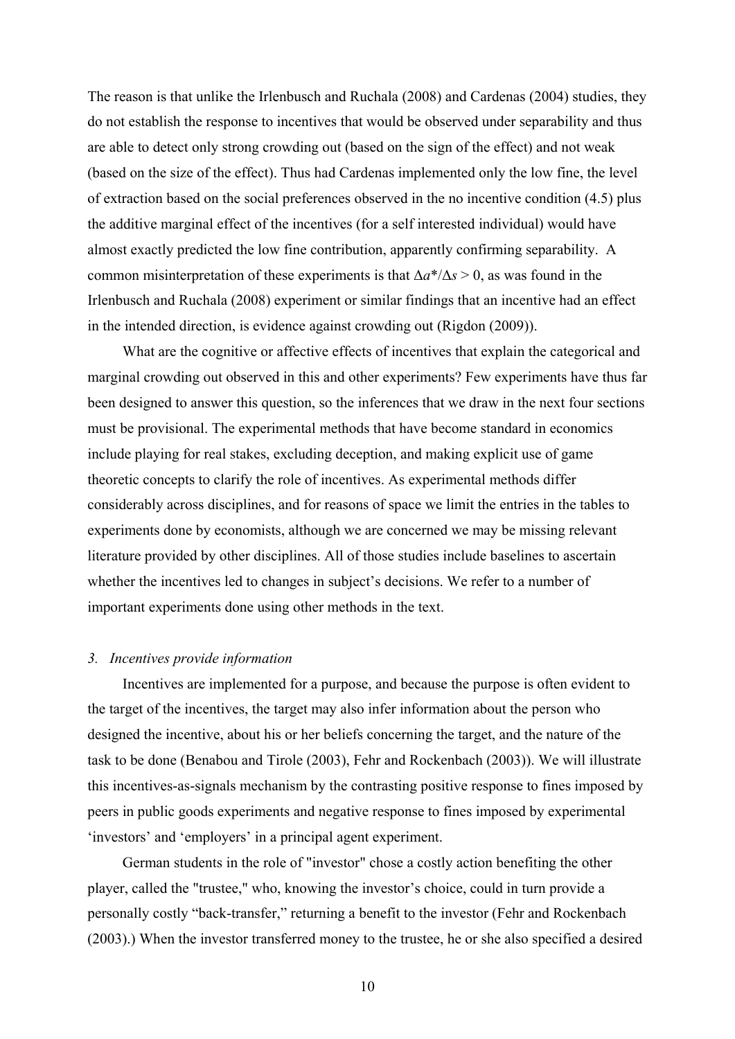The reason is that unlike the Irlenbusch and Ruchala (2008) and Cardenas (2004) studies, they do not establish the response to incentives that would be observed under separability and thus are able to detect only strong crowding out (based on the sign of the effect) and not weak (based on the size of the effect). Thus had Cardenas implemented only the low fine, the level of extraction based on the social preferences observed in the no incentive condition (4.5) plus the additive marginal effect of the incentives (for a self interested individual) would have almost exactly predicted the low fine contribution, apparently confirming separability. A common misinterpretation of these experiments is that $\Delta a^*/\Delta s > 0$, as was found in the Irlenbusch and Ruchala (2008) experiment or similar findings that an incentive had an effect in the intended direction, is evidence against crowding out (Rigdon (2009)).

What are the cognitive or affective effects of incentives that explain the categorical and marginal crowding out observed in this and other experiments? Few experiments have thus far been designed to answer this question, so the inferences that we draw in the next four sections must be provisional. The experimental methods that have become standard in economics include playing for real stakes, excluding deception, and making explicit use of game theoretic concepts to clarify the role of incentives. As experimental methods differ considerably across disciplines, and for reasons of space we limit the entries in the tables to experiments done by economists, although we are concerned we may be missing relevant literature provided by other disciplines. All of those studies include baselines to ascertain whether the incentives led to changes in subject's decisions. We refer to a number of important experiments done using other methods in the text.

### *3. Incentives provide information*

Incentives are implemented for a purpose, and because the purpose is often evident to the target of the incentives, the target may also infer information about the person who designed the incentive, about his or her beliefs concerning the target, and the nature of the task to be done (Benabou and Tirole (2003), Fehr and Rockenbach (2003)). We will illustrate this incentives-as-signals mechanism by the contrasting positive response to fines imposed by peers in public goods experiments and negative response to fines imposed by experimental 'investors' and 'employers' in a principal agent experiment.

German students in the role of "investor" chose a costly action benefiting the other player, called the "trustee," who, knowing the investor's choice, could in turn provide a personally costly "back-transfer," returning a benefit to the investor (Fehr and Rockenbach (2003).) When the investor transferred money to the trustee, he or she also specified a desired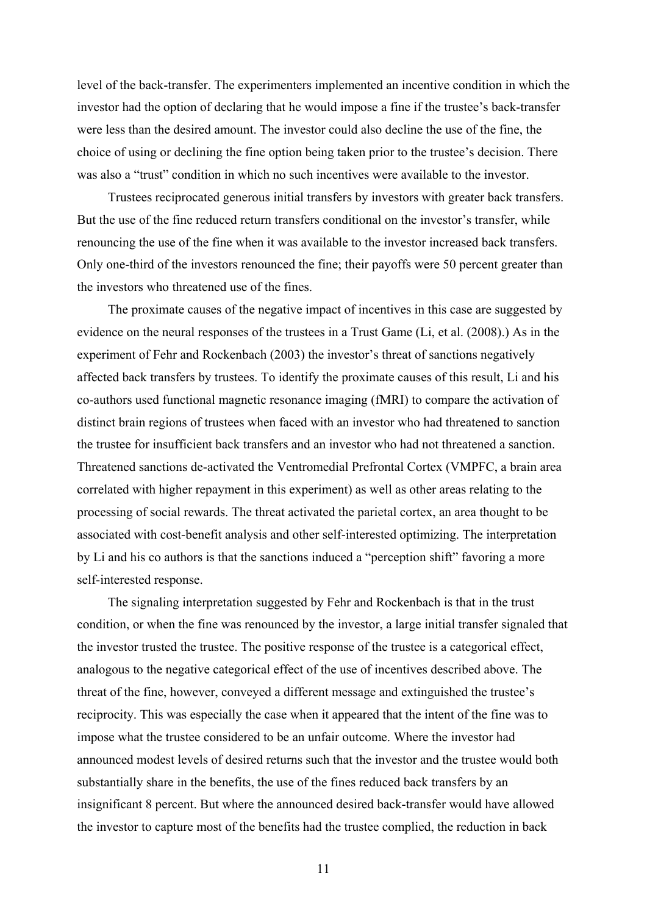level of the back-transfer. The experimenters implemented an incentive condition in which the investor had the option of declaring that he would impose a fine if the trustee's back-transfer were less than the desired amount. The investor could also decline the use of the fine, the choice of using or declining the fine option being taken prior to the trustee's decision. There was also a "trust" condition in which no such incentives were available to the investor.

Trustees reciprocated generous initial transfers by investors with greater back transfers. But the use of the fine reduced return transfers conditional on the investor's transfer, while renouncing the use of the fine when it was available to the investor increased back transfers. Only one-third of the investors renounced the fine; their payoffs were 50 percent greater than the investors who threatened use of the fines.

The proximate causes of the negative impact of incentives in this case are suggested by evidence on the neural responses of the trustees in a Trust Game (Li, et al. (2008).) As in the experiment of Fehr and Rockenbach (2003) the investor's threat of sanctions negatively affected back transfers by trustees. To identify the proximate causes of this result, Li and his co-authors used functional magnetic resonance imaging (fMRI) to compare the activation of distinct brain regions of trustees when faced with an investor who had threatened to sanction the trustee for insufficient back transfers and an investor who had not threatened a sanction. Threatened sanctions de-activated the Ventromedial Prefrontal Cortex (VMPFC, a brain area correlated with higher repayment in this experiment) as well as other areas relating to the processing of social rewards. The threat activated the parietal cortex, an area thought to be associated with cost-benefit analysis and other self-interested optimizing. The interpretation by Li and his co authors is that the sanctions induced a "perception shift" favoring a more self-interested response.

The signaling interpretation suggested by Fehr and Rockenbach is that in the trust condition, or when the fine was renounced by the investor, a large initial transfer signaled that the investor trusted the trustee. The positive response of the trustee is a categorical effect, analogous to the negative categorical effect of the use of incentives described above. The threat of the fine, however, conveyed a different message and extinguished the trustee's reciprocity. This was especially the case when it appeared that the intent of the fine was to impose what the trustee considered to be an unfair outcome. Where the investor had announced modest levels of desired returns such that the investor and the trustee would both substantially share in the benefits, the use of the fines reduced back transfers by an insignificant 8 percent. But where the announced desired back-transfer would have allowed the investor to capture most of the benefits had the trustee complied, the reduction in back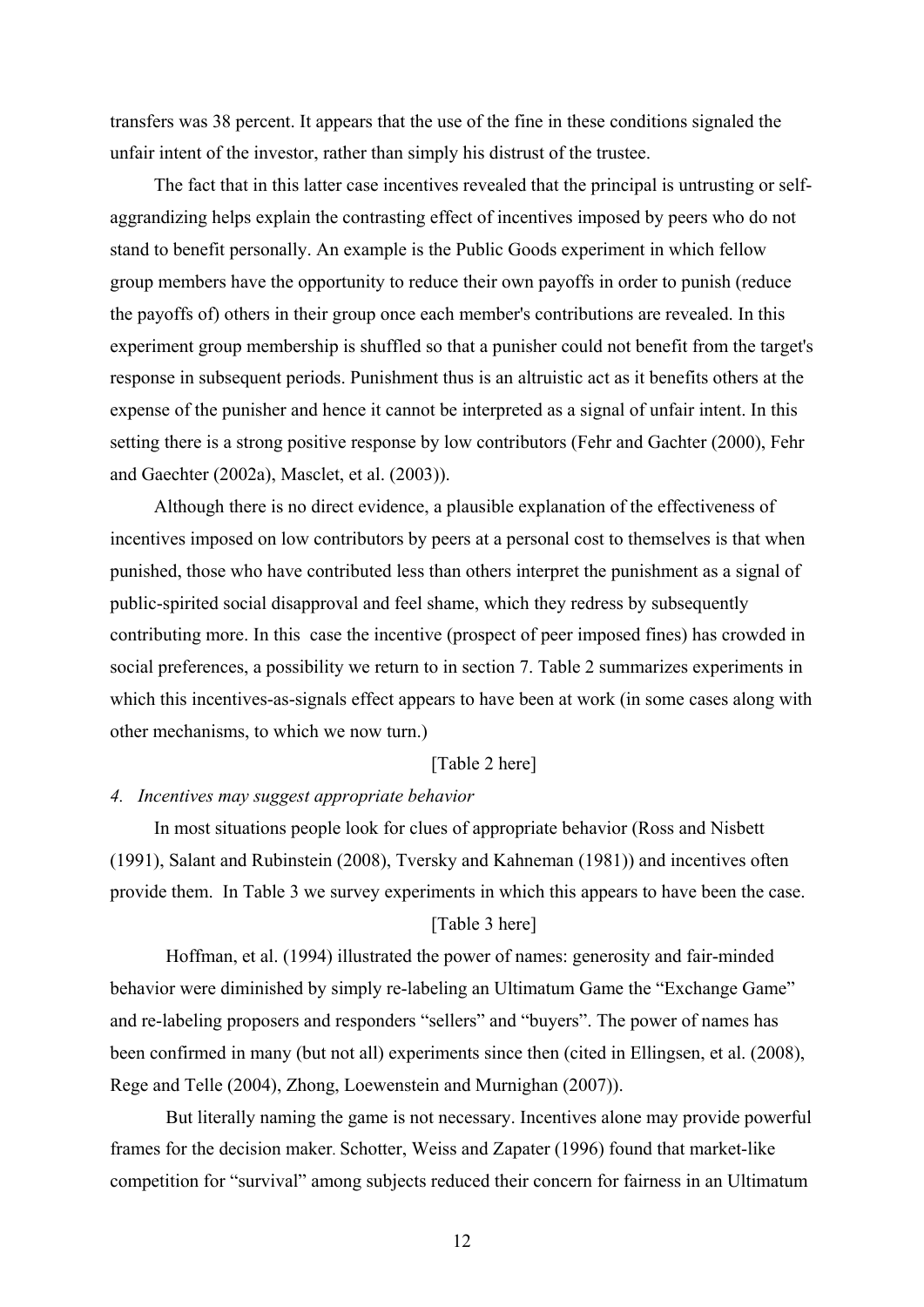transfers was 38 percent. It appears that the use of the fine in these conditions signaled the unfair intent of the investor, rather than simply his distrust of the trustee.

The fact that in this latter case incentives revealed that the principal is untrusting or self-aggrandizing helps explain the contrasting effect of incentives imposed by peers who do not stand to benefit personally. An example is the Public Goods experiment in which fellow group members have the opportunity to reduce their own payoffs in order to punish (reduce the payoffs of) others in their group once each member's contributions are revealed. In this experiment group membership is shuffled so that a punisher could not benefit from the target's response in subsequent periods. Punishment thus is an altruistic act as it benefits others at the expense of the punisher and hence it cannot be interpreted as a signal of unfair intent. In this setting there is a strong positive response by low contributors (Fehr and Gachter (2000), Fehr and Gaechter (2002a), Masclet, et al. (2003)).

Although there is no direct evidence, a plausible explanation of the effectiveness of incentives imposed on low contributors by peers at a personal cost to themselves is that when punished, those who have contributed less than others interpret the punishment as a signal of public-spirited social disapproval and feel shame, which they redress by subsequently contributing more. In this case the incentive (prospect of peer imposed fines) has crowded in social preferences, a possibility we return to in section 7. Table 2 summarizes experiments in which this incentives-as-signals effect appears to have been at work (in some cases along with other mechanisms, to which we now turn.)

[Table 2 here]

*4. Incentives may suggest appropriate behavior*

In most situations people look for clues of appropriate behavior (Ross and Nisbett (1991), Salant and Rubinstein (2008), Tversky and Kahneman (1981)) and incentives often provide them. In Table 3 we survey experiments in which this appears to have been the case.

[Table 3 here]

Hoffman, et al. (1994) illustrated the power of names: generosity and fair-minded behavior were diminished by simply re-labeling an Ultimatum Game the "Exchange Game" and re-labeling proposers and responders "sellers" and "buyers". The power of names has been confirmed in many (but not all) experiments since then (cited in Ellingsen, et al. (2008), Rege and Telle (2004), Zhong, Loewenstein and Murnighan (2007)).

But literally naming the game is not necessary. Incentives alone may provide powerful frames for the decision maker. Schotter, Weiss and Zapater (1996) found that market-like competition for "survival" among subjects reduced their concern for fairness in an Ultimatum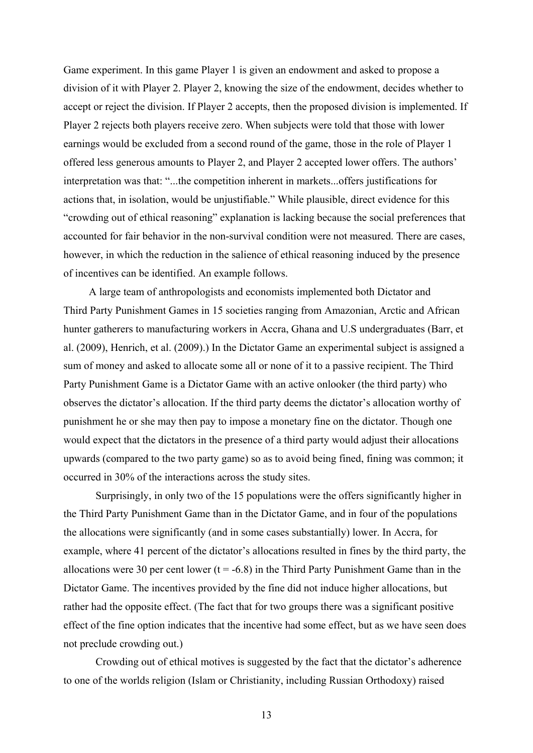Game experiment. In this game Player 1 is given an endowment and asked to propose a division of it with Player 2. Player 2, knowing the size of the endowment, decides whether to accept or reject the division. If Player 2 accepts, then the proposed division is implemented. If Player 2 rejects both players receive zero. When subjects were told that those with lower earnings would be excluded from a second round of the game, those in the role of Player 1 offered less generous amounts to Player 2, and Player 2 accepted lower offers. The authors' interpretation was that: "...the competition inherent in markets...offers justifications for actions that, in isolation, would be unjustifiable." While plausible, direct evidence for this "crowding out of ethical reasoning" explanation is lacking because the social preferences that accounted for fair behavior in the non-survival condition were not measured. There are cases, however, in which the reduction in the salience of ethical reasoning induced by the presence of incentives can be identified. An example follows.

A large team of anthropologists and economists implemented both Dictator and Third Party Punishment Games in 15 societies ranging from Amazonian, Arctic and African hunter gatherers to manufacturing workers in Accra, Ghana and U.S undergraduates (Barr, et al. (2009), Henrich, et al. (2009).) In the Dictator Game an experimental subject is assigned a sum of money and asked to allocate some all or none of it to a passive recipient. The Third Party Punishment Game is a Dictator Game with an active onlooker (the third party) who observes the dictator's allocation. If the third party deems the dictator's allocation worthy of punishment he or she may then pay to impose a monetary fine on the dictator. Though one would expect that the dictators in the presence of a third party would adjust their allocations upwards (compared to the two party game) so as to avoid being fined, fining was common; it occurred in 30% of the interactions across the study sites.

Surprisingly, in only two of the 15 populations were the offers significantly higher in the Third Party Punishment Game than in the Dictator Game, and in four of the populations the allocations were significantly (and in some cases substantially) lower. In Accra, for example, where 41 percent of the dictator's allocations resulted in fines by the third party, the allocations were 30 per cent lower ($t = -6.8$) in the Third Party Punishment Game than in the Dictator Game. The incentives provided by the fine did not induce higher allocations, but rather had the opposite effect. (The fact that for two groups there was a significant positive effect of the fine option indicates that the incentive had some effect, but as we have seen does not preclude crowding out.)

Crowding out of ethical motives is suggested by the fact that the dictator's adherence to one of the worlds religion (Islam or Christianity, including Russian Orthodoxy) raised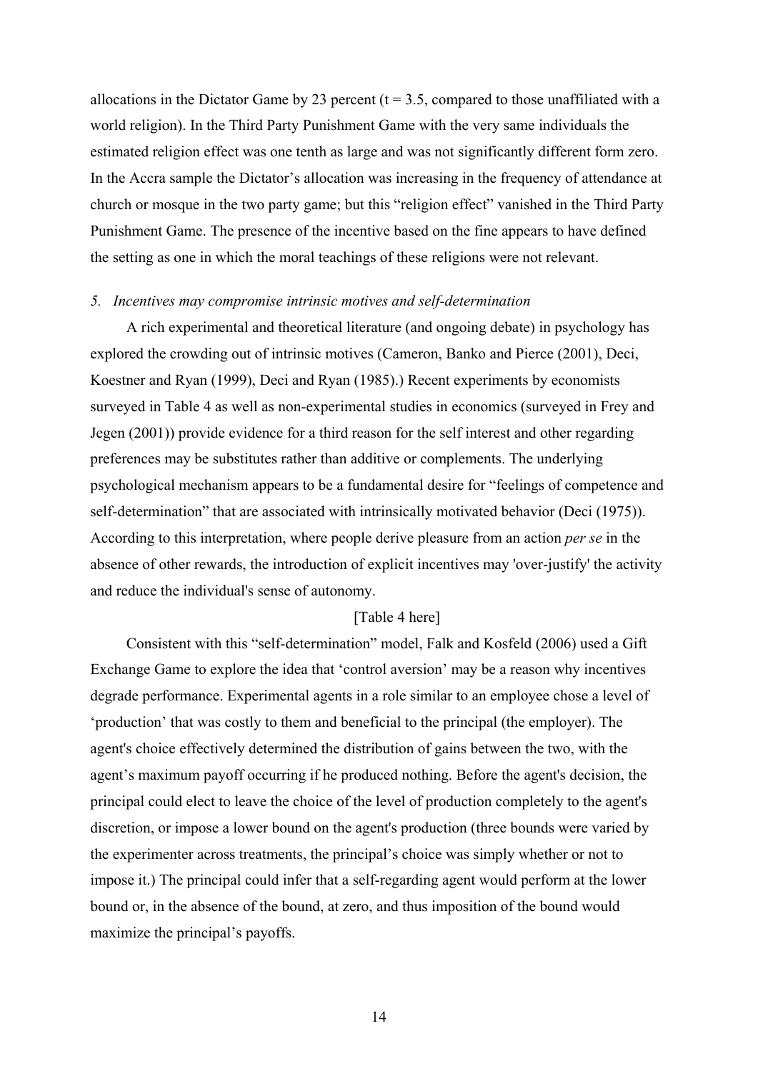allocations in the Dictator Game by 23 percent (t = 3.5, compared to those unaffiliated with a world religion). In the Third Party Punishment Game with the very same individuals the estimated religion effect was one tenth as large and was not significantly different form zero. In the Accra sample the Dictator's allocation was increasing in the frequency of attendance at church or mosque in the two party game; but this "religion effect" vanished in the Third Party Punishment Game. The presence of the incentive based on the fine appears to have defined the setting as one in which the moral teachings of these religions were not relevant.

*5. Incentives may compromise intrinsic motives and self-determination*

A rich experimental and theoretical literature (and ongoing debate) in psychology has explored the crowding out of intrinsic motives (Cameron, Banko and Pierce (2001), Deci, Koestner and Ryan (1999), Deci and Ryan (1985).) Recent experiments by economists surveyed in Table 4 as well as non-experimental studies in economics (surveyed in Frey and Jegen (2001)) provide evidence for a third reason for the self interest and other regarding preferences may be substitutes rather than additive or complements. The underlying psychological mechanism appears to be a fundamental desire for "feelings of competence and self-determination" that are associated with intrinsically motivated behavior (Deci (1975)). According to this interpretation, where people derive pleasure from an action *per se* in the absence of other rewards, the introduction of explicit incentives may 'over-justify' the activity and reduce the individual's sense of autonomy.

[Table 4 here]

Consistent with this "self-determination" model, Falk and Kosfeld (2006) used a Gift Exchange Game to explore the idea that 'control aversion' may be a reason why incentives degrade performance. Experimental agents in a role similar to an employee chose a level of 'production' that was costly to them and beneficial to the principal (the employer). The agent's choice effectively determined the distribution of gains between the two, with the agent's maximum payoff occurring if he produced nothing. Before the agent's decision, the principal could elect to leave the choice of the level of production completely to the agent's discretion, or impose a lower bound on the agent's production (three bounds were varied by the experimenter across treatments, the principal's choice was simply whether or not to impose it.) The principal could infer that a self-regarding agent would perform at the lower bound or, in the absence of the bound, at zero, and thus imposition of the bound would maximize the principal's payoffs.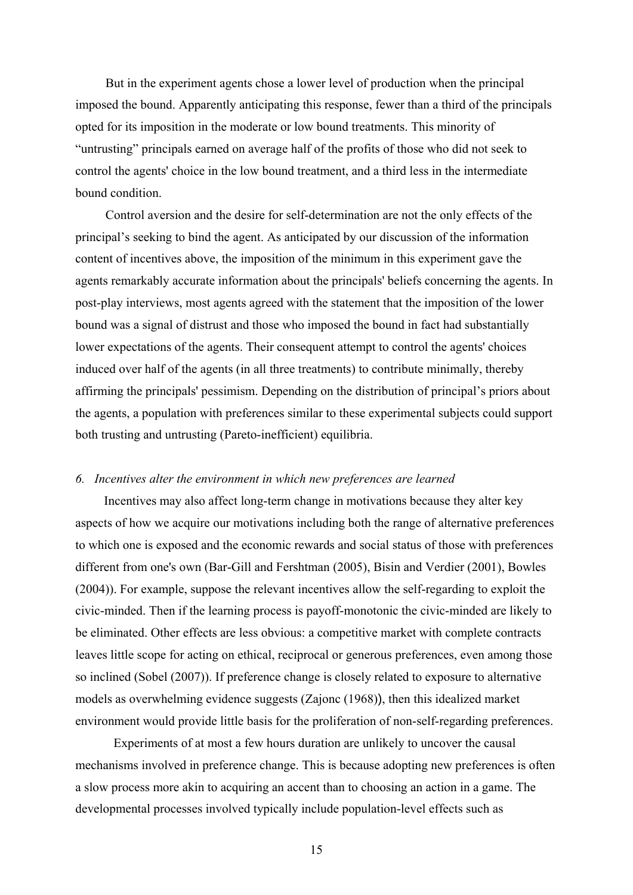But in the experiment agents chose a lower level of production when the principal imposed the bound. Apparently anticipating this response, fewer than a third of the principals opted for its imposition in the moderate or low bound treatments. This minority of "untrusting" principals earned on average half of the profits of those who did not seek to control the agents' choice in the low bound treatment, and a third less in the intermediate bound condition.

Control aversion and the desire for self-determination are not the only effects of the principal's seeking to bind the agent. As anticipated by our discussion of the information content of incentives above, the imposition of the minimum in this experiment gave the agents remarkably accurate information about the principals' beliefs concerning the agents. In post-play interviews, most agents agreed with the statement that the imposition of the lower bound was a signal of distrust and those who imposed the bound in fact had substantially lower expectations of the agents. Their consequent attempt to control the agents' choices induced over half of the agents (in all three treatments) to contribute minimally, thereby affirming the principals' pessimism. Depending on the distribution of principal's priors about the agents, a population with preferences similar to these experimental subjects could support both trusting and untrusting (Pareto-inefficient) equilibria.

### *6. Incentives alter the environment in which new preferences are learned*

Incentives may also affect long-term change in motivations because they alter key aspects of how we acquire our motivations including both the range of alternative preferences to which one is exposed and the economic rewards and social status of those with preferences different from one's own (Bar-Gill and Fershtman (2005), Bisin and Verdier (2001), Bowles (2004)). For example, suppose the relevant incentives allow the self-regarding to exploit the civic-minded. Then if the learning process is payoff-monotonic the civic-minded are likely to be eliminated. Other effects are less obvious: a competitive market with complete contracts leaves little scope for acting on ethical, reciprocal or generous preferences, even among those so inclined (Sobel (2007)). If preference change is closely related to exposure to alternative models as overwhelming evidence suggests (Zajonc (1968)), then this idealized market environment would provide little basis for the proliferation of non-self-regarding preferences.

Experiments of at most a few hours duration are unlikely to uncover the causal mechanisms involved in preference change. This is because adopting new preferences is often a slow process more akin to acquiring an accent than to choosing an action in a game. The developmental processes involved typically include population-level effects such as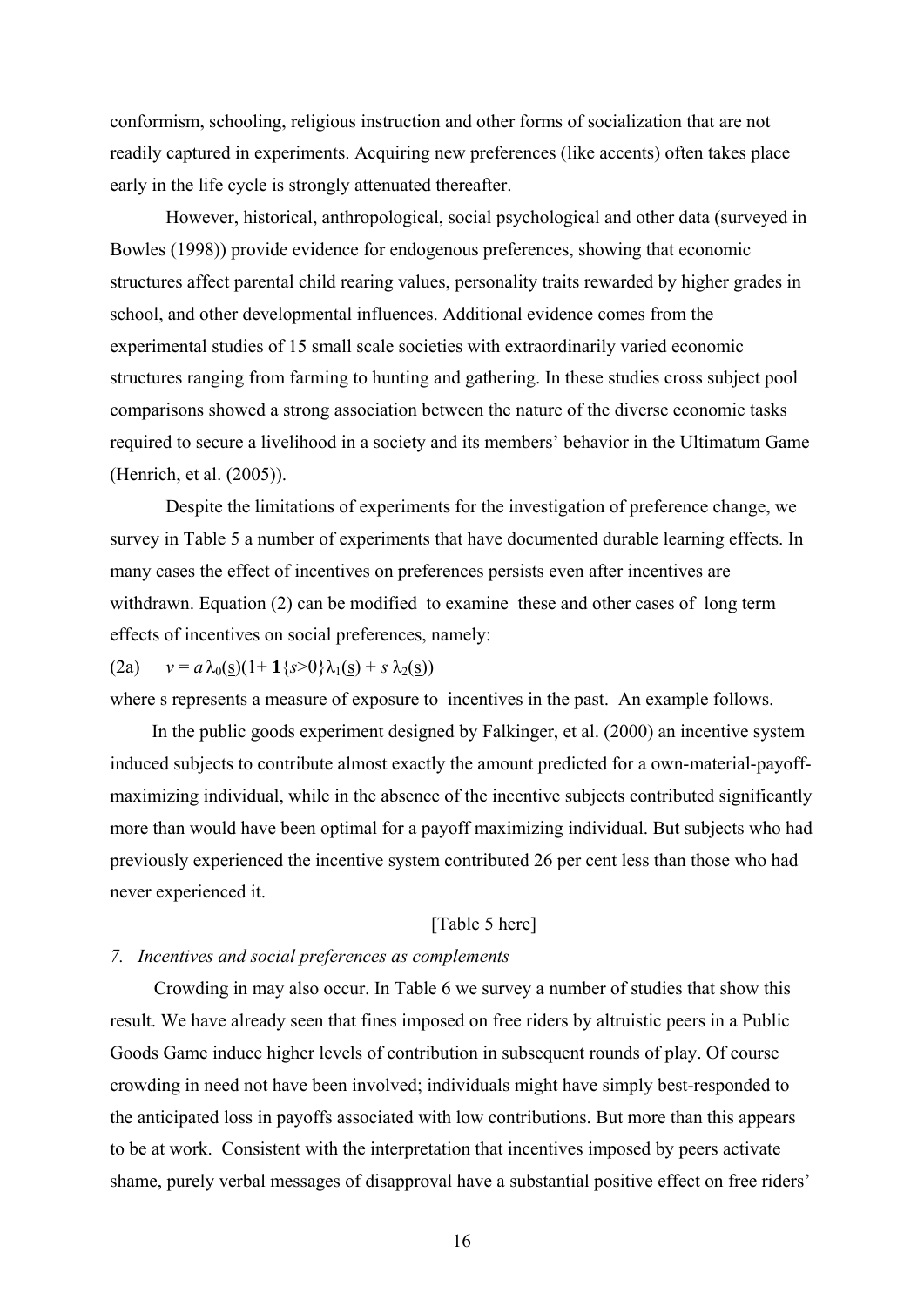conformism, schooling, religious instruction and other forms of socialization that are not readily captured in experiments. Acquiring new preferences (like accents) often takes place early in the life cycle is strongly attenuated thereafter.

However, historical, anthropological, social psychological and other data (surveyed in Bowles (1998)) provide evidence for endogenous preferences, showing that economic structures affect parental child rearing values, personality traits rewarded by higher grades in school, and other developmental influences. Additional evidence comes from the experimental studies of 15 small scale societies with extraordinarily varied economic structures ranging from farming to hunting and gathering. In these studies cross subject pool comparisons showed a strong association between the nature of the diverse economic tasks required to secure a livelihood in a society and its members' behavior in the Ultimatum Game (Henrich, et al. (2005)).

Despite the limitations of experiments for the investigation of preference change, we survey in Table 5 a number of experiments that have documented durable learning effects. In many cases the effect of incentives on preferences persists even after incentives are withdrawn. Equation (2) can be modified to examine these and other cases of long term effects of incentives on social preferences, namely:

(2a) $v = a\,\lambda_0(\underline{s})(1+\mathbf{1}\{s>0\}\lambda_1(\underline{s}) + s\,\lambda_2(\underline{s}))$

where $\underline{s}$ represents a measure of exposure to incentives in the past. An example follows.

In the public goods experiment designed by Falkinger, et al. (2000) an incentive system induced subjects to contribute almost exactly the amount predicted for a own-material-payoff-maximizing individual, while in the absence of the incentive subjects contributed significantly more than would have been optimal for a payoff maximizing individual. But subjects who had previously experienced the incentive system contributed 26 per cent less than those who had never experienced it.

[Table 5 here]

*7. Incentives and social preferences as complements*

Crowding in may also occur. In Table 6 we survey a number of studies that show this result. We have already seen that fines imposed on free riders by altruistic peers in a Public Goods Game induce higher levels of contribution in subsequent rounds of play. Of course crowding in need not have been involved; individuals might have simply best-responded to the anticipated loss in payoffs associated with low contributions. But more than this appears to be at work. Consistent with the interpretation that incentives imposed by peers activate shame, purely verbal messages of disapproval have a substantial positive effect on free riders'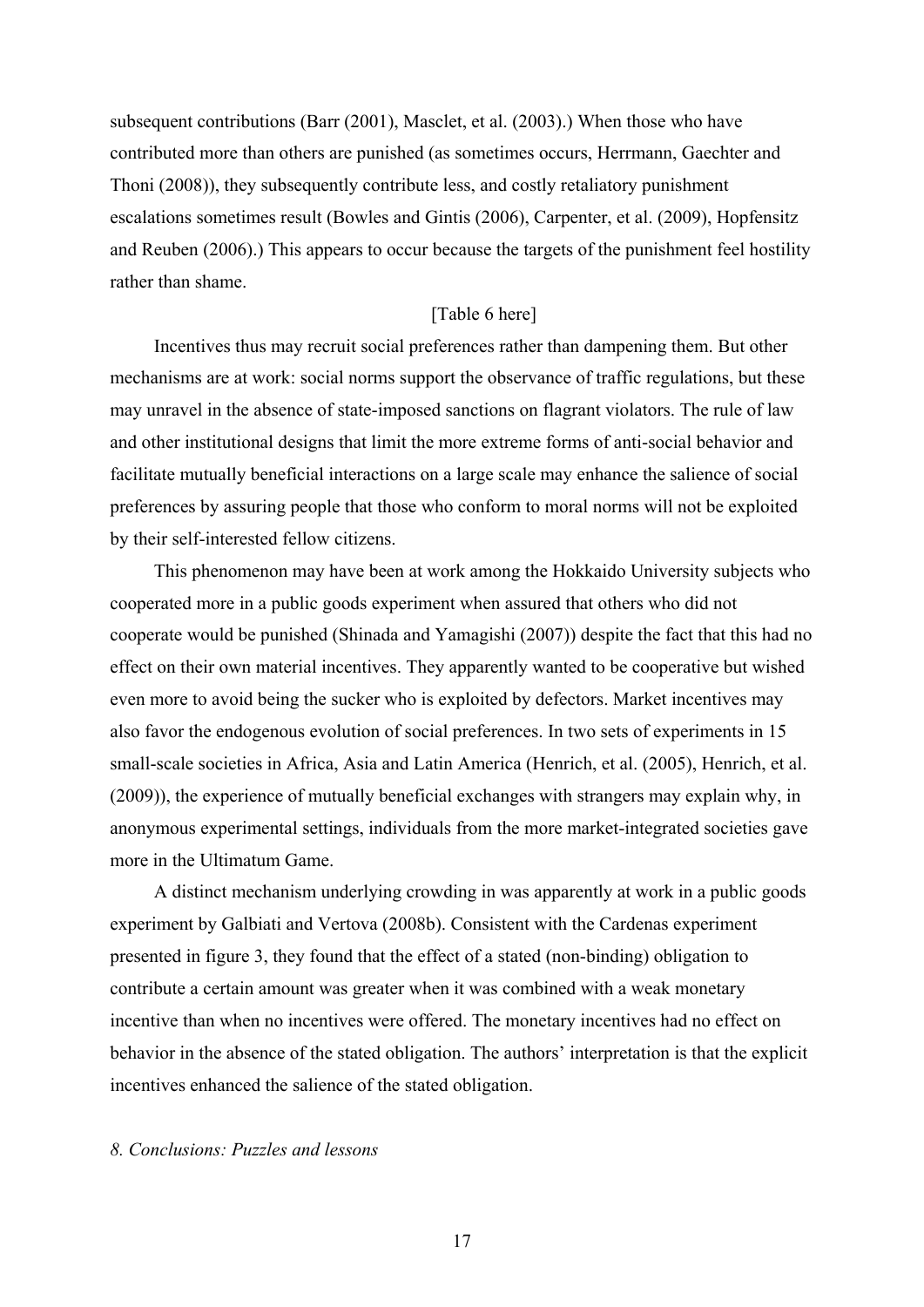subsequent contributions (Barr (2001), Masclet, et al. (2003).) When those who have contributed more than others are punished (as sometimes occurs, Herrmann, Gaechter and Thoni (2008)), they subsequently contribute less, and costly retaliatory punishment escalations sometimes result (Bowles and Gintis (2006), Carpenter, et al. (2009), Hopfensitz and Reuben (2006).) This appears to occur because the targets of the punishment feel hostility rather than shame.

[Table 6 here]

Incentives thus may recruit social preferences rather than dampening them. But other mechanisms are at work: social norms support the observance of traffic regulations, but these may unravel in the absence of state-imposed sanctions on flagrant violators. The rule of law and other institutional designs that limit the more extreme forms of anti-social behavior and facilitate mutually beneficial interactions on a large scale may enhance the salience of social preferences by assuring people that those who conform to moral norms will not be exploited by their self-interested fellow citizens.

This phenomenon may have been at work among the Hokkaido University subjects who cooperated more in a public goods experiment when assured that others who did not cooperate would be punished (Shinada and Yamagishi (2007)) despite the fact that this had no effect on their own material incentives. They apparently wanted to be cooperative but wished even more to avoid being the sucker who is exploited by defectors. Market incentives may also favor the endogenous evolution of social preferences. In two sets of experiments in 15 small-scale societies in Africa, Asia and Latin America (Henrich, et al. (2005), Henrich, et al. (2009)), the experience of mutually beneficial exchanges with strangers may explain why, in anonymous experimental settings, individuals from the more market-integrated societies gave more in the Ultimatum Game.

A distinct mechanism underlying crowding in was apparently at work in a public goods experiment by Galbiati and Vertova (2008b). Consistent with the Cardenas experiment presented in figure 3, they found that the effect of a stated (non-binding) obligation to contribute a certain amount was greater when it was combined with a weak monetary incentive than when no incentives were offered. The monetary incentives had no effect on behavior in the absence of the stated obligation. The authors' interpretation is that the explicit incentives enhanced the salience of the stated obligation.

## *8. Conclusions: Puzzles and lessons*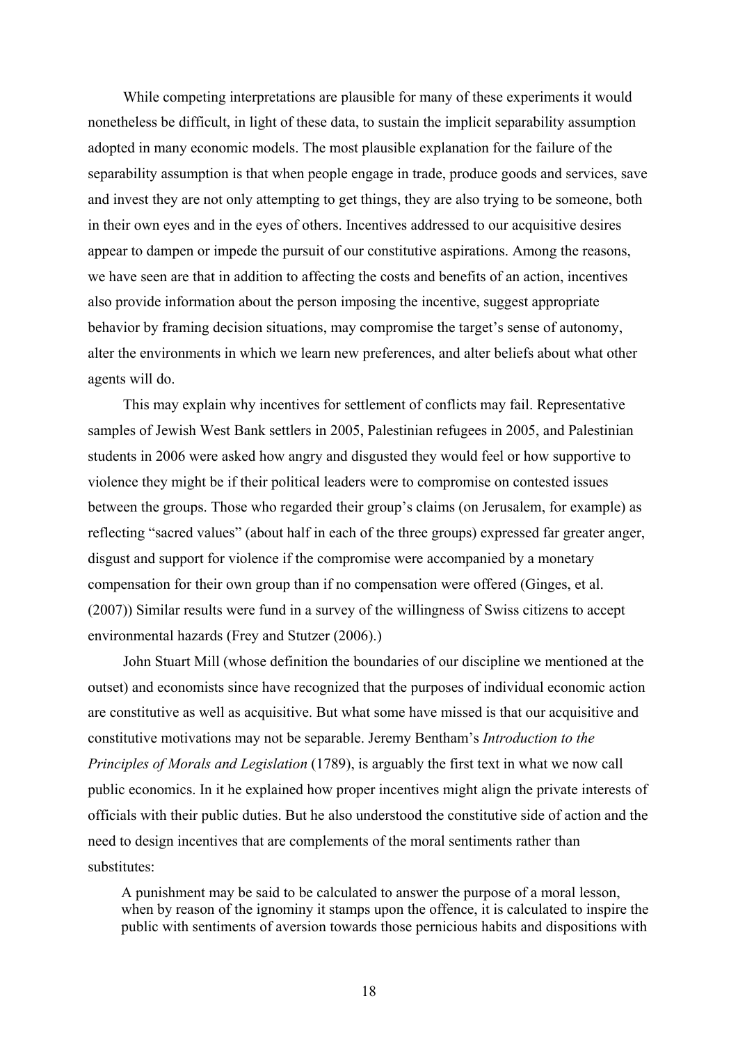While competing interpretations are plausible for many of these experiments it would nonetheless be difficult, in light of these data, to sustain the implicit separability assumption adopted in many economic models. The most plausible explanation for the failure of the separability assumption is that when people engage in trade, produce goods and services, save and invest they are not only attempting to get things, they are also trying to be someone, both in their own eyes and in the eyes of others. Incentives addressed to our acquisitive desires appear to dampen or impede the pursuit of our constitutive aspirations. Among the reasons, we have seen are that in addition to affecting the costs and benefits of an action, incentives also provide information about the person imposing the incentive, suggest appropriate behavior by framing decision situations, may compromise the target's sense of autonomy, alter the environments in which we learn new preferences, and alter beliefs about what other agents will do.

This may explain why incentives for settlement of conflicts may fail. Representative samples of Jewish West Bank settlers in 2005, Palestinian refugees in 2005, and Palestinian students in 2006 were asked how angry and disgusted they would feel or how supportive to violence they might be if their political leaders were to compromise on contested issues between the groups. Those who regarded their group's claims (on Jerusalem, for example) as reflecting "sacred values" (about half in each of the three groups) expressed far greater anger, disgust and support for violence if the compromise were accompanied by a monetary compensation for their own group than if no compensation were offered (Ginges, et al. (2007)) Similar results were fund in a survey of the willingness of Swiss citizens to accept environmental hazards (Frey and Stutzer (2006).)

John Stuart Mill (whose definition the boundaries of our discipline we mentioned at the outset) and economists since have recognized that the purposes of individual economic action are constitutive as well as acquisitive. But what some have missed is that our acquisitive and constitutive motivations may not be separable. Jeremy Bentham's *Introduction to the Principles of Morals and Legislation* (1789), is arguably the first text in what we now call public economics. In it he explained how proper incentives might align the private interests of officials with their public duties. But he also understood the constitutive side of action and the need to design incentives that are complements of the moral sentiments rather than substitutes:

> A punishment may be said to be calculated to answer the purpose of a moral lesson, when by reason of the ignominy it stamps upon the offence, it is calculated to inspire the public with sentiments of aversion towards those pernicious habits and dispositions with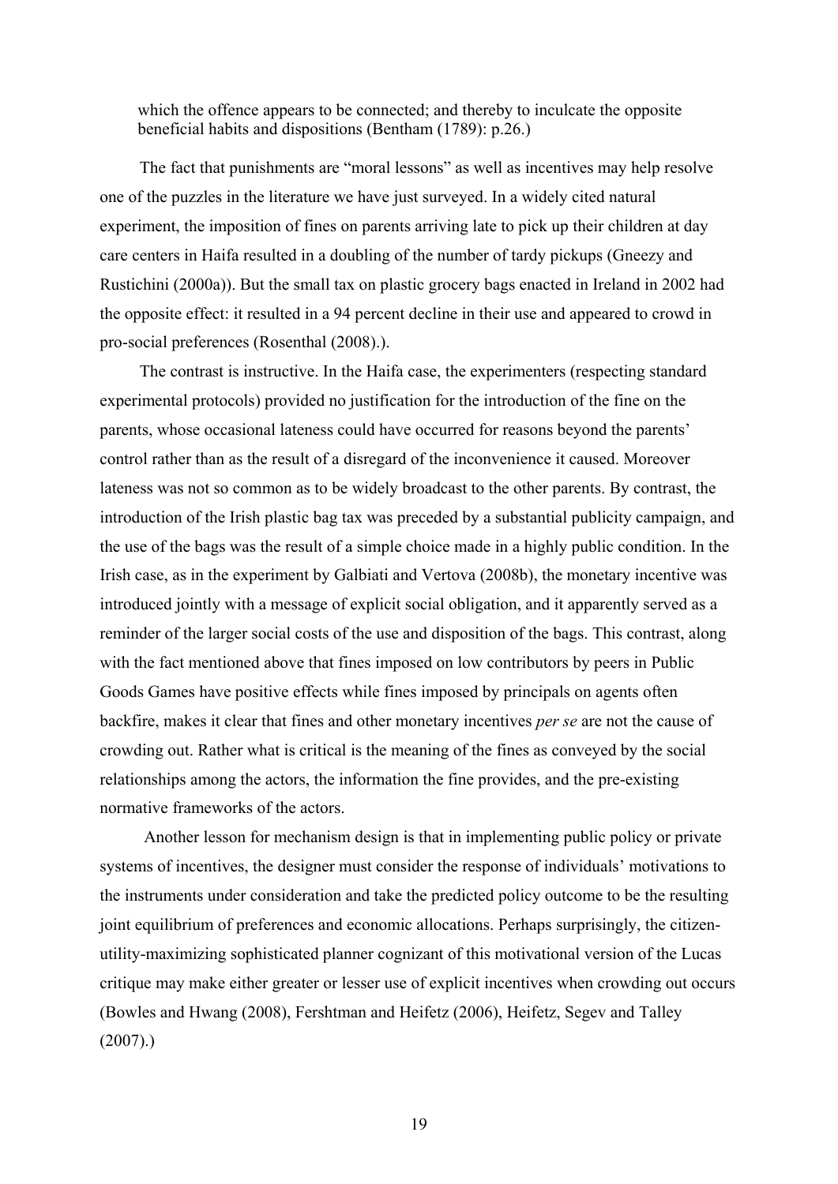> which the offence appears to be connected; and thereby to inculcate the opposite beneficial habits and dispositions (Bentham (1789): p.26.)

The fact that punishments are "moral lessons" as well as incentives may help resolve one of the puzzles in the literature we have just surveyed. In a widely cited natural experiment, the imposition of fines on parents arriving late to pick up their children at day care centers in Haifa resulted in a doubling of the number of tardy pickups (Gneezy and Rustichini (2000a)). But the small tax on plastic grocery bags enacted in Ireland in 2002 had the opposite effect: it resulted in a 94 percent decline in their use and appeared to crowd in pro-social preferences (Rosenthal (2008).).

The contrast is instructive. In the Haifa case, the experimenters (respecting standard experimental protocols) provided no justification for the introduction of the fine on the parents, whose occasional lateness could have occurred for reasons beyond the parents' control rather than as the result of a disregard of the inconvenience it caused. Moreover lateness was not so common as to be widely broadcast to the other parents. By contrast, the introduction of the Irish plastic bag tax was preceded by a substantial publicity campaign, and the use of the bags was the result of a simple choice made in a highly public condition. In the Irish case, as in the experiment by Galbiati and Vertova (2008b), the monetary incentive was introduced jointly with a message of explicit social obligation, and it apparently served as a reminder of the larger social costs of the use and disposition of the bags. This contrast, along with the fact mentioned above that fines imposed on low contributors by peers in Public Goods Games have positive effects while fines imposed by principals on agents often backfire, makes it clear that fines and other monetary incentives *per se* are not the cause of crowding out. Rather what is critical is the meaning of the fines as conveyed by the social relationships among the actors, the information the fine provides, and the pre-existing normative frameworks of the actors.

Another lesson for mechanism design is that in implementing public policy or private systems of incentives, the designer must consider the response of individuals' motivations to the instruments under consideration and take the predicted policy outcome to be the resulting joint equilibrium of preferences and economic allocations. Perhaps surprisingly, the citizen-utility-maximizing sophisticated planner cognizant of this motivational version of the Lucas critique may make either greater or lesser use of explicit incentives when crowding out occurs (Bowles and Hwang (2008), Fershtman and Heifetz (2006), Heifetz, Segev and Talley (2007).)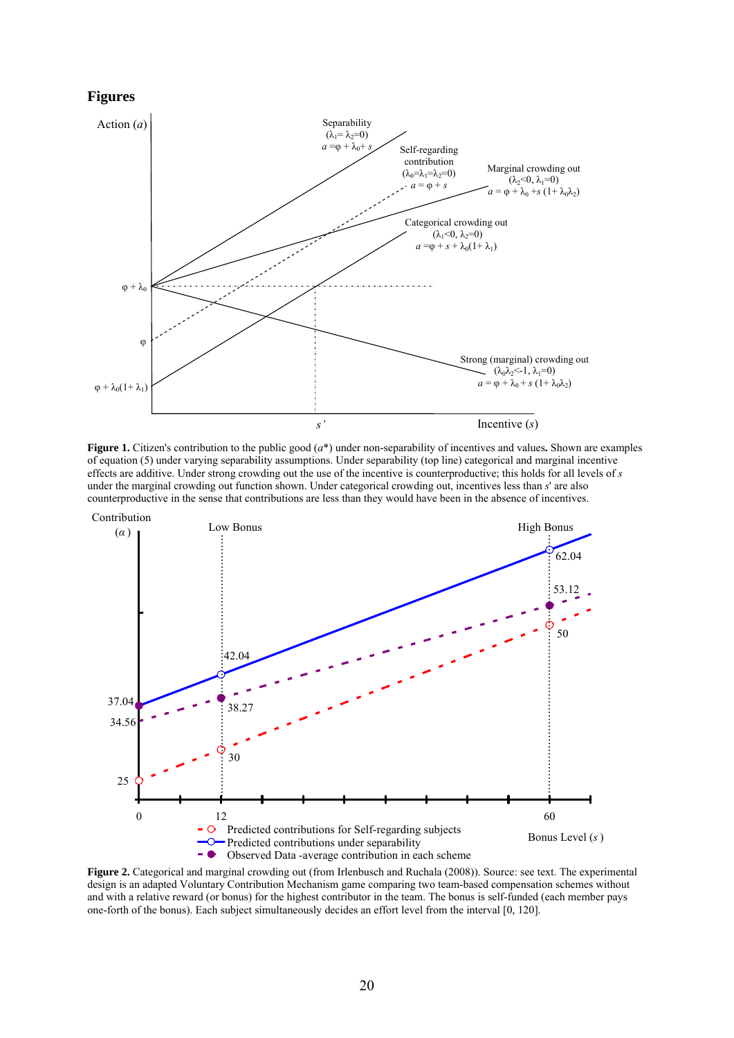# Figures

**Figure 1.** Citizen's contribution to the public good ($a^*$) under non-separability of incentives and values**.** Shown are examples of equation (5) under varying separability assumptions. Under separability (top line) categorical and marginal incentive effects are additive. Under strong crowding out the use of the incentive is counterproductive; this holds for all levels of $s$ under the marginal crowding out function shown. Under categorical crowding out, incentives less than $s'$ are also counterproductive in the sense that contributions are less than they would have been in the absence of incentives.

**Figure 2.** Categorical and marginal crowding out (from Irlenbusch and Ruchala (2008)). Source: see text. The experimental design is an adapted Voluntary Contribution Mechanism game comparing two team-based compensation schemes without and with a relative reward (or bonus) for the highest contributor in the team. The bonus is self-funded (each member pays one-forth of the bonus). Each subject simultaneously decides an effort level from the interval [0, 120].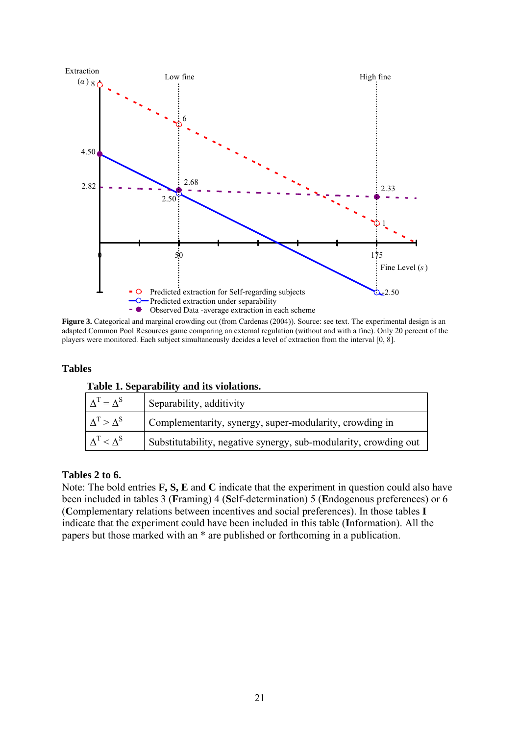**Figure 3.** Categorical and marginal crowding out (from Cardenas (2004)). Source: see text. The experimental design is an adapted Common Pool Resources game comparing an external regulation (without and with a fine). Only 20 percent of the players were monitored. Each subject simultaneously decides a level of extraction from the interval [0, 8].

## Tables

**Table 1. Separability and its violations.**

| | |
|---|---|
| $\Delta^T = \Delta^S$ | Separability, additivity |
| $\Delta^T > \Delta^S$ | Complementarity, synergy, super-modularity, crowding in |
| $\Delta^T < \Delta^S$ | Substitutability, negative synergy, sub-modularity, crowding out |

**Tables 2 to 6.**

Note: The bold entries **F, S, E** and **C** indicate that the experiment in question could also have been included in tables 3 (**F**raming) 4 (**S**elf-determination) 5 (**E**ndogenous preferences) or 6 (**C**omplementary relations between incentives and social preferences). In those tables **I** indicate that the experiment could have been included in this table (**I**nformation). All the papers but those marked with an * are published or forthcoming in a publication.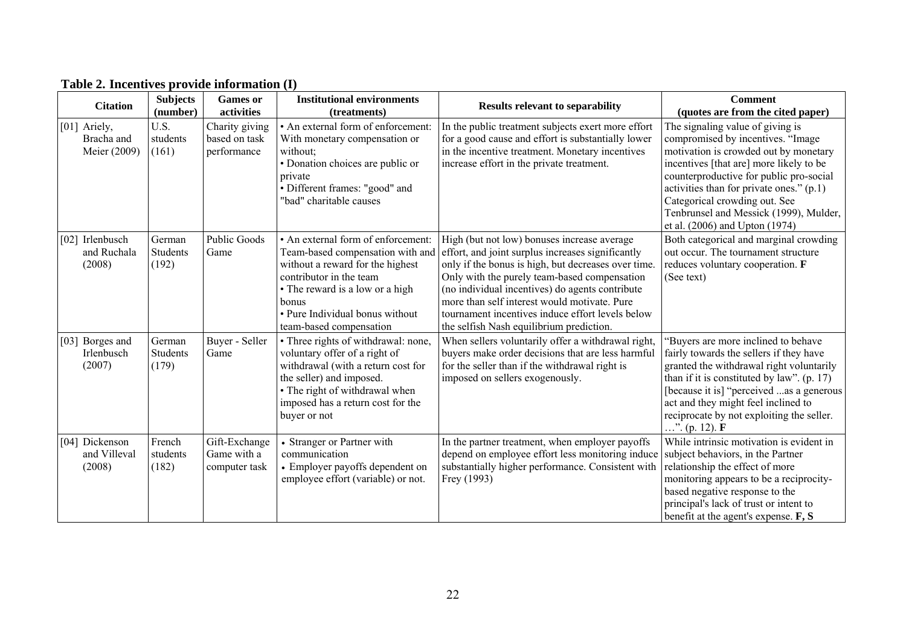**Table 2. Incentives provide information (I)**

| Citation | Subjects (number) | Games or activities | Institutional environments (treatments) | Results relevant to separability | Comment (quotes are from the cited paper) |
|---|---|---|---|---|---|
| [01] Ariely, Bracha and Meier (2009) | U.S. students (161) | Charity giving based on task performance | • An external form of enforcement: With monetary compensation or without; • Donation choices are public or private • Different frames: "good" and "bad" charitable causes | In the public treatment subjects exert more effort for a good cause and effort is substantially lower in the incentive treatment. Monetary incentives increase effort in the private treatment. | The signaling value of giving is compromised by incentives. "Image motivation is crowded out by monetary incentives [that are] more likely to be counterproductive for public pro-social activities than for private ones." (p.1) Categorical crowding out. See Tenbrunsel and Messick (1999), Mulder, et al. (2006) and Upton (1974) |
| [02] Irlenbusch and Ruchala (2008) | German Students (192) | Public Goods Game | • An external form of enforcement: Team-based compensation with and without a reward for the highest contributor in the team • The reward is a low or a high bonus • Pure Individual bonus without team-based compensation | High (but not low) bonuses increase average effort, and joint surplus increases significantly only if the bonus is high, but decreases over time. Only with the purely team-based compensation (no individual incentives) do agents contribute more than self interest would motivate. Pure tournament incentives induce effort levels below the selfish Nash equilibrium prediction. | Both categorical and marginal crowding out occur. The tournament structure reduces voluntary cooperation. **F** (See text) |
| [03] Borges and Irlenbusch (2007) | German Students (179) | Buyer - Seller Game | • Three rights of withdrawal: none, voluntary offer of a right of withdrawal (with a return cost for the seller) and imposed. • The right of withdrawal when imposed has a return cost for the buyer or not | When sellers voluntarily offer a withdrawal right, buyers make order decisions that are less harmful for the seller than if the withdrawal right is imposed on sellers exogenously. | "Buyers are more inclined to behave fairly towards the sellers if they have granted the withdrawal right voluntarily than if it is constituted by law". (p. 17) [because it is] "perceived ...as a generous act and they might feel inclined to reciprocate by not exploiting the seller. …". (p. 12). **F** |
| [04] Dickenson and Villeval (2008) | French students (182) | Gift-Exchange Game with a computer task | • Stranger or Partner with communication • Employer payoffs dependent on employee effort (variable) or not. | In the partner treatment, when employer payoffs depend on employee effort less monitoring induce substantially higher performance. Consistent with Frey (1993) | While intrinsic motivation is evident in subject behaviors, in the Partner relationship the effect of more monitoring appears to be a reciprocity-based negative response to the principal's lack of trust or intent to benefit at the agent's expense. **F, S** |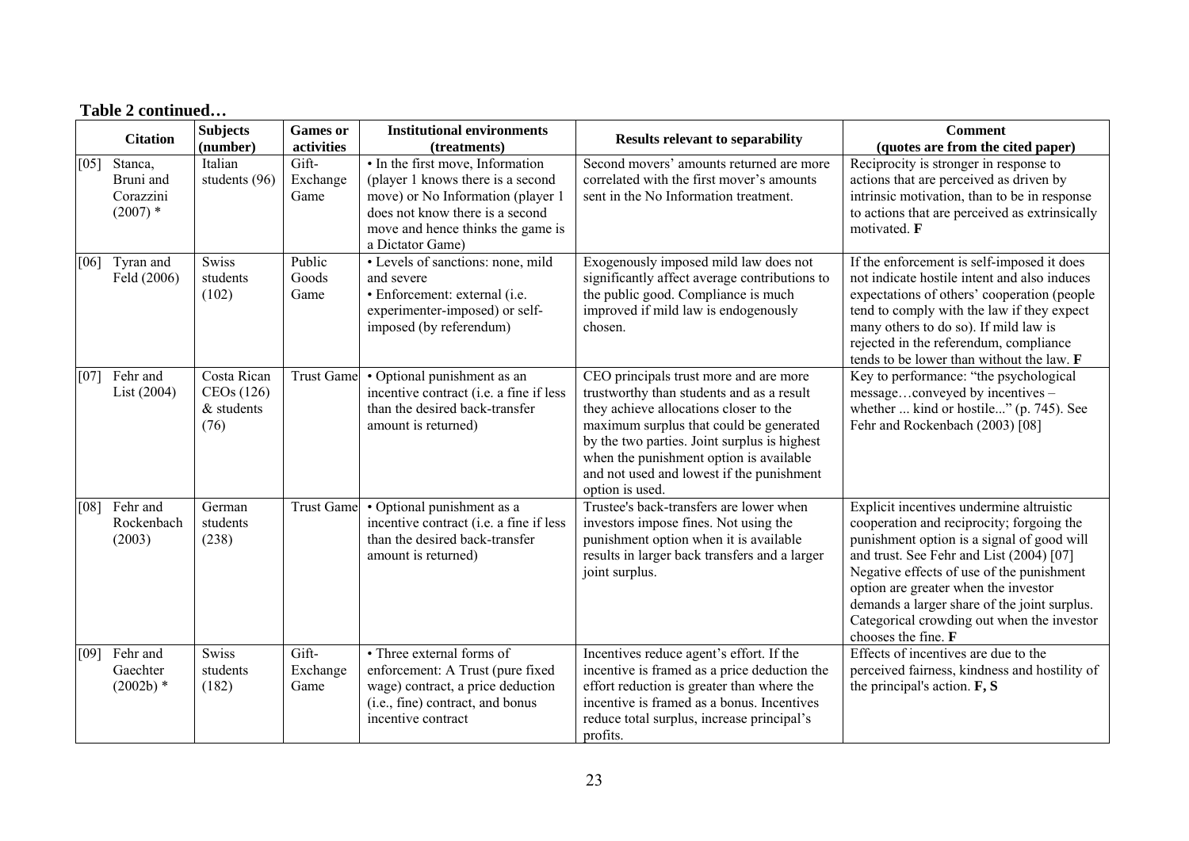**Table 2 continued…**

| | Citation | Subjects (number) | Games or activities | Institutional environments (treatments) | Results relevant to separability | Comment (quotes are from the cited paper) |
|---|---|---|---|---|---|---|
| [05] | Stanca, Bruni and Corazzini (2007) * | Italian students (96) | Gift-Exchange Game | • In the first move, Information (player 1 knows there is a second move) or No Information (player 1 does not know there is a second move and hence thinks the game is a Dictator Game) | Second movers' amounts returned are more correlated with the first mover's amounts sent in the No Information treatment. | Reciprocity is stronger in response to actions that are perceived as driven by intrinsic motivation, than to be in response to actions that are perceived as extrinsically motivated. **F** |
| [06] | Tyran and Feld (2006) | Swiss students (102) | Public Goods Game | • Levels of sanctions: none, mild and severe<br>• Enforcement: external (i.e. experimenter-imposed) or self-imposed (by referendum) | Exogenously imposed mild law does not significantly affect average contributions to the public good. Compliance is much improved if mild law is endogenously chosen. | If the enforcement is self-imposed it does not indicate hostile intent and also induces expectations of others' cooperation (people tend to comply with the law if they expect many others to do so). If mild law is rejected in the referendum, compliance tends to be lower than without the law. **F** |
| [07] | Fehr and List (2004) | Costa Rican CEOs (126) & students (76) | Trust Game | • Optional punishment as an incentive contract (i.e. a fine if less than the desired back-transfer amount is returned) | CEO principals trust more and are more trustworthy than students and as a result they achieve allocations closer to the maximum surplus that could be generated by the two parties. Joint surplus is highest when the punishment option is available and not used and lowest if the punishment option is used. | Key to performance: "the psychological message…conveyed by incentives – whether ... kind or hostile..." (p. 745). See Fehr and Rockenbach (2003) [08] |
| [08] | Fehr and Rockenbach (2003) | German students (238) | Trust Game | • Optional punishment as a incentive contract (i.e. a fine if less than the desired back-transfer amount is returned) | Trustee's back-transfers are lower when investors impose fines. Not using the punishment option when it is available results in larger back transfers and a larger joint surplus. | Explicit incentives undermine altruistic cooperation and reciprocity; forgoing the punishment option is a signal of good will and trust. See Fehr and List (2004) [07] Negative effects of use of the punishment option are greater when the investor demands a larger share of the joint surplus. Categorical crowding out when the investor chooses the fine. **F** |
| [09] | Fehr and Gaechter (2002b) * | Swiss students (182) | Gift-Exchange Game | • Three external forms of enforcement: A Trust (pure fixed wage) contract, a price deduction (i.e., fine) contract, and bonus incentive contract | Incentives reduce agent's effort. If the incentive is framed as a price deduction the effort reduction is greater than where the incentive is framed as a bonus. Incentives reduce total surplus, increase principal's profits. | Effects of incentives are due to the perceived fairness, kindness and hostility of the principal's action. **F, S** |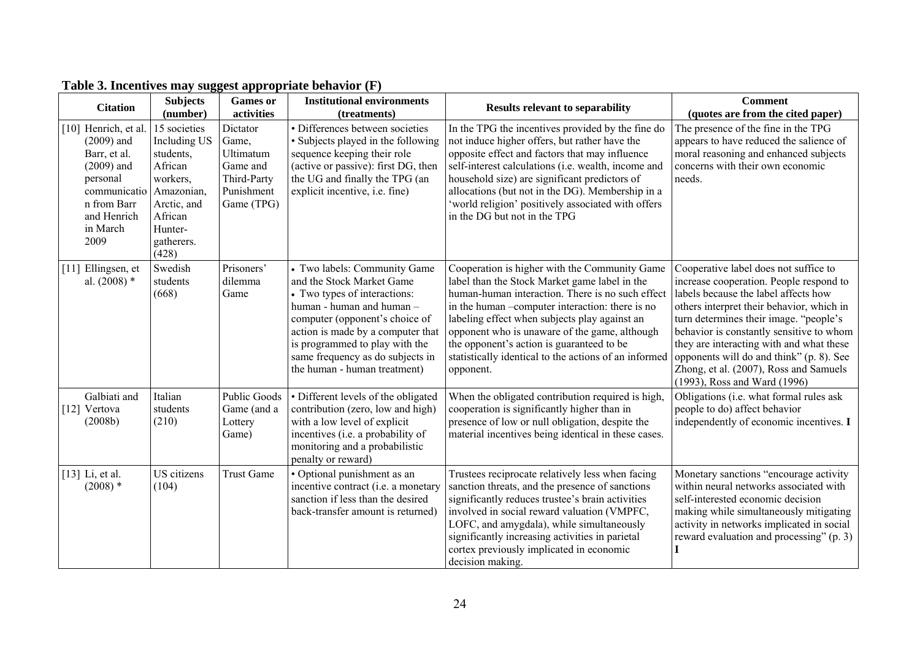**Table 3. Incentives may suggest appropriate behavior (F)**

| Citation | Subjects (number) | Games or activities | Institutional environments (treatments) | Results relevant to separability | Comment (quotes are from the cited paper) |
|---|---|---|---|---|---|
| [10] Henrich, et al. (2009) and Barr, et al. (2009) and personal communication from Barr and Henrich in March 2009 | 15 societies Including US students, African workers, Amazonian, Arctic, and African Hunter-gatherers. (428) | Dictator Game, Ultimatum Game and Third-Party Punishment Game (TPG) | • Differences between societies • Subjects played in the following sequence keeping their role (active or passive): first DG, then the UG and finally the TPG (an explicit incentive, i.e. fine) | In the TPG the incentives provided by the fine do not induce higher offers, but rather have the opposite effect and factors that may influence self-interest calculations (i.e. wealth, income and household size) are significant predictors of allocations (but not in the DG). Membership in a 'world religion' positively associated with offers in the DG but not in the TPG | The presence of the fine in the TPG appears to have reduced the salience of moral reasoning and enhanced subjects concerns with their own economic needs. |
| [11] Ellingsen, et al. (2008) * | Swedish students (668) | Prisoners' dilemma Game | • Two labels: Community Game and the Stock Market Game • Two types of interactions: human - human and human – computer (opponent's choice of action is made by a computer that is programmed to play with the same frequency as do subjects in the human - human treatment) | Cooperation is higher with the Community Game label than the Stock Market game label in the human-human interaction. There is no such effect in the human –computer interaction: there is no labeling effect when subjects play against an opponent who is unaware of the game, although the opponent's action is guaranteed to be statistically identical to the actions of an informed opponent. | Cooperative label does not suffice to increase cooperation. People respond to labels because the label affects how others interpret their behavior, which in turn determines their image. "people's behavior is constantly sensitive to whom they are interacting with and what these opponents will do and think" (p. 8). See Zhong, et al. (2007), Ross and Samuels (1993), Ross and Ward (1996) |
| [12] Galbiati and Vertova (2008b) | Italian students (210) | Public Goods Game (and a Lottery Game) | • Different levels of the obligated contribution (zero, low and high) with a low level of explicit incentives (i.e. a probability of monitoring and a probabilistic penalty or reward) | When the obligated contribution required is high, cooperation is significantly higher than in presence of low or null obligation, despite the material incentives being identical in these cases. | Obligations (i.e. what formal rules ask people to do) affect behavior independently of economic incentives. **I** |
| [13] Li, et al. (2008) * | US citizens (104) | Trust Game | • Optional punishment as an incentive contract (i.e. a monetary sanction if less than the desired back-transfer amount is returned) | Trustees reciprocate relatively less when facing sanction threats, and the presence of sanctions significantly reduces trustee's brain activities involved in social reward valuation (VMPFC, LOFC, and amygdala), while simultaneously significantly increasing activities in parietal cortex previously implicated in economic decision making. | Monetary sanctions "encourage activity within neural networks associated with self-interested economic decision making while simultaneously mitigating activity in networks implicated in social reward evaluation and processing" (p. 3) **I** |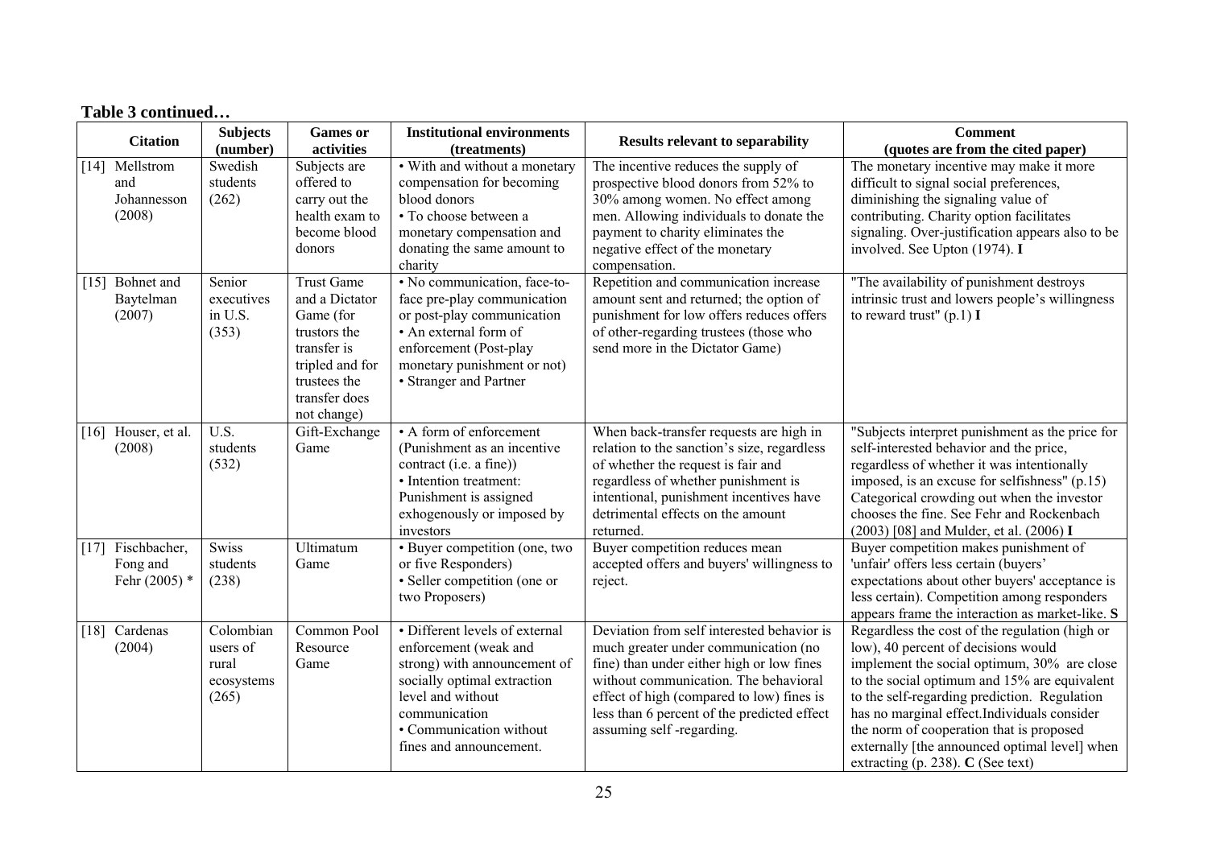**Table 3 continued…**

| Citation | Subjects (number) | Games or activities | Institutional environments (treatments) | Results relevant to separability | Comment (quotes are from the cited paper) |
|---|---|---|---|---|---|
| [14] Mellstrom and Johannesson (2008) | Swedish students (262) | Subjects are offered to carry out the health exam to become blood donors | • With and without a monetary compensation for becoming blood donors • To choose between a monetary compensation and donating the same amount to charity | The incentive reduces the supply of prospective blood donors from 52% to 30% among women. No effect among men. Allowing individuals to donate the payment to charity eliminates the negative effect of the monetary compensation. | The monetary incentive may make it more difficult to signal social preferences, diminishing the signaling value of contributing. Charity option facilitates signaling. Over-justification appears also to be involved. See Upton (1974). **I** |
| [15] Bohnet and Baytelman (2007) | Senior executives in U.S. (353) | Trust Game and a Dictator Game (for trustors the transfer is tripled and for trustees the transfer does not change) | • No communication, face-to-face pre-play communication or post-play communication • An external form of enforcement (Post-play monetary punishment or not) • Stranger and Partner | Repetition and communication increase amount sent and returned; the option of punishment for low offers reduces offers of other-regarding trustees (those who send more in the Dictator Game) | "The availability of punishment destroys intrinsic trust and lowers people's willingness to reward trust" (p.1) **I** |
| [16] Houser, et al. (2008) | U.S. students (532) | Gift-Exchange Game | • A form of enforcement (Punishment as an incentive contract (i.e. a fine)) • Intention treatment: Punishment is assigned exogenously or imposed by investors | When back-transfer requests are high in relation to the sanction's size, regardless of whether the request is fair and regardless of whether punishment is intentional, punishment incentives have detrimental effects on the amount returned. | "Subjects interpret punishment as the price for self-interested behavior and the price, regardless of whether it was intentionally imposed, is an excuse for selfishness" (p.15) Categorical crowding out when the investor chooses the fine. See Fehr and Rockenbach (2003) [08] and Mulder, et al. (2006) **I** |
| [17] Fischbacher, Fong and Fehr (2005) * | Swiss students (238) | Ultimatum Game | • Buyer competition (one, two or five Responders) • Seller competition (one or two Proposers) | Buyer competition reduces mean accepted offers and buyers' willingness to reject. | Buyer competition makes punishment of 'unfair' offers less certain (buyers' expectations about other buyers' acceptance is less certain). Competition among responders appears frame the interaction as market-like. **S** |
| [18] Cardenas (2004) | Colombian users of rural ecosystems (265) | Common Pool Resource Game | • Different levels of external enforcement (weak and strong) with announcement of socially optimal extraction level and without communication • Communication without fines and announcement. | Deviation from self interested behavior is much greater under communication (no fine) than under either high or low fines without communication. The behavioral effect of high (compared to low) fines is less than 6 percent of the predicted effect assuming self -regarding. | Regardless the cost of the regulation (high or low), 40 percent of decisions would implement the social optimum, 30% are close to the social optimum and 15% are equivalent to the self-regarding prediction. Regulation has no marginal effect.Individuals consider the norm of cooperation that is proposed externally [the announced optimal level] when extracting (p. 238). **C** (See text) |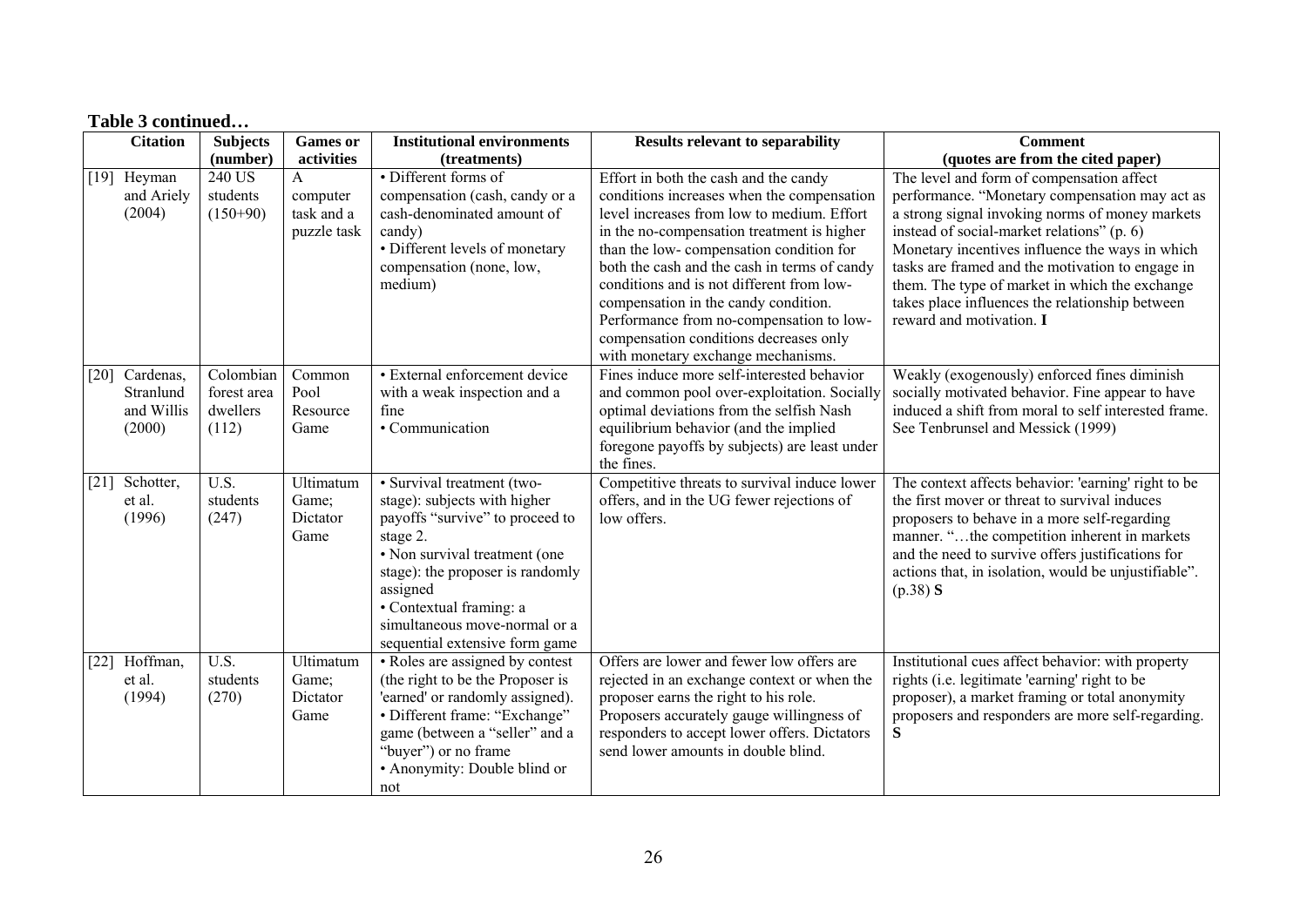**Table 3 continued…**

| Citation | Subjects (number) | Games or activities | Institutional environments (treatments) | Results relevant to separability | Comment (quotes are from the cited paper) |
|---|---|---|---|---|---|
| [19] Heyman and Ariely (2004) | 240 US students (150+90) | A computer task and a puzzle task | • Different forms of compensation (cash, candy or a cash-denominated amount of candy) • Different levels of monetary compensation (none, low, medium) | Effort in both the cash and the candy conditions increases when the compensation level increases from low to medium. Effort in the no-compensation treatment is higher than the low- compensation condition for both the cash and the cash in terms of candy conditions and is not different from low-compensation in the candy condition. Performance from no-compensation to low-compensation conditions decreases only with monetary exchange mechanisms. | The level and form of compensation affect performance. "Monetary compensation may act as a strong signal invoking norms of money markets instead of social-market relations" (p. 6) Monetary incentives influence the ways in which tasks are framed and the motivation to engage in them. The type of market in which the exchange takes place influences the relationship between reward and motivation. **I** |
| [20] Cardenas, Stranlund and Willis (2000) | Colombian forest area dwellers (112) | Common Pool Resource Game | • External enforcement device with a weak inspection and a fine • Communication | Fines induce more self-interested behavior and common pool over-exploitation. Socially optimal deviations from the selfish Nash equilibrium behavior (and the implied foregone payoffs by subjects) are least under the fines. | Weakly (exogenously) enforced fines diminish socially motivated behavior. Fine appear to have induced a shift from moral to self interested frame. See Tenbrunsel and Messick (1999) |
| [21] Schotter, et al. (1996) | U.S. students (247) | Ultimatum Game; Dictator Game | • Survival treatment (two-stage): subjects with higher payoffs "survive" to proceed to stage 2. • Non survival treatment (one stage): the proposer is randomly assigned • Contextual framing: a simultaneous move-normal or a sequential extensive form game | Competitive threats to survival induce lower offers, and in the UG fewer rejections of low offers. | The context affects behavior: 'earning' right to be the first mover or threat to survival induces proposers to behave in a more self-regarding manner. "…the competition inherent in markets and the need to survive offers justifications for actions that, in isolation, would be unjustifiable". (p.38) **S** |
| [22] Hoffman, et al. (1994) | U.S. students (270) | Ultimatum Game; Dictator Game | • Roles are assigned by contest (the right to be the Proposer is 'earned' or randomly assigned). • Different frame: "Exchange" game (between a "seller" and a "buyer") or no frame • Anonymity: Double blind or not | Offers are lower and fewer low offers are rejected in an exchange context or when the proposer earns the right to his role. Proposers accurately gauge willingness of responders to accept lower offers. Dictators send lower amounts in double blind. | Institutional cues affect behavior: with property rights (i.e. legitimate 'earning' right to be proposer), a market framing or total anonymity proposers and responders are more self-regarding. **S** |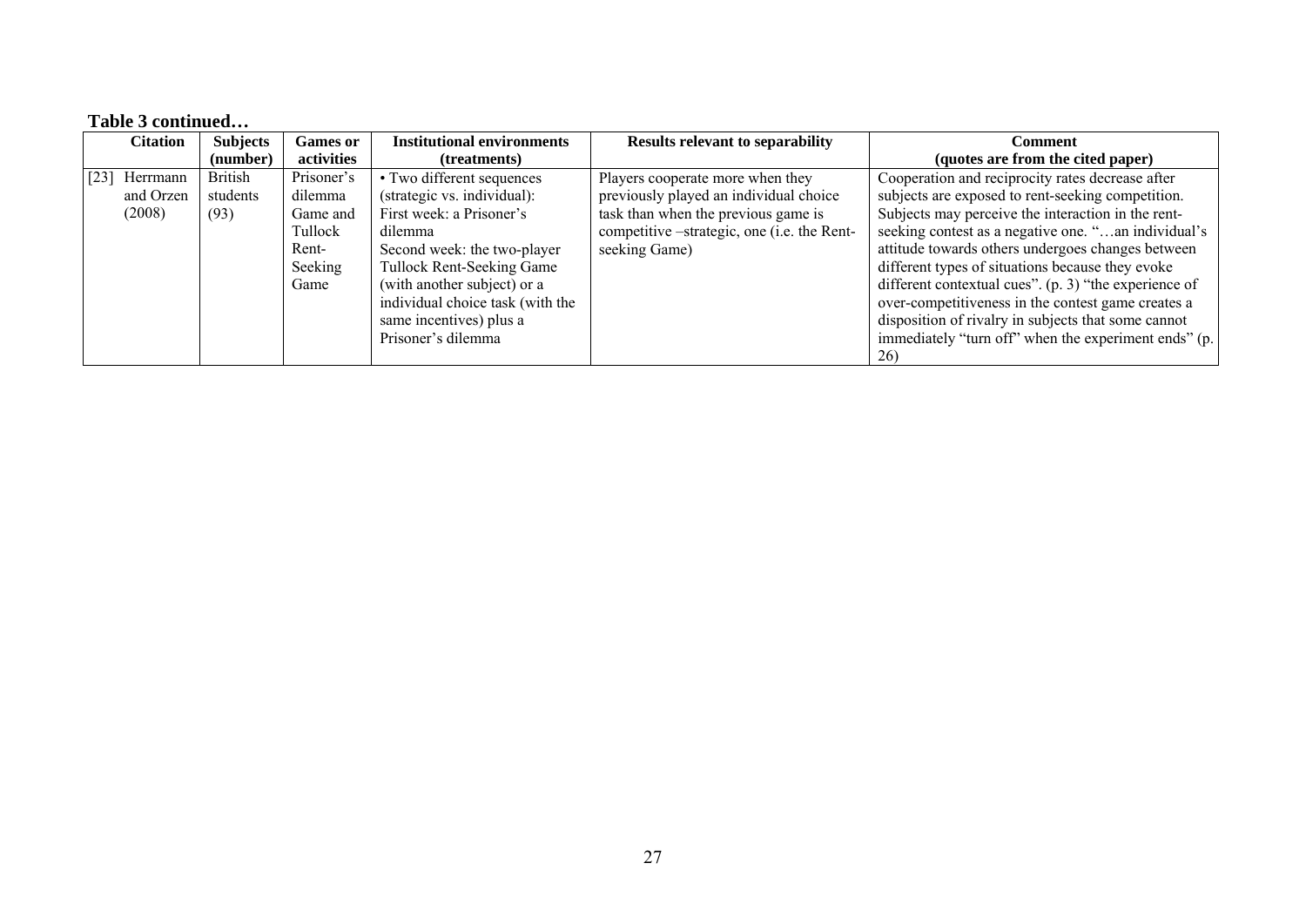**Table 3 continued…**

| Citation | Subjects (number) | Games or activities | Institutional environments (treatments) | Results relevant to separability | Comment (quotes are from the cited paper) |
|---|---|---|---|---|---|
| [23] Herrmann and Orzen (2008) | British students (93) | Prisoner's dilemma Game and Tullock Rent-Seeking Game | • Two different sequences (strategic vs. individual): First week: a Prisoner's dilemma Second week: the two-player Tullock Rent-Seeking Game (with another subject) or a individual choice task (with the same incentives) plus a Prisoner's dilemma | Players cooperate more when they previously played an individual choice task than when the previous game is competitive –strategic, one (i.e. the Rent-seeking Game) | Cooperation and reciprocity rates decrease after subjects are exposed to rent-seeking competition. Subjects may perceive the interaction in the rent-seeking contest as a negative one. "…an individual's attitude towards others undergoes changes between different types of situations because they evoke different contextual cues". (p. 3) "the experience of over-competitiveness in the contest game creates a disposition of rivalry in subjects that some cannot immediately "turn off" when the experiment ends" (p. 26) |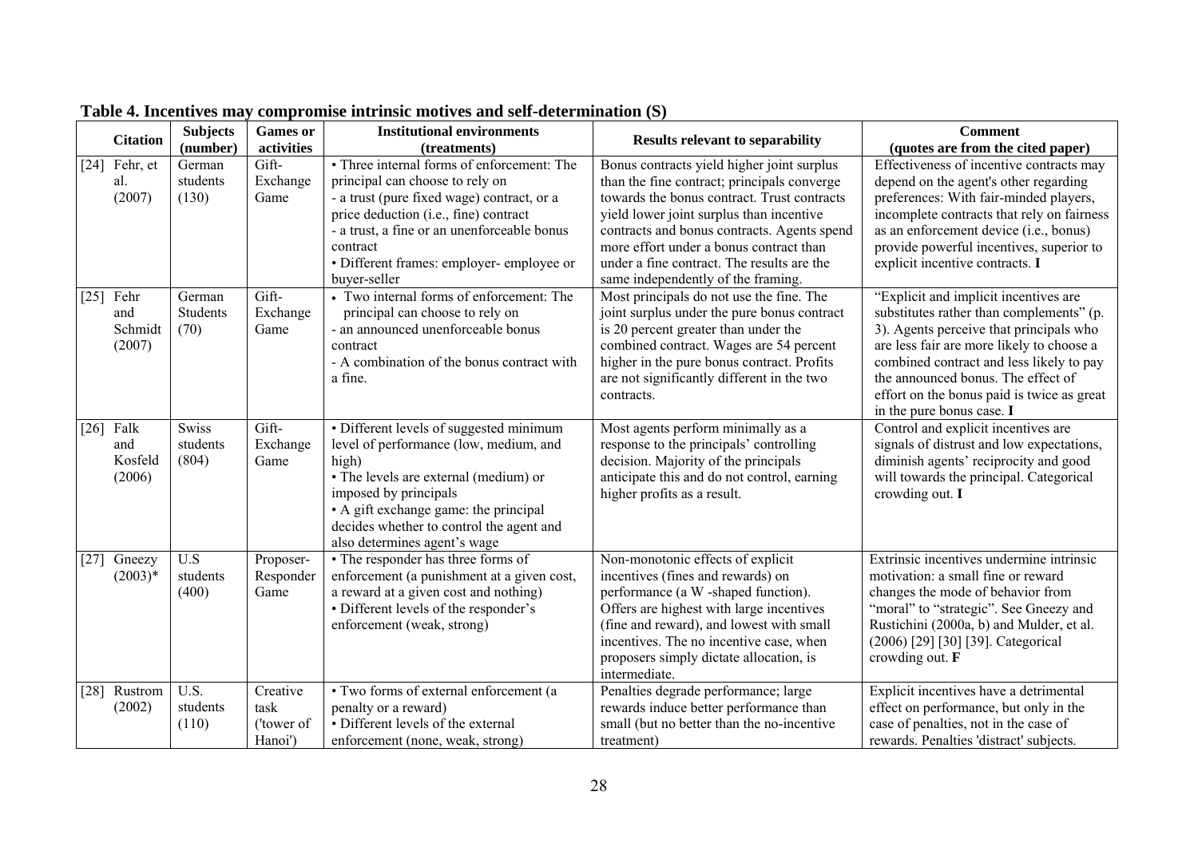**Table 4. Incentives may compromise intrinsic motives and self-determination (S)**

| Citation | Subjects (number) | Games or activities | Institutional environments (treatments) | Results relevant to separability | Comment (quotes are from the cited paper) |
|---|---|---|---|---|---|
| [24] Fehr, et al. (2007) | German students (130) | Gift-Exchange Game | • Three internal forms of enforcement: The principal can choose to rely on - a trust (pure fixed wage) contract, or a price deduction (i.e., fine) contract - a trust, a fine or an unenforceable bonus contract • Different frames: employer- employee or buyer-seller | Bonus contracts yield higher joint surplus than the fine contract; principals converge towards the bonus contract. Trust contracts yield lower joint surplus than incentive contracts and bonus contracts. Agents spend more effort under a bonus contract than under a fine contract. The results are the same independently of the framing. | Effectiveness of incentive contracts may depend on the agent's other regarding preferences: With fair-minded players, incomplete contracts that rely on fairness as an enforcement device (i.e., bonus) provide powerful incentives, superior to explicit incentive contracts. **I** |
| [25] Fehr and Schmidt (2007) | German Students (70) | Gift-Exchange Game | • Two internal forms of enforcement: The principal can choose to rely on - an announced unenforceable bonus contract - A combination of the bonus contract with a fine. | Most principals do not use the fine. The joint surplus under the pure bonus contract is 20 percent greater than under the combined contract. Wages are 54 percent higher in the pure bonus contract. Profits are not significantly different in the two contracts. | "Explicit and implicit incentives are substitutes rather than complements" (p. 3). Agents perceive that principals who are less fair are more likely to choose a combined contract and less likely to pay the announced bonus. The effect of effort on the bonus paid is twice as great in the pure bonus case. **I** |
| [26] Falk and Kosfeld (2006) | Swiss students (804) | Gift-Exchange Game | • Different levels of suggested minimum level of performance (low, medium, and high) • The levels are external (medium) or imposed by principals • A gift exchange game: the principal decides whether to control the agent and also determines agent's wage | Most agents perform minimally as a response to the principals' controlling decision. Majority of the principals anticipate this and do not control, earning higher profits as a result. | Control and explicit incentives are signals of distrust and low expectations, diminish agents' reciprocity and good will towards the principal. Categorical crowding out. **I** |
| [27] Gneezy (2003)* | U.S students (400) | Proposer-Responder Game | • The responder has three forms of enforcement (a punishment at a given cost, a reward at a given cost and nothing) • Different levels of the responder's enforcement (weak, strong) | Non-monotonic effects of explicit incentives (fines and rewards) on performance (a W -shaped function). Offers are highest with large incentives (fine and reward), and lowest with small incentives. The no incentive case, when proposers simply dictate allocation, is intermediate. | Extrinsic incentives undermine intrinsic motivation: a small fine or reward changes the mode of behavior from "moral" to "strategic". See Gneezy and Rustichini (2000a, b) and Mulder, et al. (2006) [29] [30] [39]. Categorical crowding out. **F** |
| [28] Rustrom (2002) | U.S. students (110) | Creative task ('tower of Hanoi') | • Two forms of external enforcement (a penalty or a reward) • Different levels of the external enforcement (none, weak, strong) | Penalties degrade performance; large rewards induce better performance than small (but no better than the no-incentive treatment) | Explicit incentives have a detrimental effect on performance, but only in the case of penalties, not in the case of rewards. Penalties 'distract' subjects. |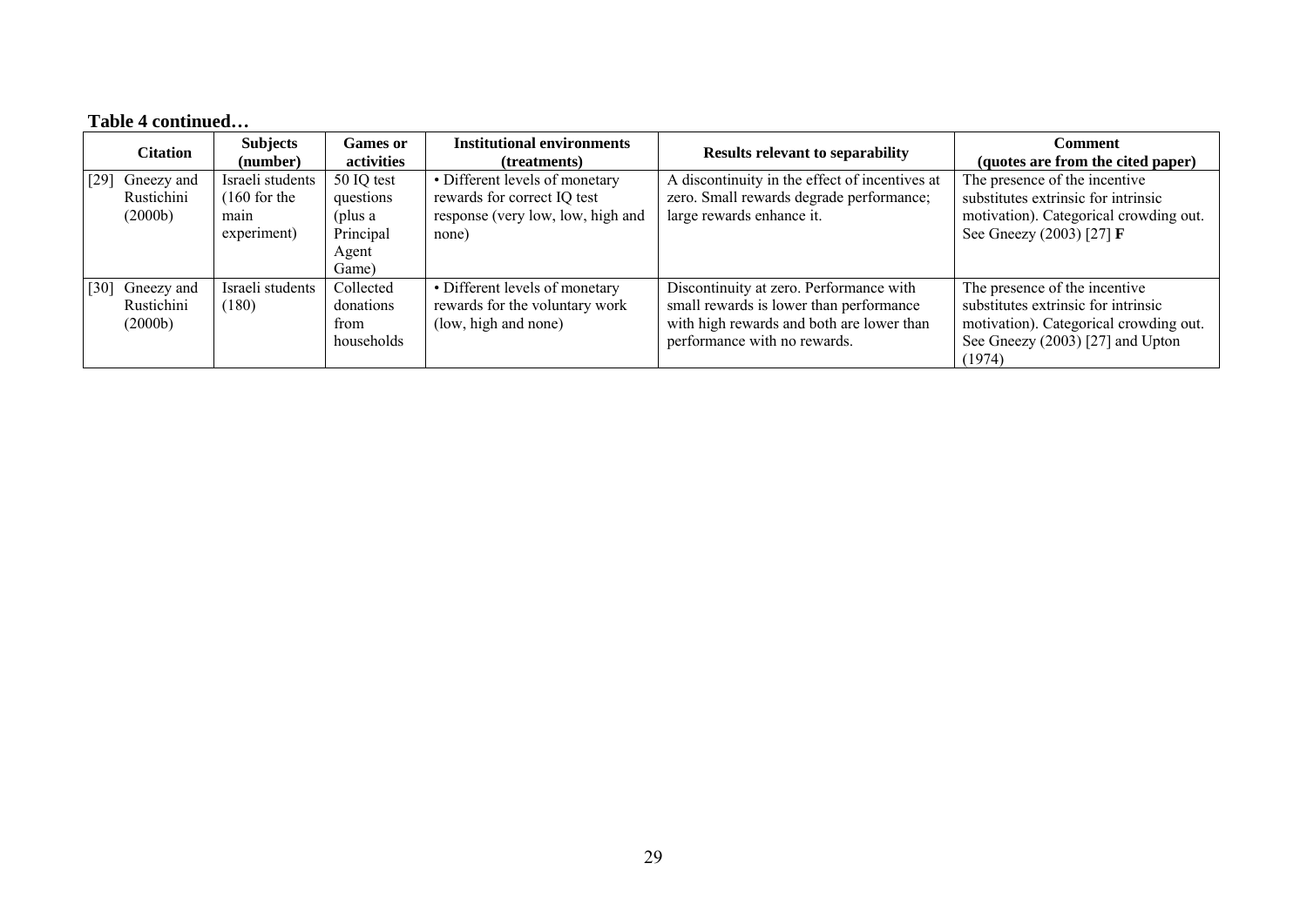**Table 4 continued…**

| Citation | Subjects (number) | Games or activities | Institutional environments (treatments) | Results relevant to separability | Comment (quotes are from the cited paper) |
|---|---|---|---|---|---|
| [29] Gneezy and Rustichini (2000b) | Israeli students (160 for the main experiment) | 50 IQ test questions (plus a Principal Agent Game) | • Different levels of monetary rewards for correct IQ test response (very low, low, high and none) | A discontinuity in the effect of incentives at zero. Small rewards degrade performance; large rewards enhance it. | The presence of the incentive substitutes extrinsic for intrinsic motivation). Categorical crowding out. See Gneezy (2003) [27] **F** |
| [30] Gneezy and Rustichini (2000b) | Israeli students (180) | Collected donations from households | • Different levels of monetary rewards for the voluntary work (low, high and none) | Discontinuity at zero. Performance with small rewards is lower than performance with high rewards and both are lower than performance with no rewards. | The presence of the incentive substitutes extrinsic for intrinsic motivation). Categorical crowding out. See Gneezy (2003) [27] and Upton (1974) |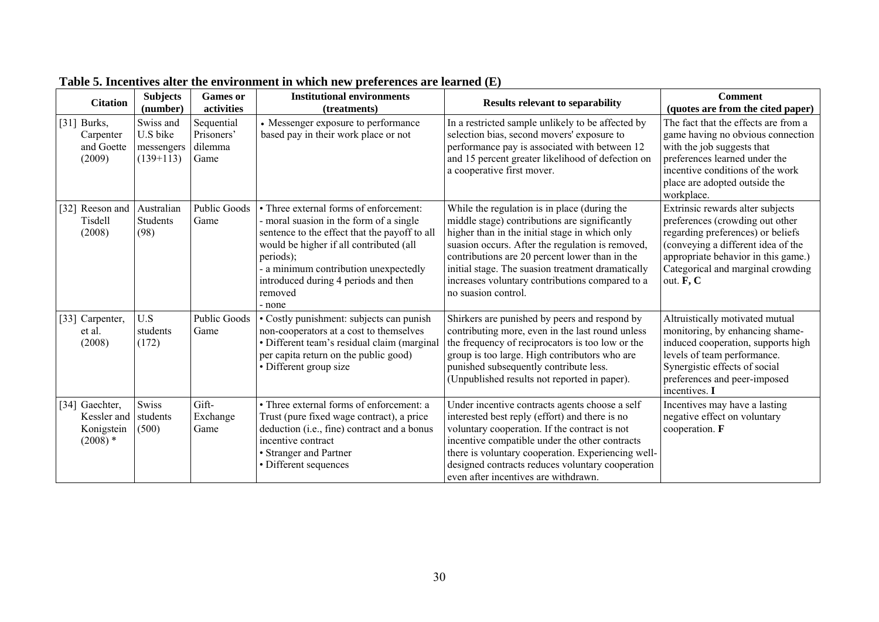**Table 5. Incentives alter the environment in which new preferences are learned (E)**

| Citation | Subjects (number) | Games or activities | Institutional environments (treatments) | Results relevant to separability | Comment (quotes are from the cited paper) |
|---|---|---|---|---|---|
| [31] Burks, Carpenter and Goette (2009) | Swiss and U.S bike messengers (139+113) | Sequential Prisoners' dilemma Game | • Messenger exposure to performance based pay in their work place or not | In a restricted sample unlikely to be affected by selection bias, second movers' exposure to performance pay is associated with between 12 and 15 percent greater likelihood of defection on a cooperative first mover. | The fact that the effects are from a game having no obvious connection with the job suggests that preferences learned under the incentive conditions of the work place are adopted outside the workplace. |
| [32] Reeson and Tisdell (2008) | Australian Students (98) | Public Goods Game | • Three external forms of enforcement:<br>- moral suasion in the form of a single sentence to the effect that the payoff to all would be higher if all contributed (all periods);<br>- a minimum contribution unexpectedly introduced during 4 periods and then removed<br>- none | While the regulation is in place (during the middle stage) contributions are significantly higher than in the initial stage in which only suasion occurs. After the regulation is removed, contributions are 20 percent lower than in the initial stage. The suasion treatment dramatically increases voluntary contributions compared to a no suasion control. | Extrinsic rewards alter subjects preferences (crowding out other regarding preferences) or beliefs (conveying a different idea of the appropriate behavior in this game.) Categorical and marginal crowding out. **F, C** |
| [33] Carpenter, et al. (2008) | U.S students (172) | Public Goods Game | • Costly punishment: subjects can punish non-cooperators at a cost to themselves<br>• Different team's residual claim (marginal per capita return on the public good)<br>• Different group size | Shirkers are punished by peers and respond by contributing more, even in the last round unless the frequency of reciprocators is too low or the group is too large. High contributors who are punished subsequently contribute less. (Unpublished results not reported in paper). | Altruistically motivated mutual monitoring, by enhancing shame-induced cooperation, supports high levels of team performance. Synergistic effects of social preferences and peer-imposed incentives. **I** |
| [34] Gaechter, Kessler and Konigstein (2008) * | Swiss students (500) | Gift-Exchange Game | • Three external forms of enforcement: a Trust (pure fixed wage contract), a price deduction (i.e., fine) contract and a bonus incentive contract<br>• Stranger and Partner<br>• Different sequences | Under incentive contracts agents choose a self interested best reply (effort) and there is no voluntary cooperation. If the contract is not incentive compatible under the other contracts there is voluntary cooperation. Experiencing well-designed contracts reduces voluntary cooperation even after incentives are withdrawn. | Incentives may have a lasting negative effect on voluntary cooperation. **F** |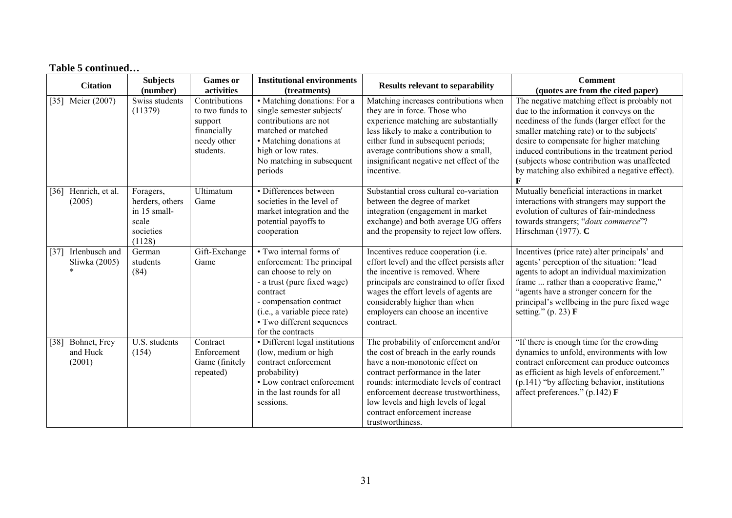**Table 5 continued…**

| Citation | Subjects (number) | Games or activities | Institutional environments (treatments) | Results relevant to separability | Comment (quotes are from the cited paper) |
| --- | --- | --- | --- | --- | --- |
| [35] Meier (2007) | Swiss students (11379) | Contributions to two funds to support financially needy other students. | • Matching donations: For a single semester subjects' contributions are not matched or matched • Matching donations at high or low rates. No matching in subsequent periods | Matching increases contributions when they are in force. Those who experience matching are substantially less likely to make a contribution to either fund in subsequent periods; average contributions show a small, insignificant negative net effect of the incentive. | The negative matching effect is probably not due to the information it conveys on the neediness of the funds (larger effect for the smaller matching rate) or to the subjects' desire to compensate for higher matching induced contributions in the treatment period (subjects whose contribution was unaffected by matching also exhibited a negative effect). **F** |
| [36] Henrich, et al. (2005) | Foragers, herders, others in 15 small-scale societies (1128) | Ultimatum Game | • Differences between societies in the level of market integration and the potential payoffs to cooperation | Substantial cross cultural co-variation between the degree of market integration (engagement in market exchange) and both average UG offers and the propensity to reject low offers. | Mutually beneficial interactions in market interactions with strangers may support the evolution of cultures of fair-mindedness towards strangers; "*doux commerce*"? Hirschman (1977). **C** |
| [37] Irlenbusch and Sliwka (2005) * | German students (84) | Gift-Exchange Game | • Two internal forms of enforcement: The principal can choose to rely on - a trust (pure fixed wage) contract - compensation contract (i.e., a variable piece rate) • Two different sequences for the contracts | Incentives reduce cooperation (i.e. effort level) and the effect persists after the incentive is removed. Where principals are constrained to offer fixed wages the effort levels of agents are considerably higher than when employers can choose an incentive contract. | Incentives (price rate) alter principals' and agents' perception of the situation: "lead agents' to adopt an individual maximization frame ... rather than a cooperative frame," "agents have a stronger concern for the principal's wellbeing in the pure fixed wage setting." (p. 23) **F** |
| [38] Bohnet, Frey and Huck (2001) | U.S. students (154) | Contract Enforcement Game (finitely repeated) | • Different legal institutions (low, medium or high contract enforcement probability) • Low contract enforcement in the last rounds for all sessions. | The probability of enforcement and/or the cost of breach in the early rounds have a non-monotonic effect on contract performance in the later rounds: intermediate levels of contract enforcement decrease trustworthiness, low levels and high levels of legal contract enforcement increase trustworthiness. | "If there is enough time for the crowding dynamics to unfold, environments with low contract enforcement can produce outcomes as efficient as high levels of enforcement." (p.141) "by affecting behavior, institutions affect preferences." (p.142) **F** |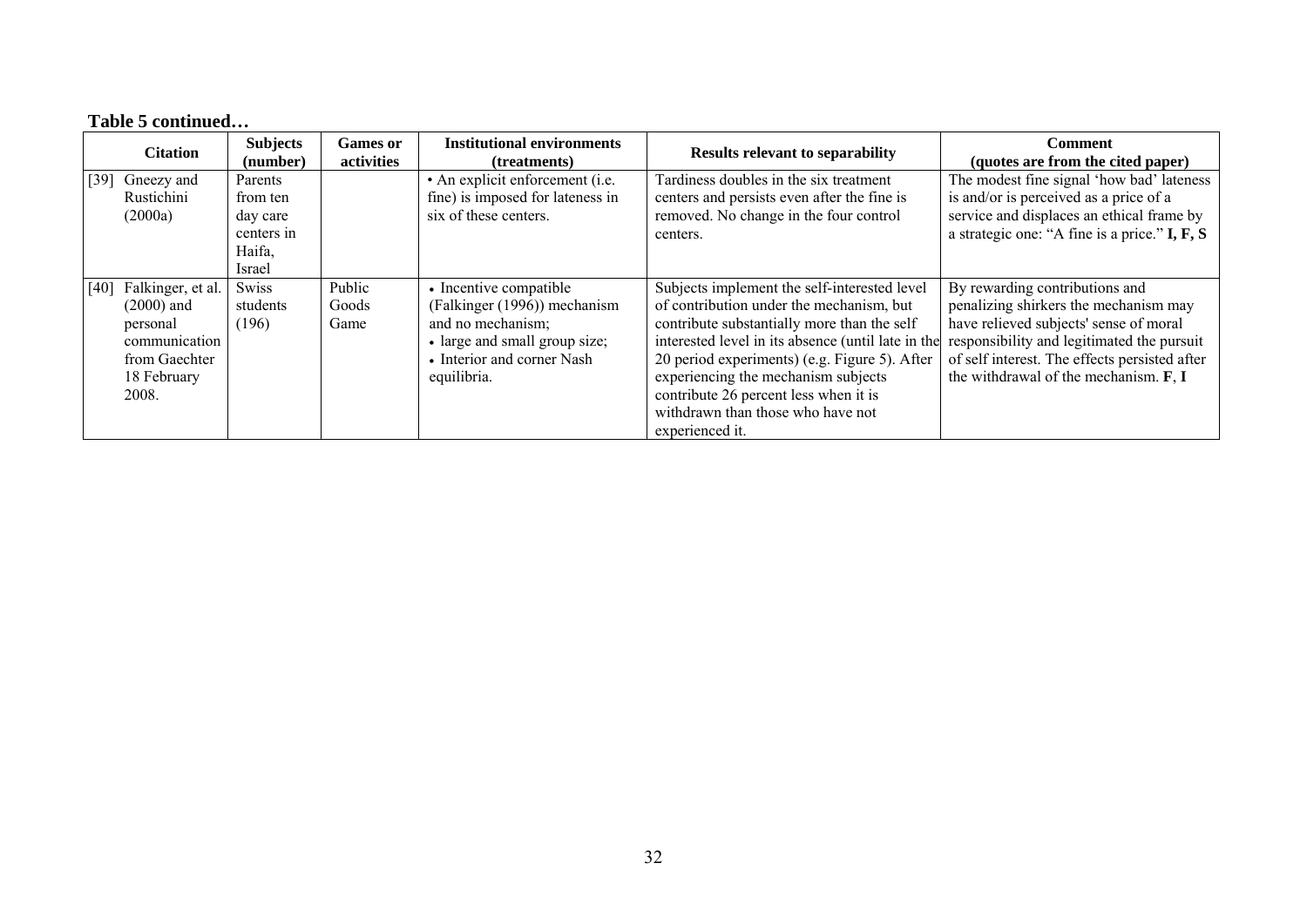**Table 5 continued…**

| Citation | Subjects (number) | Games or activities | Institutional environments (treatments) | Results relevant to separability | Comment (quotes are from the cited paper) |
|---|---|---|---|---|---|
| [39] Gneezy and Rustichini (2000a) | Parents from ten day care centers in Haifa, Israel | | • An explicit enforcement (i.e. fine) is imposed for lateness in six of these centers. | Tardiness doubles in the six treatment centers and persists even after the fine is removed. No change in the four control centers. | The modest fine signal 'how bad' lateness is and/or is perceived as a price of a service and displaces an ethical frame by a strategic one: "A fine is a price." **I, F, S** |
| [40] Falkinger, et al. (2000) and personal communication from Gaechter 18 February 2008. | Swiss students (196) | Public Goods Game | • Incentive compatible (Falkinger (1996)) mechanism and no mechanism; • large and small group size; • Interior and corner Nash equilibria. | Subjects implement the self-interested level of contribution under the mechanism, but contribute substantially more than the self interested level in its absence (until late in the 20 period experiments) (e.g. Figure 5). After experiencing the mechanism subjects contribute 26 percent less when it is withdrawn than those who have not experienced it. | By rewarding contributions and penalizing shirkers the mechanism may have relieved subjects' sense of moral responsibility and legitimated the pursuit of self interest. The effects persisted after the withdrawal of the mechanism. **F**, **I** |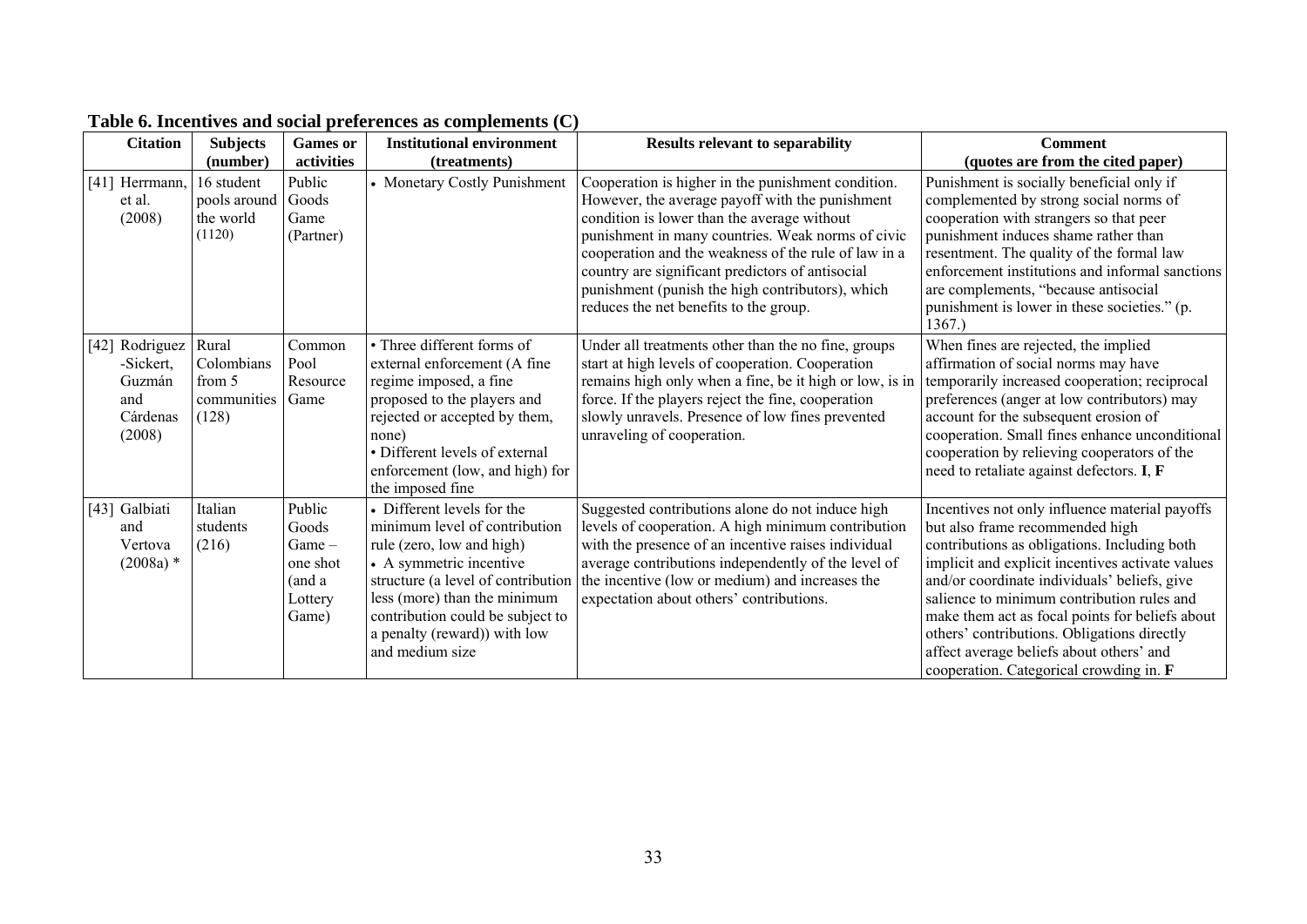**Table 6. Incentives and social preferences as complements (C)**

| Citation | Subjects (number) | Games or activities | Institutional environment (treatments) | Results relevant to separability | Comment (quotes are from the cited paper) |
|---|---|---|---|---|---|
| [41] Herrmann, et al. (2008) | 16 student pools around the world (1120) | Public Goods Game (Partner) | • Monetary Costly Punishment | Cooperation is higher in the punishment condition. However, the average payoff with the punishment condition is lower than the average without punishment in many countries. Weak norms of civic cooperation and the weakness of the rule of law in a country are significant predictors of antisocial punishment (punish the high contributors), which reduces the net benefits to the group. | Punishment is socially beneficial only if complemented by strong social norms of cooperation with strangers so that peer punishment induces shame rather than resentment. The quality of the formal law enforcement institutions and informal sanctions are complements, "because antisocial punishment is lower in these societies." (p. 1367.) |
| [42] Rodriguez -Sickert, Guzmán and Cárdenas (2008) | Rural Colombians from 5 communities (128) | Common Pool Resource Game | • Three different forms of external enforcement (A fine regime imposed, a fine proposed to the players and rejected or accepted by them, none)<br>• Different levels of external enforcement (low, and high) for the imposed fine | Under all treatments other than the no fine, groups start at high levels of cooperation. Cooperation remains high only when a fine, be it high or low, is in force. If the players reject the fine, cooperation slowly unravels. Presence of low fines prevented unraveling of cooperation. | When fines are rejected, the implied affirmation of social norms may have temporarily increased cooperation; reciprocal preferences (anger at low contributors) may account for the subsequent erosion of cooperation. Small fines enhance unconditional cooperation by relieving cooperators of the need to retaliate against defectors. **I**, **F** |
| [43] Galbiati and Vertova (2008a) * | Italian students (216) | Public Goods Game – one shot (and a Lottery Game) | • Different levels for the minimum level of contribution rule (zero, low and high)<br>• A symmetric incentive structure (a level of contribution less (more) than the minimum contribution could be subject to a penalty (reward)) with low and medium size | Suggested contributions alone do not induce high levels of cooperation. A high minimum contribution with the presence of an incentive raises individual average contributions independently of the level of the incentive (low or medium) and increases the expectation about others' contributions. | Incentives not only influence material payoffs but also frame recommended high contributions as obligations. Including both implicit and explicit incentives activate values and/or coordinate individuals' beliefs, give salience to minimum contribution rules and make them act as focal points for beliefs about others' contributions. Obligations directly affect average beliefs about others' and cooperation. Categorical crowding in. **F** |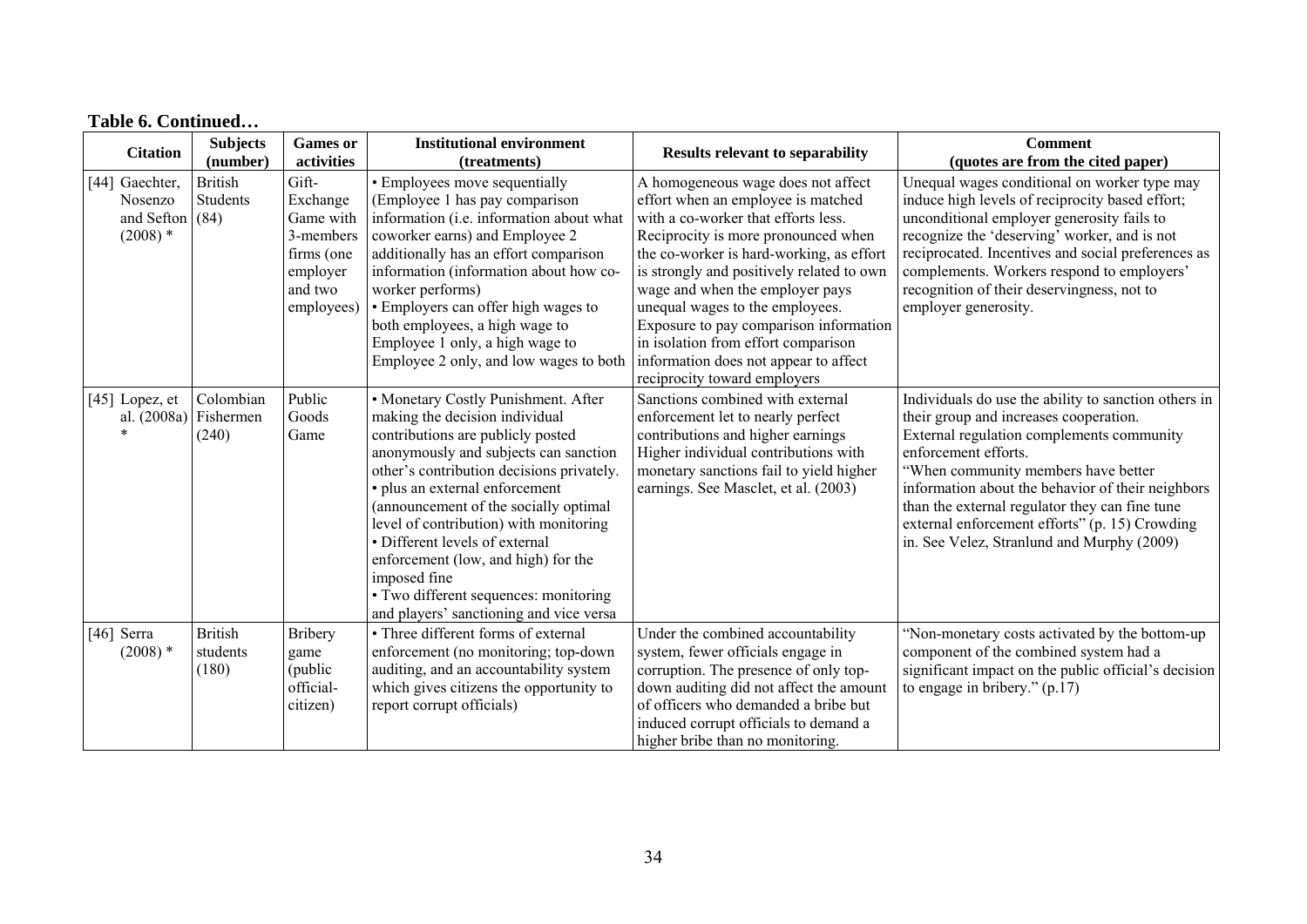**Table 6. Continued…**

| Citation | Subjects (number) | Games or activities | Institutional environment (treatments) | Results relevant to separability | Comment (quotes are from the cited paper) |
|---|---|---|---|---|---|
| [44] Gaechter, Nosenzo and Sefton (2008) * | British Students (84) | Gift-Exchange Game with 3-members firms (one employer and two employees) | • Employees move sequentially (Employee 1 has pay comparison information (i.e. information about what coworker earns) and Employee 2 additionally has an effort comparison information (information about how co-worker performs) • Employers can offer high wages to both employees, a high wage to Employee 1 only, a high wage to Employee 2 only, and low wages to both | A homogeneous wage does not affect effort when an employee is matched with a co-worker that efforts less. Reciprocity is more pronounced when the co-worker is hard-working, as effort is strongly and positively related to own wage and when the employer pays unequal wages to the employees. Exposure to pay comparison information in isolation from effort comparison information does not appear to affect reciprocity toward employers | Unequal wages conditional on worker type may induce high levels of reciprocity based effort; unconditional employer generosity fails to recognize the 'deserving' worker, and is not reciprocated. Incentives and social preferences as complements. Workers respond to employers' recognition of their deservingness, not to employer generosity. |
| [45] Lopez, et al. (2008a) * | Colombian Fishermen (240) | Public Goods Game | • Monetary Costly Punishment. After making the decision individual contributions are publicly posted anonymously and subjects can sanction other's contribution decisions privately. • plus an external enforcement (announcement of the socially optimal level of contribution) with monitoring • Different levels of external enforcement (low, and high) for the imposed fine • Two different sequences: monitoring and players' sanctioning and vice versa | Sanctions combined with external enforcement let to nearly perfect contributions and higher earnings Higher individual contributions with monetary sanctions fail to yield higher earnings. See Masclet, et al. (2003) | Individuals do use the ability to sanction others in their group and increases cooperation. External regulation complements community enforcement efforts. "When community members have better information about the behavior of their neighbors than the external regulator they can fine tune external enforcement efforts" (p. 15) Crowding in. See Velez, Stranlund and Murphy (2009) |
| [46] Serra (2008) * | British students (180) | Bribery game (public official-citizen) | • Three different forms of external enforcement (no monitoring; top-down auditing, and an accountability system which gives citizens the opportunity to report corrupt officials) | Under the combined accountability system, fewer officials engage in corruption. The presence of only top-down auditing did not affect the amount of officers who demanded a bribe but induced corrupt officials to demand a higher bribe than no monitoring. | "Non-monetary costs activated by the bottom-up component of the combined system had a significant impact on the public official's decision to engage in bribery." (p.17) |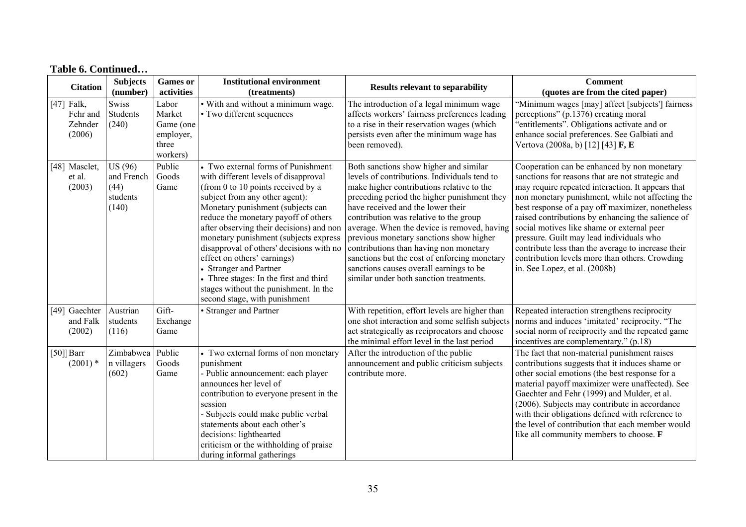**Table 6. Continued…**

| Citation | Subjects (number) | Games or activities | Institutional environment (treatments) | Results relevant to separability | Comment (quotes are from the cited paper) |
|---|---|---|---|---|---|
| [47] Falk, Fehr and Zehnder (2006) | Swiss Students (240) | Labor Market Game (one employer, three workers) | • With and without a minimum wage. • Two different sequences | The introduction of a legal minimum wage affects workers' fairness preferences leading to a rise in their reservation wages (which persists even after the minimum wage has been removed). | "Minimum wages [may] affect [subjects'] fairness perceptions" (p.1376) creating moral "entitlements". Obligations activate and or enhance social preferences. See Galbiati and Vertova (2008a, b) [12] [43] **F, E** |
| [48] Masclet, et al. (2003) | US (96) and French (44) students (140) | Public Goods Game | • Two external forms of Punishment with different levels of disapproval (from 0 to 10 points received by a subject from any other agent): Monetary punishment (subjects can reduce the monetary payoff of others after observing their decisions) and non monetary punishment (subjects express disapproval of others' decisions with no effect on others' earnings) • Stranger and Partner • Three stages: In the first and third stages without the punishment. In the second stage, with punishment | Both sanctions show higher and similar levels of contributions. Individuals tend to make higher contributions relative to the preceding period the higher punishment they have received and the lower their contribution was relative to the group average. When the device is removed, having previous monetary sanctions show higher contributions than having non monetary sanctions but the cost of enforcing monetary sanctions causes overall earnings to be similar under both sanction treatments. | Cooperation can be enhanced by non monetary sanctions for reasons that are not strategic and may require repeated interaction. It appears that non monetary punishment, while not affecting the best response of a pay off maximizer, nonetheless raised contributions by enhancing the salience of social motives like shame or external peer pressure. Guilt may lead individuals who contribute less than the average to increase their contribution levels more than others. Crowding in. See Lopez, et al. (2008b) |
| [49] Gaechter and Falk (2002) | Austrian students (116) | Gift-Exchange Game | • Stranger and Partner | With repetition, effort levels are higher than one shot interaction and some selfish subjects act strategically as reciprocators and choose the minimal effort level in the last period | Repeated interaction strengthens reciprocity norms and induces 'imitated' reciprocity. "The social norm of reciprocity and the repeated game incentives are complementary." (p.18) |
| [50] Barr (2001) * | Zimbabwean villagers (602) | Public Goods Game | • Two external forms of non monetary punishment - Public announcement: each player announces her level of contribution to everyone present in the session - Subjects could make public verbal statements about each other's decisions: lighthearted criticism or the withholding of praise during informal gatherings | After the introduction of the public announcement and public criticism subjects contribute more. | The fact that non-material punishment raises contributions suggests that it induces shame or other social emotions (the best response for a material payoff maximizer were unaffected). See Gaechter and Fehr (1999) and Mulder, et al. (2006). Subjects may contribute in accordance with their obligations defined with reference to the level of contribution that each member would like all community members to choose. **F** |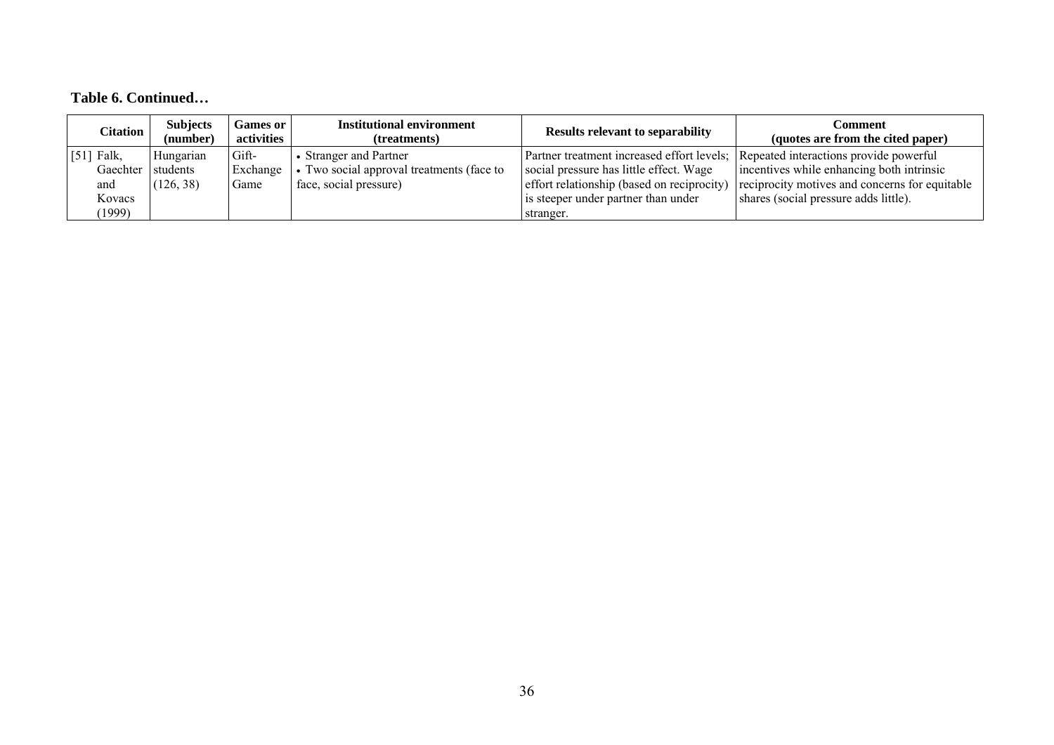**Table 6. Continued…**

| Citation | Subjects (number) | Games or activities | Institutional environment (treatments) | Results relevant to separability | Comment (quotes are from the cited paper) |
|---|---|---|---|---|---|
| [51] Falk, Gaechter and Kovacs (1999) | Hungarian students (126, 38) | Gift-Exchange Game | • Stranger and Partner<br>• Two social approval treatments (face to face, social pressure) | Partner treatment increased effort levels; social pressure has little effect. Wage effort relationship (based on reciprocity) is steeper under partner than under stranger. | Repeated interactions provide powerful incentives while enhancing both intrinsic reciprocity motives and concerns for equitable shares (social pressure adds little). |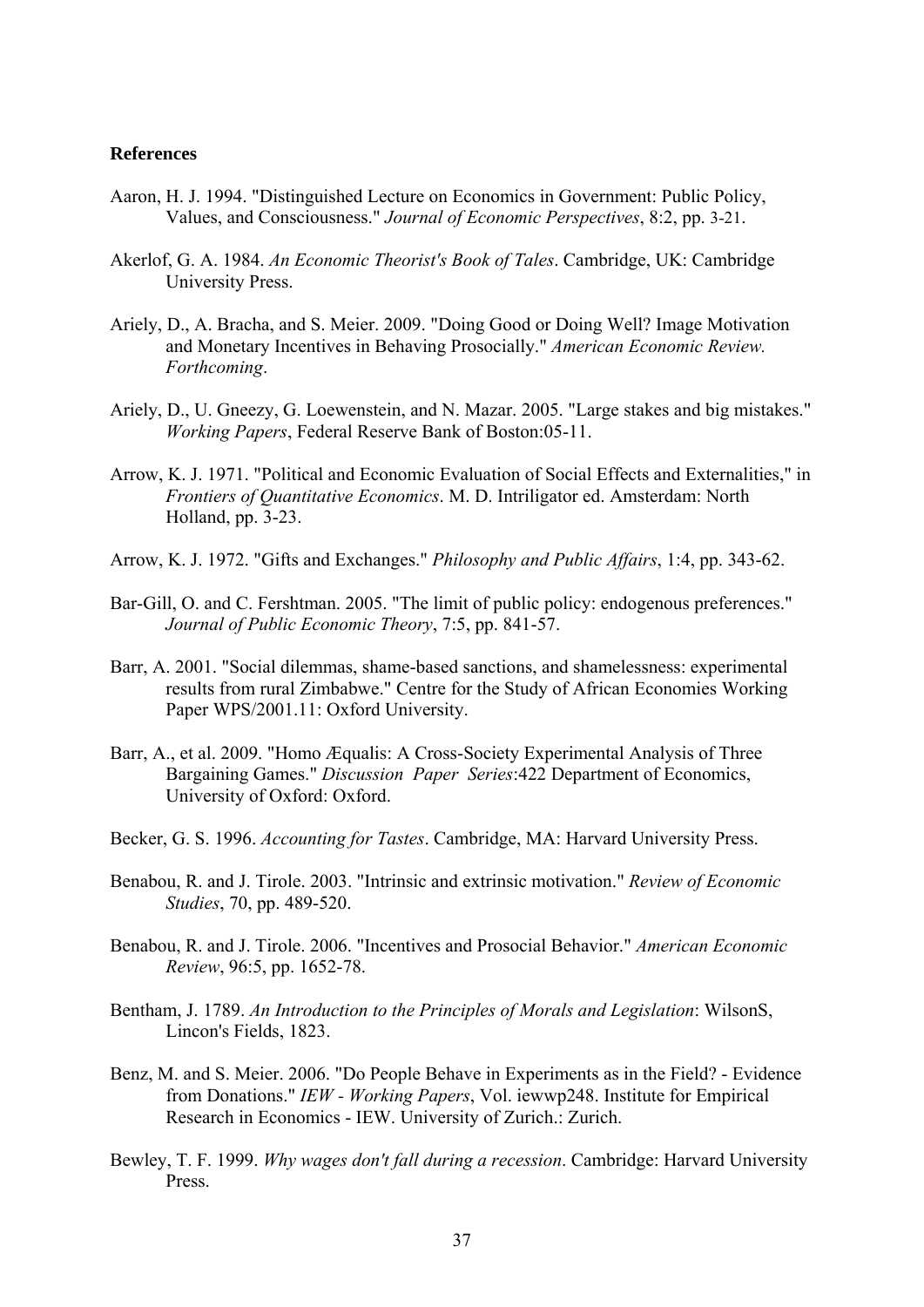**References**

Aaron, H. J. 1994. "Distinguished Lecture on Economics in Government: Public Policy, Values, and Consciousness." *Journal of Economic Perspectives*, 8:2, pp. 3-21.

Akerlof, G. A. 1984. *An Economic Theorist's Book of Tales*. Cambridge, UK: Cambridge University Press.

Ariely, D., A. Bracha, and S. Meier. 2009. "Doing Good or Doing Well? Image Motivation and Monetary Incentives in Behaving Prosocially." *American Economic Review. Forthcoming*.

Ariely, D., U. Gneezy, G. Loewenstein, and N. Mazar. 2005. "Large stakes and big mistakes." *Working Papers*, Federal Reserve Bank of Boston:05-11.

Arrow, K. J. 1971. "Political and Economic Evaluation of Social Effects and Externalities," in *Frontiers of Quantitative Economics*. M. D. Intriligator ed. Amsterdam: North Holland, pp. 3-23.

Arrow, K. J. 1972. "Gifts and Exchanges." *Philosophy and Public Affairs*, 1:4, pp. 343-62.

Bar-Gill, O. and C. Fershtman. 2005. "The limit of public policy: endogenous preferences." *Journal of Public Economic Theory*, 7:5, pp. 841-57.

Barr, A. 2001. "Social dilemmas, shame-based sanctions, and shamelessness: experimental results from rural Zimbabwe." Centre for the Study of African Economies Working Paper WPS/2001.11: Oxford University.

Barr, A., et al. 2009. "Homo Æqualis: A Cross-Society Experimental Analysis of Three Bargaining Games." *Discussion Paper Series*:422 Department of Economics, University of Oxford: Oxford.

Becker, G. S. 1996. *Accounting for Tastes*. Cambridge, MA: Harvard University Press.

Benabou, R. and J. Tirole. 2003. "Intrinsic and extrinsic motivation." *Review of Economic Studies*, 70, pp. 489-520.

Benabou, R. and J. Tirole. 2006. "Incentives and Prosocial Behavior." *American Economic Review*, 96:5, pp. 1652-78.

Bentham, J. 1789. *An Introduction to the Principles of Morals and Legislation*: WilsonS, Lincon's Fields, 1823.

Benz, M. and S. Meier. 2006. "Do People Behave in Experiments as in the Field? - Evidence from Donations." *IEW - Working Papers*, Vol. iewwp248. Institute for Empirical Research in Economics - IEW. University of Zurich.: Zurich.

Bewley, T. F. 1999. *Why wages don't fall during a recession*. Cambridge: Harvard University Press.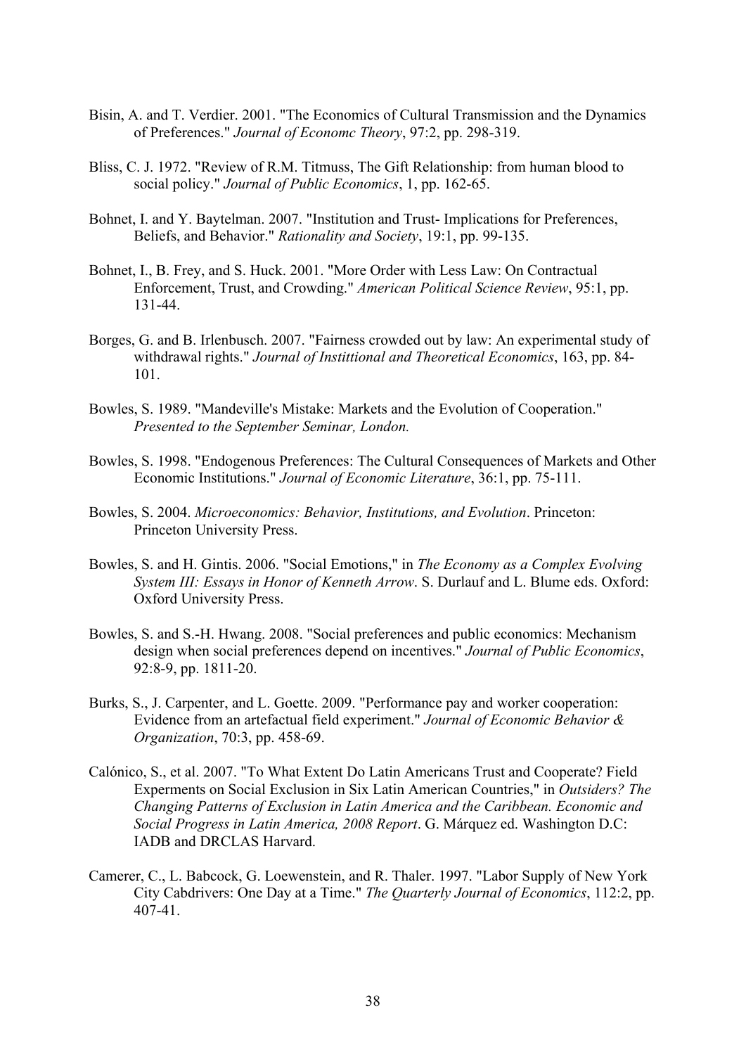Bisin, A. and T. Verdier. 2001. "The Economics of Cultural Transmission and the Dynamics of Preferences." *Journal of Economc Theory*, 97:2, pp. 298-319.

Bliss, C. J. 1972. "Review of R.M. Titmuss, The Gift Relationship: from human blood to social policy." *Journal of Public Economics*, 1, pp. 162-65.

Bohnet, I. and Y. Baytelman. 2007. "Institution and Trust- Implications for Preferences, Beliefs, and Behavior." *Rationality and Society*, 19:1, pp. 99-135.

Bohnet, I., B. Frey, and S. Huck. 2001. "More Order with Less Law: On Contractual Enforcement, Trust, and Crowding." *American Political Science Review*, 95:1, pp. 131-44.

Borges, G. and B. Irlenbusch. 2007. "Fairness crowded out by law: An experimental study of withdrawal rights." *Journal of Instittional and Theoretical Economics*, 163, pp. 84-101.

Bowles, S. 1989. "Mandeville's Mistake: Markets and the Evolution of Cooperation." *Presented to the September Seminar, London.*

Bowles, S. 1998. "Endogenous Preferences: The Cultural Consequences of Markets and Other Economic Institutions." *Journal of Economic Literature*, 36:1, pp. 75-111.

Bowles, S. 2004. *Microeconomics: Behavior, Institutions, and Evolution*. Princeton: Princeton University Press.

Bowles, S. and H. Gintis. 2006. "Social Emotions," in *The Economy as a Complex Evolving System III: Essays in Honor of Kenneth Arrow*. S. Durlauf and L. Blume eds. Oxford: Oxford University Press.

Bowles, S. and S.-H. Hwang. 2008. "Social preferences and public economics: Mechanism design when social preferences depend on incentives." *Journal of Public Economics*, 92:8-9, pp. 1811-20.

Burks, S., J. Carpenter, and L. Goette. 2009. "Performance pay and worker cooperation: Evidence from an artefactual field experiment." *Journal of Economic Behavior & Organization*, 70:3, pp. 458-69.

Calónico, S., et al. 2007. "To What Extent Do Latin Americans Trust and Cooperate? Field Experments on Social Exclusion in Six Latin American Countries," in *Outsiders? The Changing Patterns of Exclusion in Latin America and the Caribbean. Economic and Social Progress in Latin America, 2008 Report*. G. Márquez ed. Washington D.C: IADB and DRCLAS Harvard.

Camerer, C., L. Babcock, G. Loewenstein, and R. Thaler. 1997. "Labor Supply of New York City Cabdrivers: One Day at a Time." *The Quarterly Journal of Economics*, 112:2, pp. 407-41.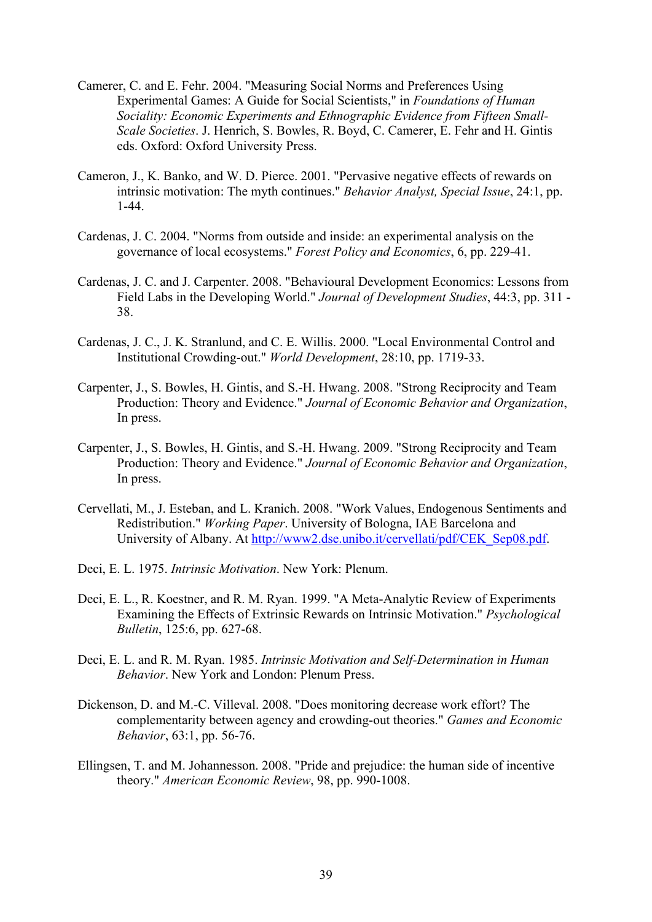Camerer, C. and E. Fehr. 2004. "Measuring Social Norms and Preferences Using Experimental Games: A Guide for Social Scientists," in *Foundations of Human Sociality: Economic Experiments and Ethnographic Evidence from Fifteen Small-Scale Societies*. J. Henrich, S. Bowles, R. Boyd, C. Camerer, E. Fehr and H. Gintis eds. Oxford: Oxford University Press.

Cameron, J., K. Banko, and W. D. Pierce. 2001. "Pervasive negative effects of rewards on intrinsic motivation: The myth continues." *Behavior Analyst, Special Issue*, 24:1, pp. 1-44.

Cardenas, J. C. 2004. "Norms from outside and inside: an experimental analysis on the governance of local ecosystems." *Forest Policy and Economics*, 6, pp. 229-41.

Cardenas, J. C. and J. Carpenter. 2008. "Behavioural Development Economics: Lessons from Field Labs in the Developing World." *Journal of Development Studies*, 44:3, pp. 311 - 38.

Cardenas, J. C., J. K. Stranlund, and C. E. Willis. 2000. "Local Environmental Control and Institutional Crowding-out." *World Development*, 28:10, pp. 1719-33.

Carpenter, J., S. Bowles, H. Gintis, and S.-H. Hwang. 2008. "Strong Reciprocity and Team Production: Theory and Evidence." *Journal of Economic Behavior and Organization*, In press.

Carpenter, J., S. Bowles, H. Gintis, and S.-H. Hwang. 2009. "Strong Reciprocity and Team Production: Theory and Evidence." *Journal of Economic Behavior and Organization*, In press.

Cervellati, M., J. Esteban, and L. Kranich. 2008. "Work Values, Endogenous Sentiments and Redistribution." *Working Paper*. University of Bologna, IAE Barcelona and University of Albany. At http://www2.dse.unibo.it/cervellati/pdf/CEK_Sep08.pdf.

Deci, E. L. 1975. *Intrinsic Motivation*. New York: Plenum.

Deci, E. L., R. Koestner, and R. M. Ryan. 1999. "A Meta-Analytic Review of Experiments Examining the Effects of Extrinsic Rewards on Intrinsic Motivation." *Psychological Bulletin*, 125:6, pp. 627-68.

Deci, E. L. and R. M. Ryan. 1985. *Intrinsic Motivation and Self-Determination in Human Behavior*. New York and London: Plenum Press.

Dickenson, D. and M.-C. Villeval. 2008. "Does monitoring decrease work effort? The complementarity between agency and crowding-out theories." *Games and Economic Behavior*, 63:1, pp. 56-76.

Ellingsen, T. and M. Johannesson. 2008. "Pride and prejudice: the human side of incentive theory." *American Economic Review*, 98, pp. 990-1008.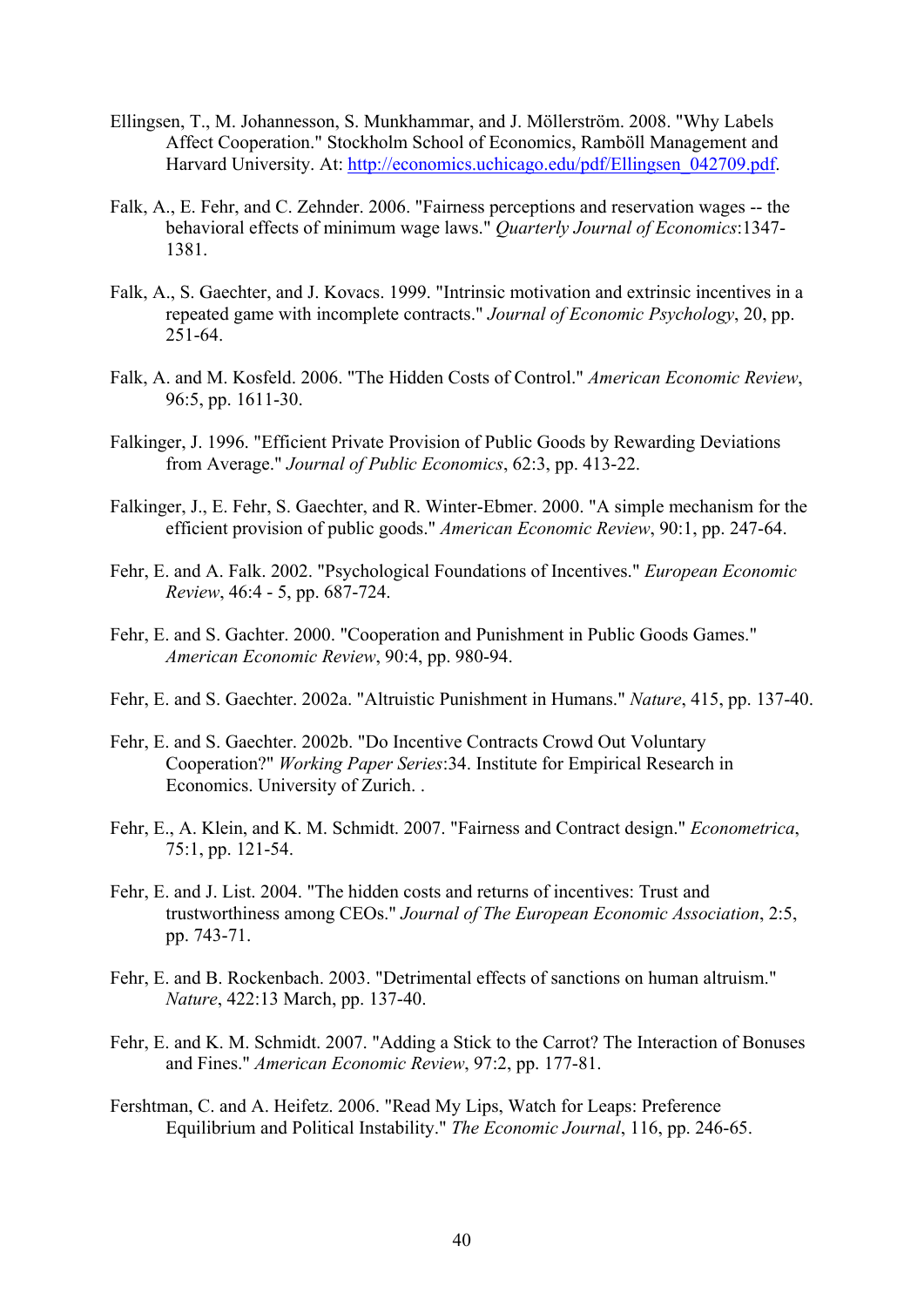Ellingsen, T., M. Johannesson, S. Munkhammar, and J. Möllerström. 2008. "Why Labels Affect Cooperation." Stockholm School of Economics, Ramböll Management and Harvard University. At: http://economics.uchicago.edu/pdf/Ellingsen_042709.pdf.

Falk, A., E. Fehr, and C. Zehnder. 2006. "Fairness perceptions and reservation wages -- the behavioral effects of minimum wage laws." *Quarterly Journal of Economics*:1347-1381.

Falk, A., S. Gaechter, and J. Kovacs. 1999. "Intrinsic motivation and extrinsic incentives in a repeated game with incomplete contracts." *Journal of Economic Psychology*, 20, pp. 251-64.

Falk, A. and M. Kosfeld. 2006. "The Hidden Costs of Control." *American Economic Review*, 96:5, pp. 1611-30.

Falkinger, J. 1996. "Efficient Private Provision of Public Goods by Rewarding Deviations from Average." *Journal of Public Economics*, 62:3, pp. 413-22.

Falkinger, J., E. Fehr, S. Gaechter, and R. Winter-Ebmer. 2000. "A simple mechanism for the efficient provision of public goods." *American Economic Review*, 90:1, pp. 247-64.

Fehr, E. and A. Falk. 2002. "Psychological Foundations of Incentives." *European Economic Review*, 46:4 - 5, pp. 687-724.

Fehr, E. and S. Gachter. 2000. "Cooperation and Punishment in Public Goods Games." *American Economic Review*, 90:4, pp. 980-94.

Fehr, E. and S. Gaechter. 2002a. "Altruistic Punishment in Humans." *Nature*, 415, pp. 137-40.

Fehr, E. and S. Gaechter. 2002b. "Do Incentive Contracts Crowd Out Voluntary Cooperation?" *Working Paper Series*:34. Institute for Empirical Research in Economics. University of Zurich. .

Fehr, E., A. Klein, and K. M. Schmidt. 2007. "Fairness and Contract design." *Econometrica*, 75:1, pp. 121-54.

Fehr, E. and J. List. 2004. "The hidden costs and returns of incentives: Trust and trustworthiness among CEOs." *Journal of The European Economic Association*, 2:5, pp. 743-71.

Fehr, E. and B. Rockenbach. 2003. "Detrimental effects of sanctions on human altruism." *Nature*, 422:13 March, pp. 137-40.

Fehr, E. and K. M. Schmidt. 2007. "Adding a Stick to the Carrot? The Interaction of Bonuses and Fines." *American Economic Review*, 97:2, pp. 177-81.

Fershtman, C. and A. Heifetz. 2006. "Read My Lips, Watch for Leaps: Preference Equilibrium and Political Instability." *The Economic Journal*, 116, pp. 246-65.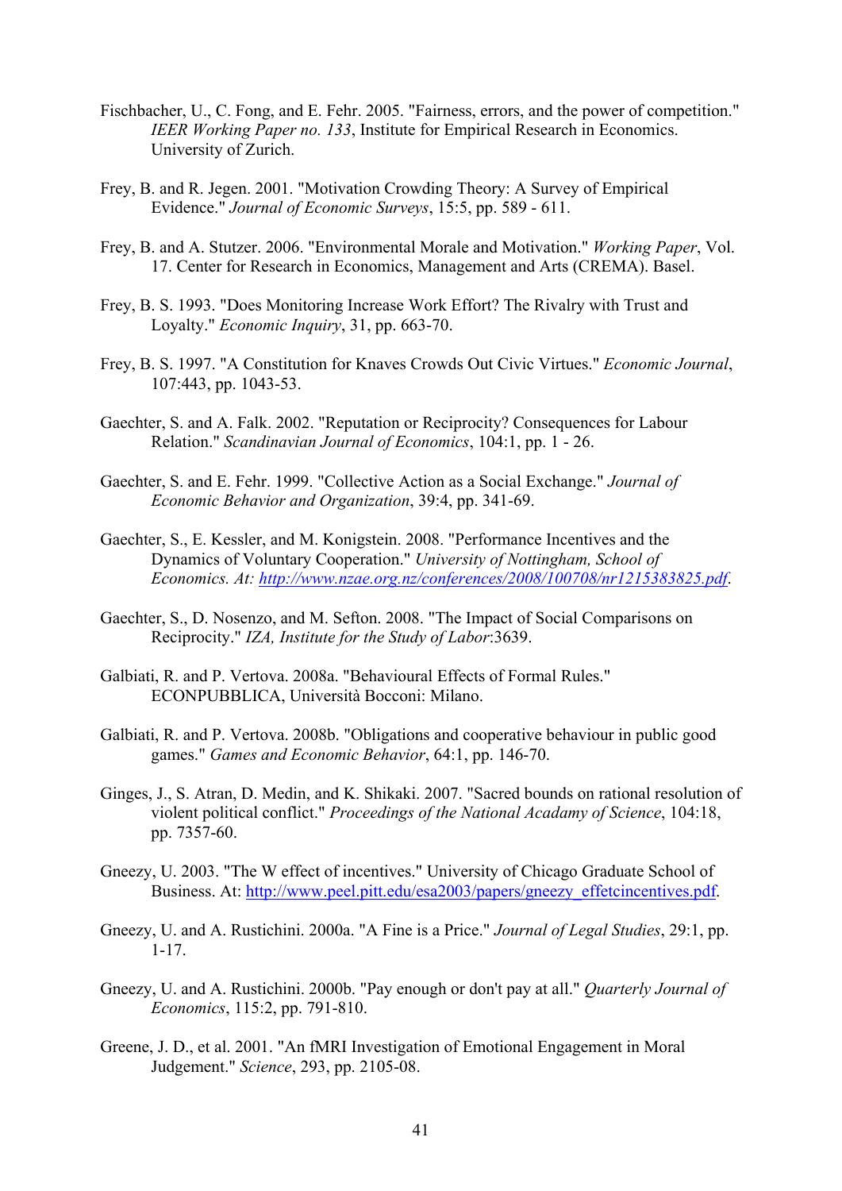Fischbacher, U., C. Fong, and E. Fehr. 2005. "Fairness, errors, and the power of competition." *IEER Working Paper no. 133*, Institute for Empirical Research in Economics. University of Zurich.

Frey, B. and R. Jegen. 2001. "Motivation Crowding Theory: A Survey of Empirical Evidence." *Journal of Economic Surveys*, 15:5, pp. 589 - 611.

Frey, B. and A. Stutzer. 2006. "Environmental Morale and Motivation." *Working Paper*, Vol. 17. Center for Research in Economics, Management and Arts (CREMA). Basel.

Frey, B. S. 1993. "Does Monitoring Increase Work Effort? The Rivalry with Trust and Loyalty." *Economic Inquiry*, 31, pp. 663-70.

Frey, B. S. 1997. "A Constitution for Knaves Crowds Out Civic Virtues." *Economic Journal*, 107:443, pp. 1043-53.

Gaechter, S. and A. Falk. 2002. "Reputation or Reciprocity? Consequences for Labour Relation." *Scandinavian Journal of Economics*, 104:1, pp. 1 - 26.

Gaechter, S. and E. Fehr. 1999. "Collective Action as a Social Exchange." *Journal of Economic Behavior and Organization*, 39:4, pp. 341-69.

Gaechter, S., E. Kessler, and M. Konigstein. 2008. "Performance Incentives and the Dynamics of Voluntary Cooperation." *University of Nottingham, School of Economics. At: http://www.nzae.org.nz/conferences/2008/100708/nr1215383825.pdf*.

Gaechter, S., D. Nosenzo, and M. Sefton. 2008. "The Impact of Social Comparisons on Reciprocity." *IZA, Institute for the Study of Labor*:3639.

Galbiati, R. and P. Vertova. 2008a. "Behavioural Effects of Formal Rules." ECONPUBBLICA, Università Bocconi: Milano.

Galbiati, R. and P. Vertova. 2008b. "Obligations and cooperative behaviour in public good games." *Games and Economic Behavior*, 64:1, pp. 146-70.

Ginges, J., S. Atran, D. Medin, and K. Shikaki. 2007. "Sacred bounds on rational resolution of violent political conflict." *Proceedings of the National Acadamy of Science*, 104:18, pp. 7357-60.

Gneezy, U. 2003. "The W effect of incentives." University of Chicago Graduate School of Business. At: http://www.peel.pitt.edu/esa2003/papers/gneezy_effetcincentives.pdf.

Gneezy, U. and A. Rustichini. 2000a. "A Fine is a Price." *Journal of Legal Studies*, 29:1, pp. 1-17.

Gneezy, U. and A. Rustichini. 2000b. "Pay enough or don't pay at all." *Quarterly Journal of Economics*, 115:2, pp. 791-810.

Greene, J. D., et al. 2001. "An fMRI Investigation of Emotional Engagement in Moral Judgement." *Science*, 293, pp. 2105-08.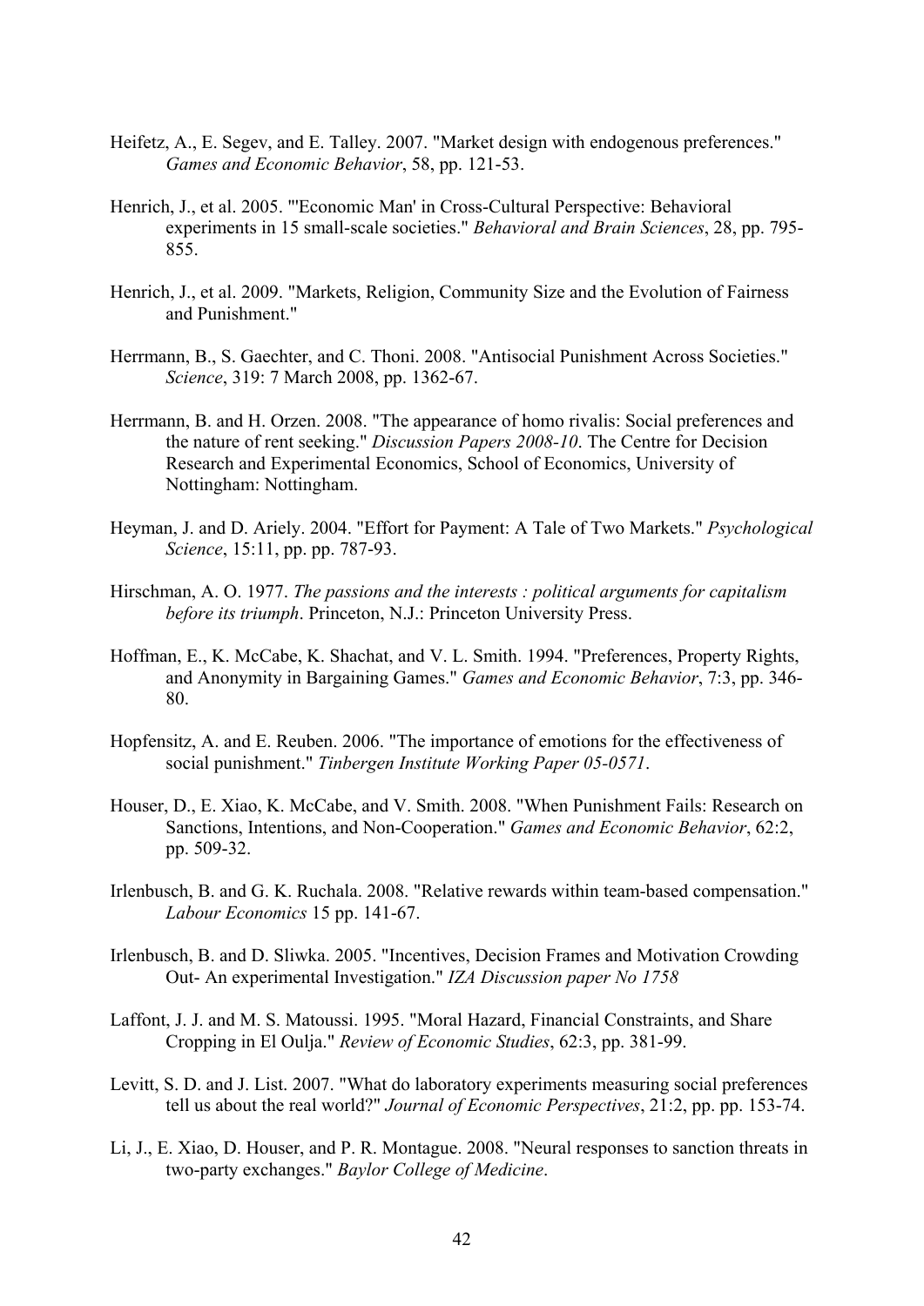Heifetz, A., E. Segev, and E. Talley. 2007. "Market design with endogenous preferences." *Games and Economic Behavior*, 58, pp. 121-53.

Henrich, J., et al. 2005. "'Economic Man' in Cross-Cultural Perspective: Behavioral experiments in 15 small-scale societies." *Behavioral and Brain Sciences*, 28, pp. 795-855.

Henrich, J., et al. 2009. "Markets, Religion, Community Size and the Evolution of Fairness and Punishment."

Herrmann, B., S. Gaechter, and C. Thoni. 2008. "Antisocial Punishment Across Societies." *Science*, 319: 7 March 2008, pp. 1362-67.

Herrmann, B. and H. Orzen. 2008. "The appearance of homo rivalis: Social preferences and the nature of rent seeking." *Discussion Papers 2008-10*. The Centre for Decision Research and Experimental Economics, School of Economics, University of Nottingham: Nottingham.

Heyman, J. and D. Ariely. 2004. "Effort for Payment: A Tale of Two Markets." *Psychological Science*, 15:11, pp. pp. 787-93.

Hirschman, A. O. 1977. *The passions and the interests : political arguments for capitalism before its triumph*. Princeton, N.J.: Princeton University Press.

Hoffman, E., K. McCabe, K. Shachat, and V. L. Smith. 1994. "Preferences, Property Rights, and Anonymity in Bargaining Games." *Games and Economic Behavior*, 7:3, pp. 346-80.

Hopfensitz, A. and E. Reuben. 2006. "The importance of emotions for the effectiveness of social punishment." *Tinbergen Institute Working Paper 05-0571*.

Houser, D., E. Xiao, K. McCabe, and V. Smith. 2008. "When Punishment Fails: Research on Sanctions, Intentions, and Non-Cooperation." *Games and Economic Behavior*, 62:2, pp. 509-32.

Irlenbusch, B. and G. K. Ruchala. 2008. "Relative rewards within team-based compensation." *Labour Economics* 15 pp. 141-67.

Irlenbusch, B. and D. Sliwka. 2005. "Incentives, Decision Frames and Motivation Crowding Out- An experimental Investigation." *IZA Discussion paper No 1758*

Laffont, J. J. and M. S. Matoussi. 1995. "Moral Hazard, Financial Constraints, and Share Cropping in El Oulja." *Review of Economic Studies*, 62:3, pp. 381-99.

Levitt, S. D. and J. List. 2007. "What do laboratory experiments measuring social preferences tell us about the real world?" *Journal of Economic Perspectives*, 21:2, pp. pp. 153-74.

Li, J., E. Xiao, D. Houser, and P. R. Montague. 2008. "Neural responses to sanction threats in two-party exchanges." *Baylor College of Medicine*.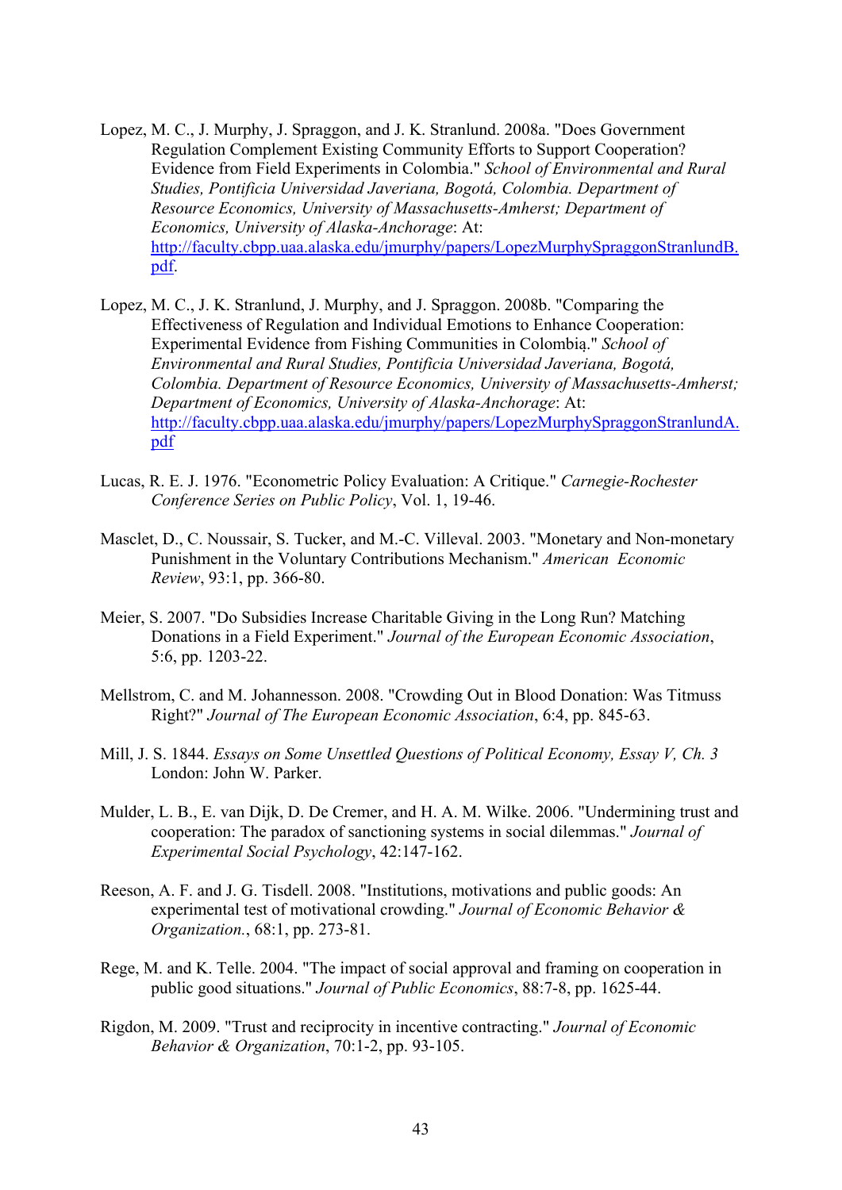Lopez, M. C., J. Murphy, J. Spraggon, and J. K. Stranlund. 2008a. "Does Government Regulation Complement Existing Community Efforts to Support Cooperation? Evidence from Field Experiments in Colombia." *School of Environmental and Rural Studies, Pontificia Universidad Javeriana, Bogotá, Colombia. Department of Resource Economics, University of Massachusetts-Amherst; Department of Economics, University of Alaska-Anchorage*: At: http://faculty.cbpp.uaa.alaska.edu/jmurphy/papers/LopezMurphySpraggonStranlundB.pdf.

Lopez, M. C., J. K. Stranlund, J. Murphy, and J. Spraggon. 2008b. "Comparing the Effectiveness of Regulation and Individual Emotions to Enhance Cooperation: Experimental Evidence from Fishing Communities in Colombią." *School of Environmental and Rural Studies, Pontificia Universidad Javeriana, Bogotá, Colombia. Department of Resource Economics, University of Massachusetts-Amherst; Department of Economics, University of Alaska-Anchorage*: At: http://faculty.cbpp.uaa.alaska.edu/jmurphy/papers/LopezMurphySpraggonStranlundA.pdf

Lucas, R. E. J. 1976. "Econometric Policy Evaluation: A Critique." *Carnegie-Rochester Conference Series on Public Policy*, Vol. 1, 19-46.

Masclet, D., C. Noussair, S. Tucker, and M.-C. Villeval. 2003. "Monetary and Non-monetary Punishment in the Voluntary Contributions Mechanism." *American Economic Review*, 93:1, pp. 366-80.

Meier, S. 2007. "Do Subsidies Increase Charitable Giving in the Long Run? Matching Donations in a Field Experiment." *Journal of the European Economic Association*, 5:6, pp. 1203-22.

Mellstrom, C. and M. Johannesson. 2008. "Crowding Out in Blood Donation: Was Titmuss Right?" *Journal of The European Economic Association*, 6:4, pp. 845-63.

Mill, J. S. 1844. *Essays on Some Unsettled Questions of Political Economy, Essay V, Ch. 3* London: John W. Parker.

Mulder, L. B., E. van Dijk, D. De Cremer, and H. A. M. Wilke. 2006. "Undermining trust and cooperation: The paradox of sanctioning systems in social dilemmas." *Journal of Experimental Social Psychology*, 42:147-162.

Reeson, A. F. and J. G. Tisdell. 2008. "Institutions, motivations and public goods: An experimental test of motivational crowding." *Journal of Economic Behavior & Organization.*, 68:1, pp. 273-81.

Rege, M. and K. Telle. 2004. "The impact of social approval and framing on cooperation in public good situations." *Journal of Public Economics*, 88:7-8, pp. 1625-44.

Rigdon, M. 2009. "Trust and reciprocity in incentive contracting." *Journal of Economic Behavior & Organization*, 70:1-2, pp. 93-105.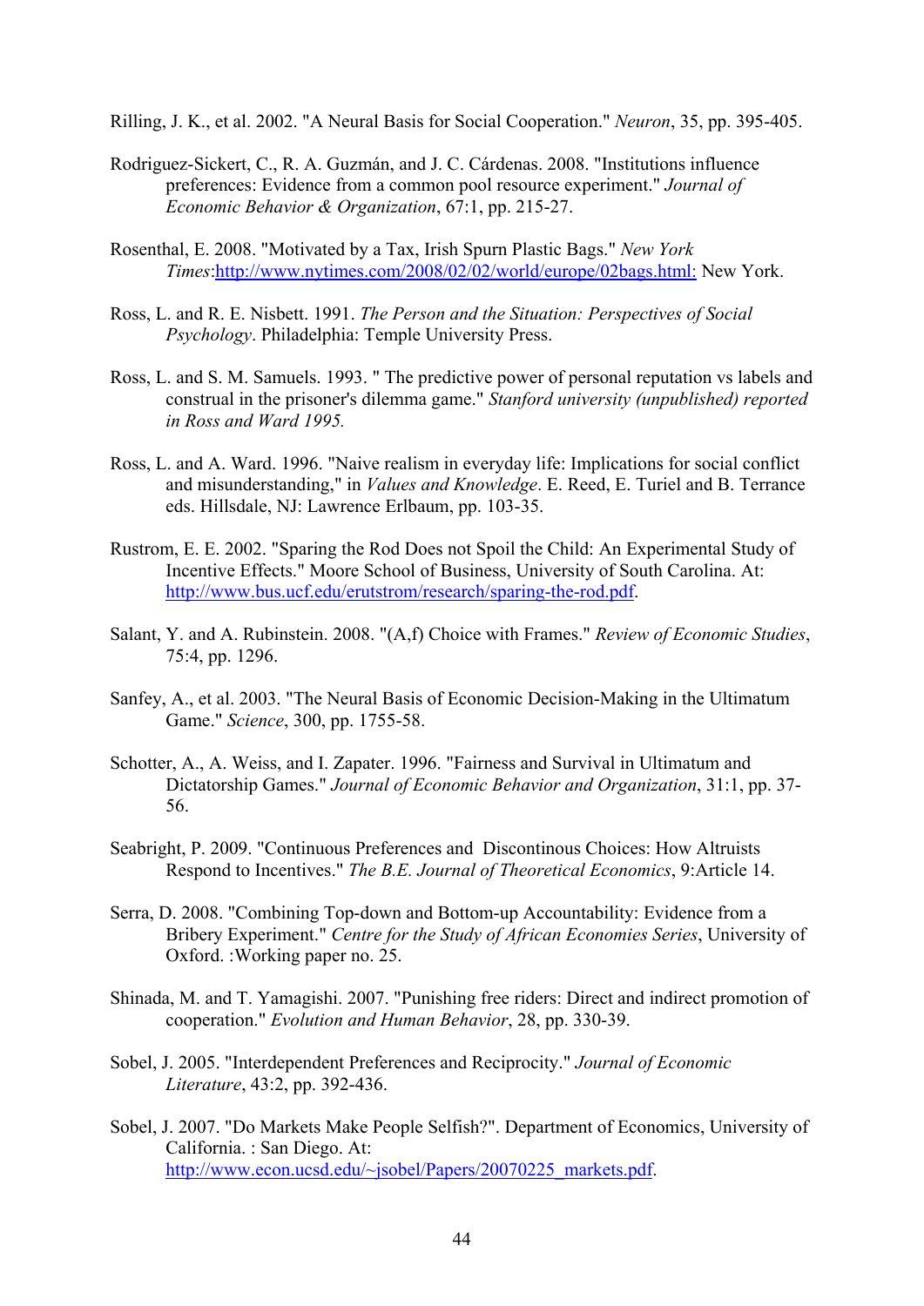Rilling, J. K., et al. 2002. "A Neural Basis for Social Cooperation." *Neuron*, 35, pp. 395-405.

Rodriguez-Sickert, C., R. A. Guzmán, and J. C. Cárdenas. 2008. "Institutions influence preferences: Evidence from a common pool resource experiment." *Journal of Economic Behavior & Organization*, 67:1, pp. 215-27.

Rosenthal, E. 2008. "Motivated by a Tax, Irish Spurn Plastic Bags." *New York Times*:http://www.nytimes.com/2008/02/02/world/europe/02bags.html: New York.

Ross, L. and R. E. Nisbett. 1991. *The Person and the Situation: Perspectives of Social Psychology*. Philadelphia: Temple University Press.

Ross, L. and S. M. Samuels. 1993. " The predictive power of personal reputation vs labels and construal in the prisoner's dilemma game." *Stanford university (unpublished) reported in Ross and Ward 1995.*

Ross, L. and A. Ward. 1996. "Naive realism in everyday life: Implications for social conflict and misunderstanding," in *Values and Knowledge*. E. Reed, E. Turiel and B. Terrance eds. Hillsdale, NJ: Lawrence Erlbaum, pp. 103-35.

Rustrom, E. E. 2002. "Sparing the Rod Does not Spoil the Child: An Experimental Study of Incentive Effects." Moore School of Business, University of South Carolina. At: http://www.bus.ucf.edu/erutstrom/research/sparing-the-rod.pdf.

Salant, Y. and A. Rubinstein. 2008. "(A,f) Choice with Frames." *Review of Economic Studies*, 75:4, pp. 1296.

Sanfey, A., et al. 2003. "The Neural Basis of Economic Decision-Making in the Ultimatum Game." *Science*, 300, pp. 1755-58.

Schotter, A., A. Weiss, and I. Zapater. 1996. "Fairness and Survival in Ultimatum and Dictatorship Games." *Journal of Economic Behavior and Organization*, 31:1, pp. 37-56.

Seabright, P. 2009. "Continuous Preferences and Discontinous Choices: How Altruists Respond to Incentives." *The B.E. Journal of Theoretical Economics*, 9:Article 14.

Serra, D. 2008. "Combining Top-down and Bottom-up Accountability: Evidence from a Bribery Experiment." *Centre for the Study of African Economies Series*, University of Oxford. :Working paper no. 25.

Shinada, M. and T. Yamagishi. 2007. "Punishing free riders: Direct and indirect promotion of cooperation." *Evolution and Human Behavior*, 28, pp. 330-39.

Sobel, J. 2005. "Interdependent Preferences and Reciprocity." *Journal of Economic Literature*, 43:2, pp. 392-436.

Sobel, J. 2007. "Do Markets Make People Selfish?". Department of Economics, University of California. : San Diego. At: http://www.econ.ucsd.edu/~jsobel/Papers/20070225_markets.pdf.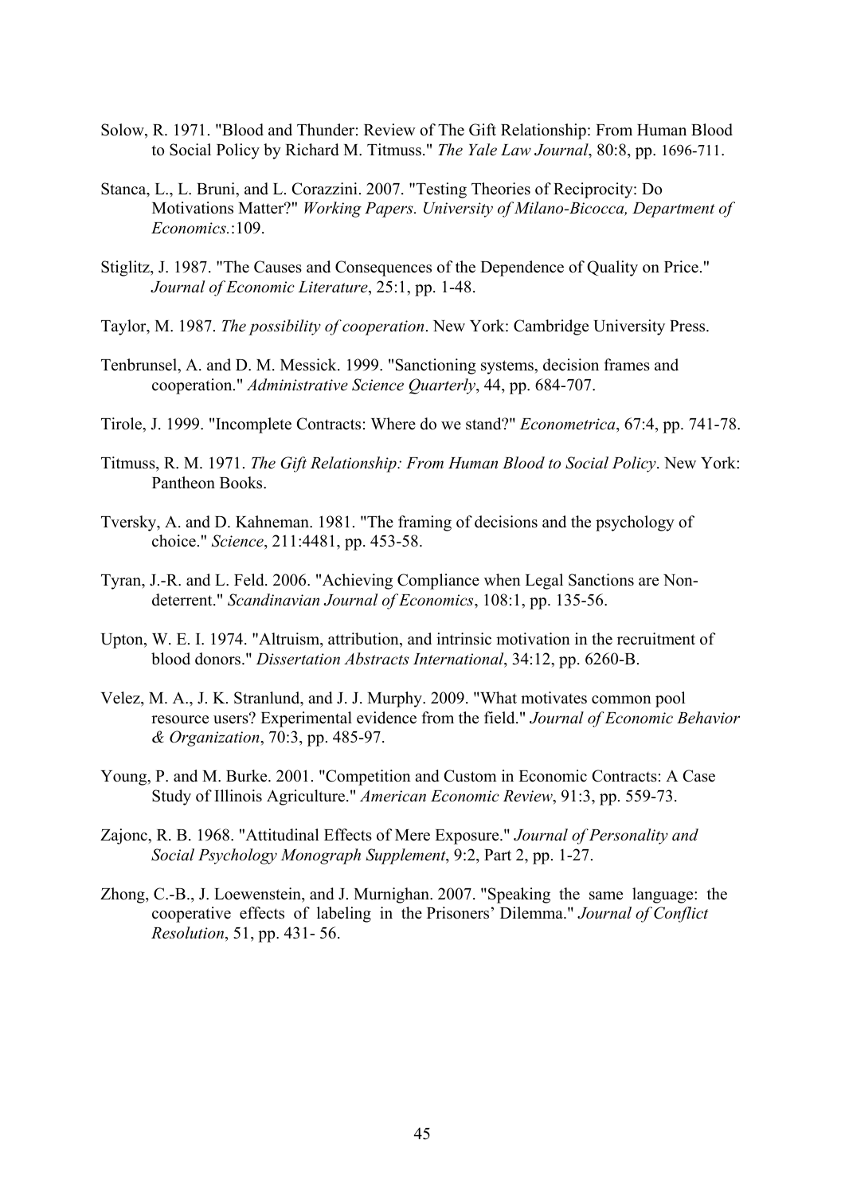Solow, R. 1971. "Blood and Thunder: Review of The Gift Relationship: From Human Blood to Social Policy by Richard M. Titmuss." *The Yale Law Journal*, 80:8, pp. 1696-711.

Stanca, L., L. Bruni, and L. Corazzini. 2007. "Testing Theories of Reciprocity: Do Motivations Matter?" *Working Papers. University of Milano-Bicocca, Department of Economics.*:109.

Stiglitz, J. 1987. "The Causes and Consequences of the Dependence of Quality on Price." *Journal of Economic Literature*, 25:1, pp. 1-48.

Taylor, M. 1987. *The possibility of cooperation*. New York: Cambridge University Press.

Tenbrunsel, A. and D. M. Messick. 1999. "Sanctioning systems, decision frames and cooperation." *Administrative Science Quarterly*, 44, pp. 684-707.

Tirole, J. 1999. "Incomplete Contracts: Where do we stand?" *Econometrica*, 67:4, pp. 741-78.

Titmuss, R. M. 1971. *The Gift Relationship: From Human Blood to Social Policy*. New York: Pantheon Books.

Tversky, A. and D. Kahneman. 1981. "The framing of decisions and the psychology of choice." *Science*, 211:4481, pp. 453-58.

Tyran, J.-R. and L. Feld. 2006. "Achieving Compliance when Legal Sanctions are Non-deterrent." *Scandinavian Journal of Economics*, 108:1, pp. 135-56.

Upton, W. E. I. 1974. "Altruism, attribution, and intrinsic motivation in the recruitment of blood donors." *Dissertation Abstracts International*, 34:12, pp. 6260-B.

Velez, M. A., J. K. Stranlund, and J. J. Murphy. 2009. "What motivates common pool resource users? Experimental evidence from the field." *Journal of Economic Behavior & Organization*, 70:3, pp. 485-97.

Young, P. and M. Burke. 2001. "Competition and Custom in Economic Contracts: A Case Study of Illinois Agriculture." *American Economic Review*, 91:3, pp. 559-73.

Zajonc, R. B. 1968. "Attitudinal Effects of Mere Exposure." *Journal of Personality and Social Psychology Monograph Supplement*, 9:2, Part 2, pp. 1-27.

Zhong, C.-B., J. Loewenstein, and J. Murnighan. 2007. "Speaking the same language: the cooperative effects of labeling in the Prisoners' Dilemma." *Journal of Conflict Resolution*, 51, pp. 431- 56.